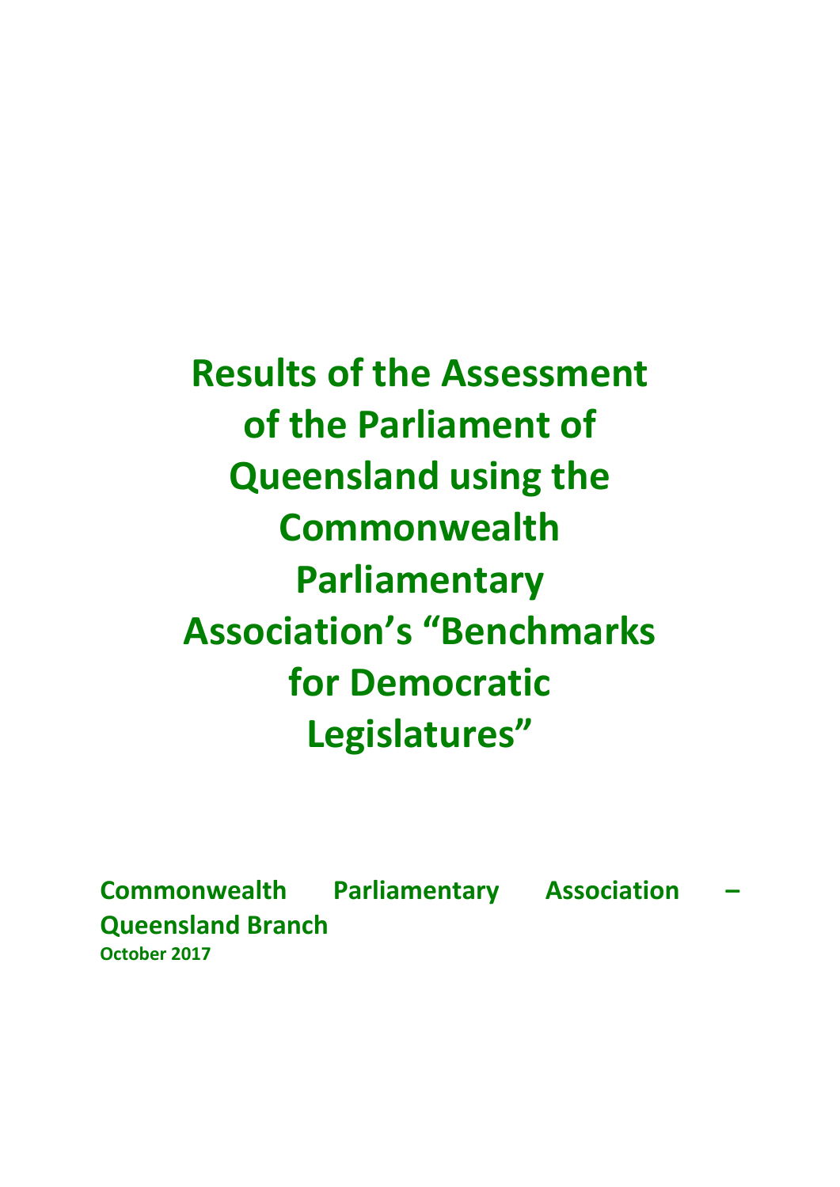# Results of the Assessment of the Parliament of Queensland using the Commonwealth Parliamentary Association's "Benchmarks for Democratic Legislatures"

**Commonwealth Parliamentary Association – Queensland Branch**

**October 2017**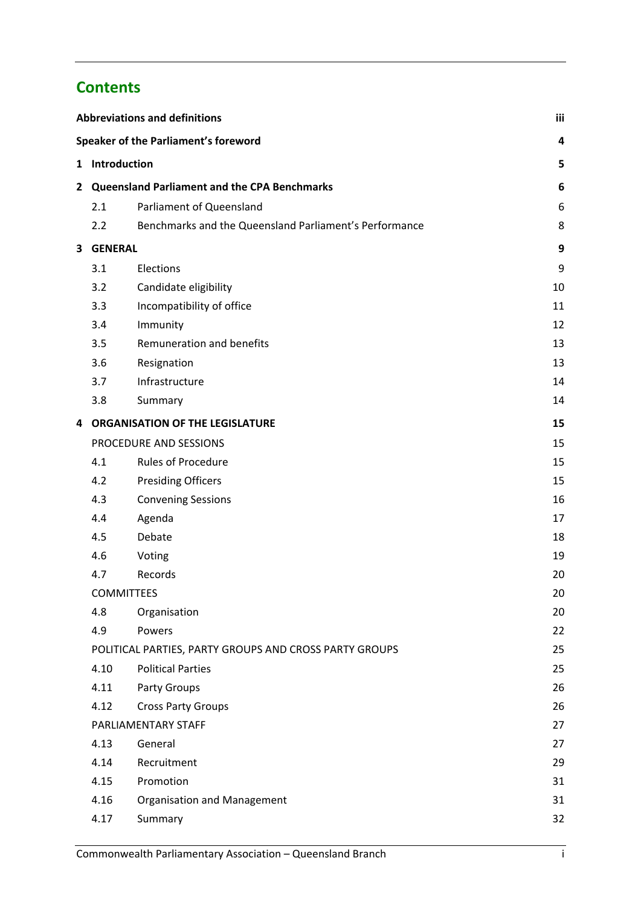# Contents

| | | |
|---|---|---|
| **Abbreviations and definitions** | | **iii** |
| **Speaker of the Parliament's foreword** | | **4** |
| **1 Introduction** | | **5** |
| **2 Queensland Parliament and the CPA Benchmarks** | | **6** |
| 2.1 | Parliament of Queensland | 6 |
| 2.2 | Benchmarks and the Queensland Parliament's Performance | 8 |
| **3 GENERAL** | | **9** |
| 3.1 | Elections | 9 |
| 3.2 | Candidate eligibility | 10 |
| 3.3 | Incompatibility of office | 11 |
| 3.4 | Immunity | 12 |
| 3.5 | Remuneration and benefits | 13 |
| 3.6 | Resignation | 13 |
| 3.7 | Infrastructure | 14 |
| 3.8 | Summary | 14 |
| **4 ORGANISATION OF THE LEGISLATURE** | | **15** |
| PROCEDURE AND SESSIONS | | 15 |
| 4.1 | Rules of Procedure | 15 |
| 4.2 | Presiding Officers | 15 |
| 4.3 | Convening Sessions | 16 |
| 4.4 | Agenda | 17 |
| 4.5 | Debate | 18 |
| 4.6 | Voting | 19 |
| 4.7 | Records | 20 |
| COMMITTEES | | 20 |
| 4.8 | Organisation | 20 |
| 4.9 | Powers | 22 |
| POLITICAL PARTIES, PARTY GROUPS AND CROSS PARTY GROUPS | | 25 |
| 4.10 | Political Parties | 25 |
| 4.11 | Party Groups | 26 |
| 4.12 | Cross Party Groups | 26 |
| PARLIAMENTARY STAFF | | 27 |
| 4.13 | General | 27 |
| 4.14 | Recruitment | 29 |
| 4.15 | Promotion | 31 |
| 4.16 | Organisation and Management | 31 |
| 4.17 | Summary | 32 |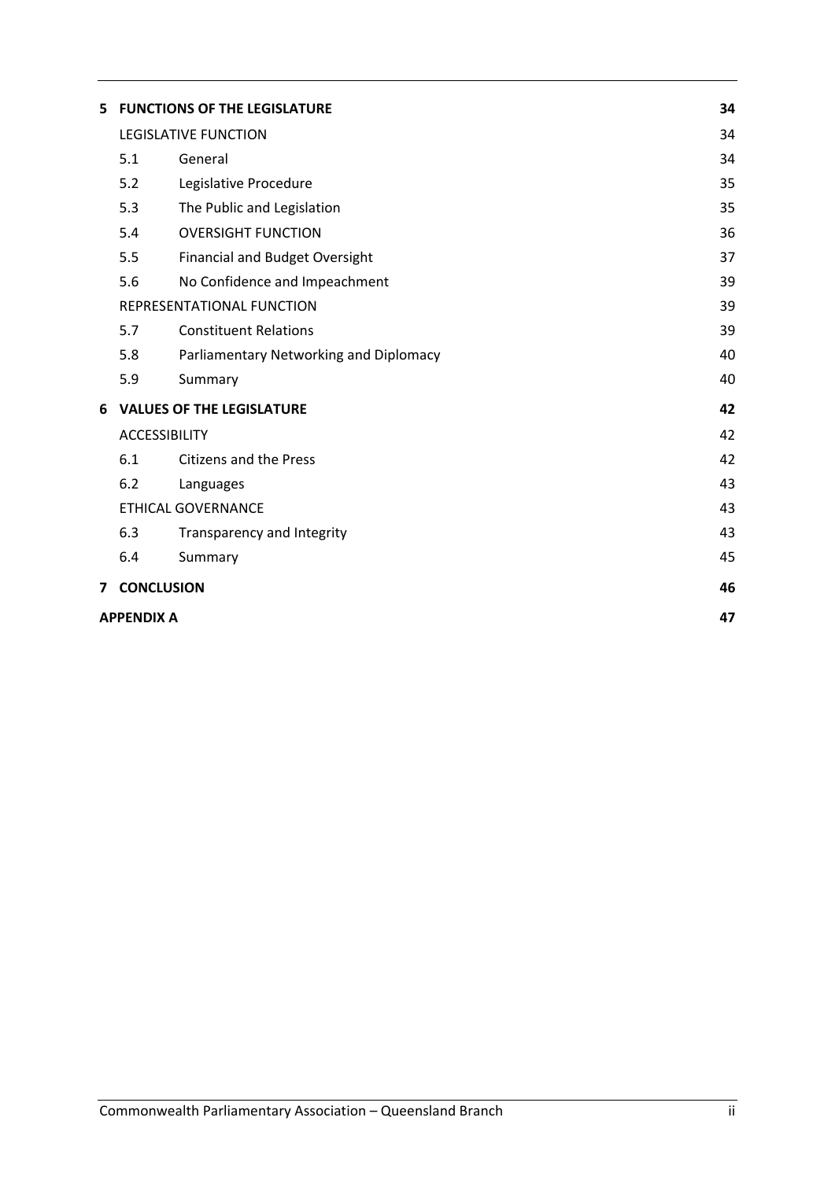| | | | |
|---|---|---|---|
| **5** | **FUNCTIONS OF THE LEGISLATURE** | | **34** |
| | LEGISLATIVE FUNCTION | | 34 |
| | 5.1 | General | 34 |
| | 5.2 | Legislative Procedure | 35 |
| | 5.3 | The Public and Legislation | 35 |
| | 5.4 | OVERSIGHT FUNCTION | 36 |
| | 5.5 | Financial and Budget Oversight | 37 |
| | 5.6 | No Confidence and Impeachment | 39 |
| | REPRESENTATIONAL FUNCTION | | 39 |
| | 5.7 | Constituent Relations | 39 |
| | 5.8 | Parliamentary Networking and Diplomacy | 40 |
| | 5.9 | Summary | 40 |
| **6** | **VALUES OF THE LEGISLATURE** | | **42** |
| | ACCESSIBILITY | | 42 |
| | 6.1 | Citizens and the Press | 42 |
| | 6.2 | Languages | 43 |
| | ETHICAL GOVERNANCE | | 43 |
| | 6.3 | Transparency and Integrity | 43 |
| | 6.4 | Summary | 45 |
| **7** | **CONCLUSION** | | **46** |
| **APPENDIX A** | | | **47** |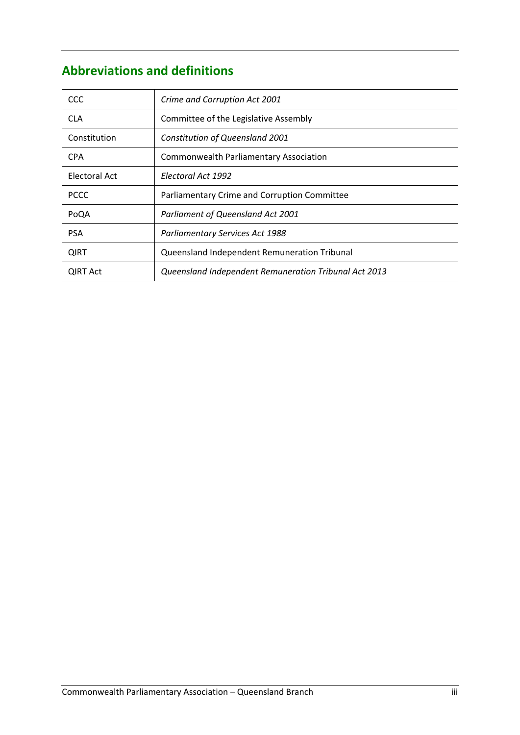## Abbreviations and definitions

| | |
|---|---|
| CCC | *Crime and Corruption Act 2001* |
| CLA | Committee of the Legislative Assembly |
| Constitution | *Constitution of Queensland 2001* |
| CPA | Commonwealth Parliamentary Association |
| Electoral Act | *Electoral Act 1992* |
| PCCC | Parliamentary Crime and Corruption Committee |
| PoQA | *Parliament of Queensland Act 2001* |
| PSA | *Parliamentary Services Act 1988* |
| QIRT | Queensland Independent Remuneration Tribunal |
| QIRT Act | *Queensland Independent Remuneration Tribunal Act 2013* |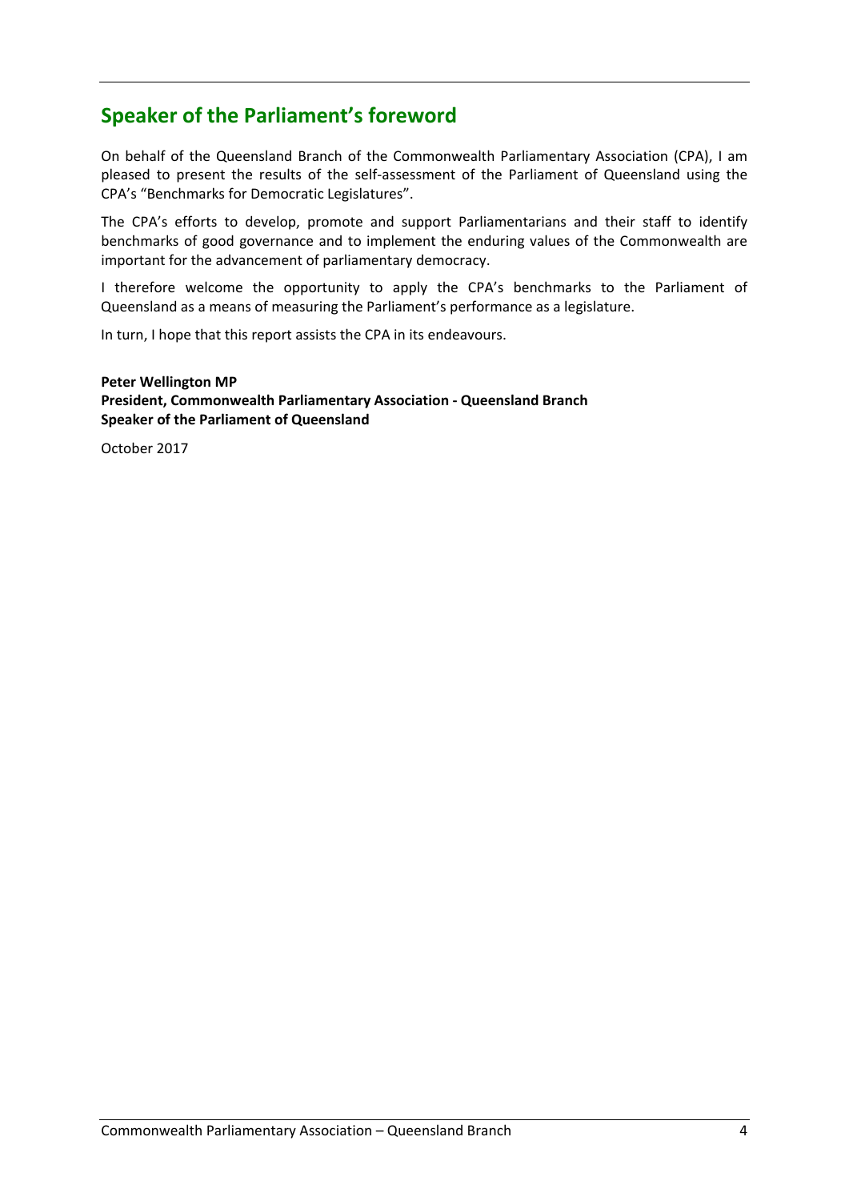## Speaker of the Parliament's foreword

On behalf of the Queensland Branch of the Commonwealth Parliamentary Association (CPA), I am pleased to present the results of the self-assessment of the Parliament of Queensland using the CPA's "Benchmarks for Democratic Legislatures".

The CPA's efforts to develop, promote and support Parliamentarians and their staff to identify benchmarks of good governance and to implement the enduring values of the Commonwealth are important for the advancement of parliamentary democracy.

I therefore welcome the opportunity to apply the CPA's benchmarks to the Parliament of Queensland as a means of measuring the Parliament's performance as a legislature.

In turn, I hope that this report assists the CPA in its endeavours.

**Peter Wellington MP**
**President, Commonwealth Parliamentary Association - Queensland Branch**
**Speaker of the Parliament of Queensland**

October 2017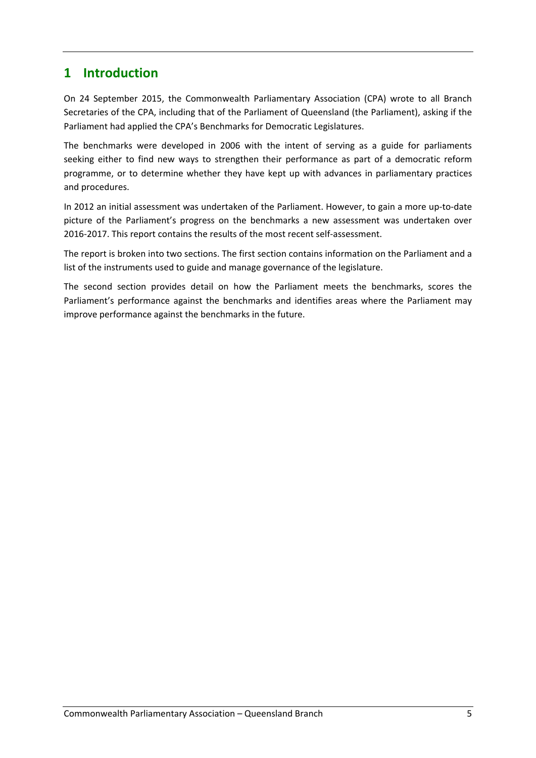# 1 Introduction

On 24 September 2015, the Commonwealth Parliamentary Association (CPA) wrote to all Branch Secretaries of the CPA, including that of the Parliament of Queensland (the Parliament), asking if the Parliament had applied the CPA's Benchmarks for Democratic Legislatures.

The benchmarks were developed in 2006 with the intent of serving as a guide for parliaments seeking either to find new ways to strengthen their performance as part of a democratic reform programme, or to determine whether they have kept up with advances in parliamentary practices and procedures.

In 2012 an initial assessment was undertaken of the Parliament. However, to gain a more up-to-date picture of the Parliament's progress on the benchmarks a new assessment was undertaken over 2016-2017. This report contains the results of the most recent self-assessment.

The report is broken into two sections. The first section contains information on the Parliament and a list of the instruments used to guide and manage governance of the legislature.

The second section provides detail on how the Parliament meets the benchmarks, scores the Parliament's performance against the benchmarks and identifies areas where the Parliament may improve performance against the benchmarks in the future.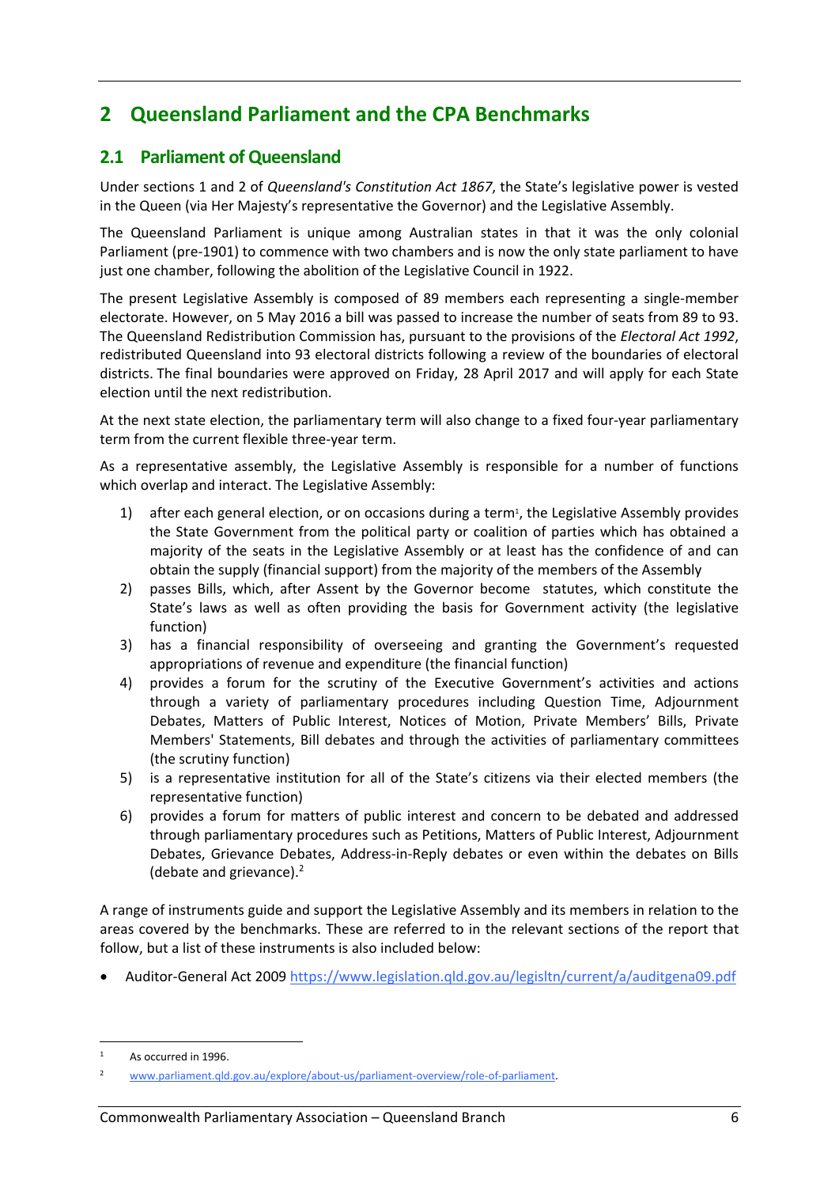# 2 Queensland Parliament and the CPA Benchmarks

## 2.1 Parliament of Queensland

Under sections 1 and 2 of *Queensland's Constitution Act 1867*, the State's legislative power is vested in the Queen (via Her Majesty's representative the Governor) and the Legislative Assembly.

The Queensland Parliament is unique among Australian states in that it was the only colonial Parliament (pre-1901) to commence with two chambers and is now the only state parliament to have just one chamber, following the abolition of the Legislative Council in 1922.

The present Legislative Assembly is composed of 89 members each representing a single-member electorate. However, on 5 May 2016 a bill was passed to increase the number of seats from 89 to 93. The Queensland Redistribution Commission has, pursuant to the provisions of the *Electoral Act 1992*, redistributed Queensland into 93 electoral districts following a review of the boundaries of electoral districts. The final boundaries were approved on Friday, 28 April 2017 and will apply for each State election until the next redistribution.

At the next state election, the parliamentary term will also change to a fixed four-year parliamentary term from the current flexible three-year term.

As a representative assembly, the Legislative Assembly is responsible for a number of functions which overlap and interact. The Legislative Assembly:

1) after each general election, or on occasions during a term[1], the Legislative Assembly provides the State Government from the political party or coalition of parties which has obtained a majority of the seats in the Legislative Assembly or at least has the confidence of and can obtain the supply (financial support) from the majority of the members of the Assembly
2) passes Bills, which, after Assent by the Governor become statutes, which constitute the State's laws as well as often providing the basis for Government activity (the legislative function)
3) has a financial responsibility of overseeing and granting the Government's requested appropriations of revenue and expenditure (the financial function)
4) provides a forum for the scrutiny of the Executive Government's activities and actions through a variety of parliamentary procedures including Question Time, Adjournment Debates, Matters of Public Interest, Notices of Motion, Private Members' Bills, Private Members' Statements, Bill debates and through the activities of parliamentary committees (the scrutiny function)
5) is a representative institution for all of the State's citizens via their elected members (the representative function)
6) provides a forum for matters of public interest and concern to be debated and addressed through parliamentary procedures such as Petitions, Matters of Public Interest, Adjournment Debates, Grievance Debates, Address-in-Reply debates or even within the debates on Bills (debate and grievance).[2]

A range of instruments guide and support the Legislative Assembly and its members in relation to the areas covered by the benchmarks. These are referred to in the relevant sections of the report that follow, but a list of these instruments is also included below:

- Auditor-General Act 2009 https://www.legislation.qld.gov.au/legisltn/current/a/auditgena09.pdf

---

[1] As occurred in 1996.

[2] www.parliament.qld.gov.au/explore/about-us/parliament-overview/role-of-parliament.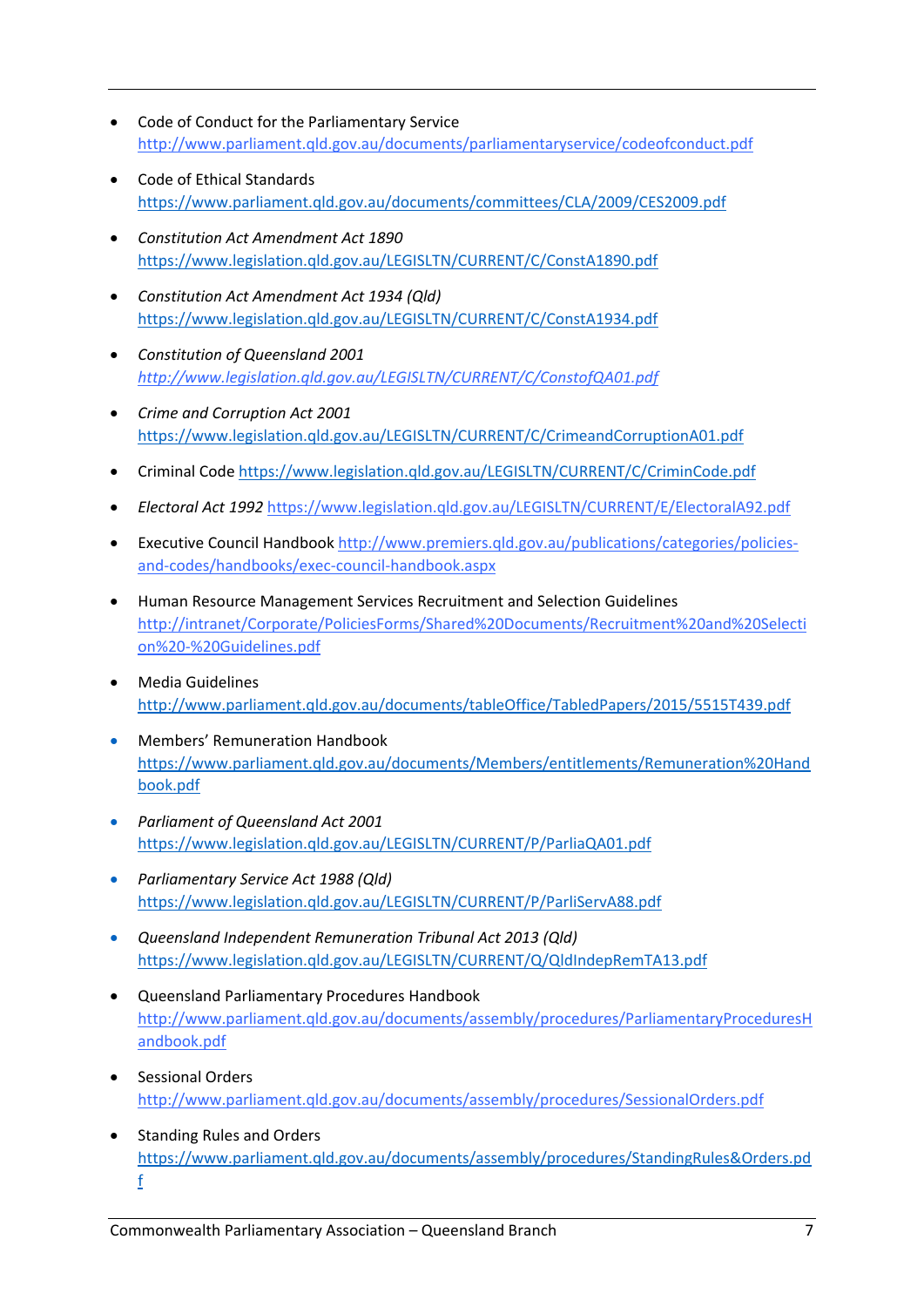- Code of Conduct for the Parliamentary Service
  http://www.parliament.qld.gov.au/documents/parliamentaryservice/codeofconduct.pdf
- Code of Ethical Standards
  https://www.parliament.qld.gov.au/documents/committees/CLA/2009/CES2009.pdf
- *Constitution Act Amendment Act 1890*
  https://www.legislation.qld.gov.au/LEGISLTN/CURRENT/C/ConstA1890.pdf
- *Constitution Act Amendment Act 1934 (Qld)*
  https://www.legislation.qld.gov.au/LEGISLTN/CURRENT/C/ConstA1934.pdf
- *Constitution of Queensland 2001*
  *http://www.legislation.qld.gov.au/LEGISLTN/CURRENT/C/ConstofQA01.pdf*
- *Crime and Corruption Act 2001*
  https://www.legislation.qld.gov.au/LEGISLTN/CURRENT/C/CrimeandCorruptionA01.pdf
- Criminal Code https://www.legislation.qld.gov.au/LEGISLTN/CURRENT/C/CriminCode.pdf
- *Electoral Act 1992* https://www.legislation.qld.gov.au/LEGISLTN/CURRENT/E/ElectoralA92.pdf
- Executive Council Handbook http://www.premiers.qld.gov.au/publications/categories/policies-and-codes/handbooks/exec-council-handbook.aspx
- Human Resource Management Services Recruitment and Selection Guidelines
  http://intranet/Corporate/PoliciesForms/Shared%20Documents/Recruitment%20and%20Selection%20-%20Guidelines.pdf
- Media Guidelines
  http://www.parliament.qld.gov.au/documents/tableOffice/TabledPapers/2015/5515T439.pdf
- Members' Remuneration Handbook
  https://www.parliament.qld.gov.au/documents/Members/entitlements/Remuneration%20Handbook.pdf
- *Parliament of Queensland Act 2001*
  https://www.legislation.qld.gov.au/LEGISLTN/CURRENT/P/ParliaQA01.pdf
- *Parliamentary Service Act 1988 (Qld)*
  https://www.legislation.qld.gov.au/LEGISLTN/CURRENT/P/ParliServA88.pdf
- *Queensland Independent Remuneration Tribunal Act 2013 (Qld)*
  https://www.legislation.qld.gov.au/LEGISLTN/CURRENT/Q/QldIndepRemTA13.pdf
- Queensland Parliamentary Procedures Handbook
  http://www.parliament.qld.gov.au/documents/assembly/procedures/ParliamentaryProceduresHandbook.pdf
- Sessional Orders
  http://www.parliament.qld.gov.au/documents/assembly/procedures/SessionalOrders.pdf
- Standing Rules and Orders
  https://www.parliament.qld.gov.au/documents/assembly/procedures/StandingRules&Orders.pdf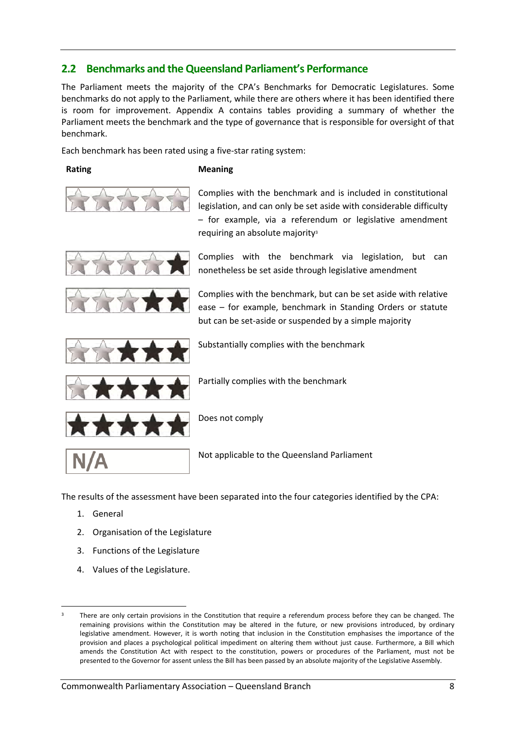## 2.2 Benchmarks and the Queensland Parliament's Performance

The Parliament meets the majority of the CPA's Benchmarks for Democratic Legislatures. Some benchmarks do not apply to the Parliament, while there are others where it has been identified there is room for improvement. Appendix A contains tables providing a summary of whether the Parliament meets the benchmark and the type of governance that is responsible for oversight of that benchmark.

Each benchmark has been rated using a five-star rating system:

| Rating | Meaning |
|---|---|
| ☆☆☆☆☆ | Complies with the benchmark and is included in constitutional legislation, and can only be set aside with considerable difficulty – for example, via a referendum or legislative amendment requiring an absolute majority[3] |
| ☆☆☆☆★ | Complies with the benchmark via legislation, but can nonetheless be set aside through legislative amendment |
| ☆☆☆★★ | Complies with the benchmark, but can be set aside with relative ease – for example, benchmark in Standing Orders or statute but can be set-aside or suspended by a simple majority |
| ☆☆★★★ | Substantially complies with the benchmark |
| ☆★★★★ | Partially complies with the benchmark |
| ★★★★★ | Does not comply |
| N/A | Not applicable to the Queensland Parliament |

The results of the assessment have been separated into the four categories identified by the CPA:

1. General
2. Organisation of the Legislature
3. Functions of the Legislature
4. Values of the Legislature.

[3] There are only certain provisions in the Constitution that require a referendum process before they can be changed. The remaining provisions within the Constitution may be altered in the future, or new provisions introduced, by ordinary legislative amendment. However, it is worth noting that inclusion in the Constitution emphasises the importance of the provision and places a psychological political impediment on altering them without just cause. Furthermore, a Bill which amends the Constitution Act with respect to the constitution, powers or procedures of the Parliament, must not be presented to the Governor for assent unless the Bill has been passed by an absolute majority of the Legislative Assembly.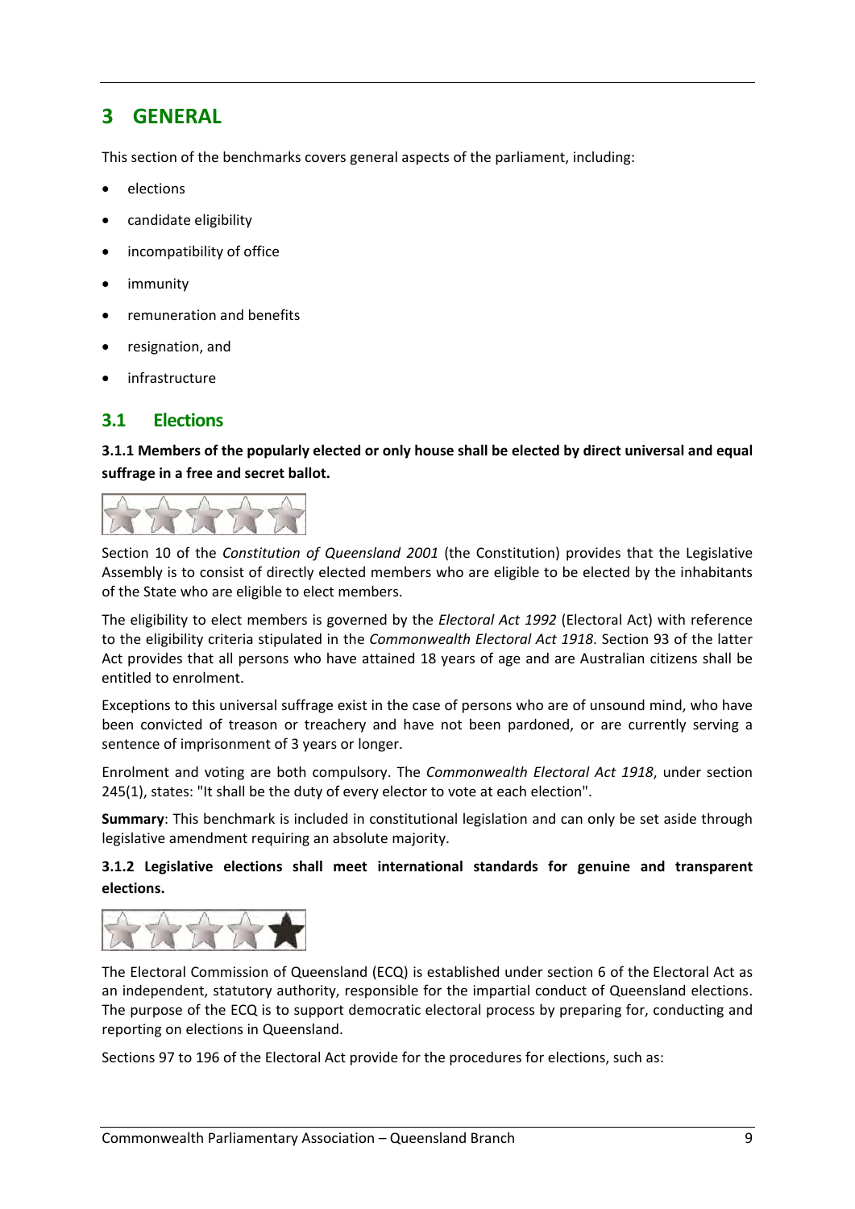# 3 GENERAL

This section of the benchmarks covers general aspects of the parliament, including:

- elections
- candidate eligibility
- incompatibility of office
- immunity
- remuneration and benefits
- resignation, and
- infrastructure

## 3.1 Elections

**3.1.1 Members of the popularly elected or only house shall be elected by direct universal and equal suffrage in a free and secret ballot.**

Section 10 of the *Constitution of Queensland 2001* (the Constitution) provides that the Legislative Assembly is to consist of directly elected members who are eligible to be elected by the inhabitants of the State who are eligible to elect members.

The eligibility to elect members is governed by the *Electoral Act 1992* (Electoral Act) with reference to the eligibility criteria stipulated in the *Commonwealth Electoral Act 1918*. Section 93 of the latter Act provides that all persons who have attained 18 years of age and are Australian citizens shall be entitled to enrolment.

Exceptions to this universal suffrage exist in the case of persons who are of unsound mind, who have been convicted of treason or treachery and have not been pardoned, or are currently serving a sentence of imprisonment of 3 years or longer.

Enrolment and voting are both compulsory. The *Commonwealth Electoral Act 1918*, under section 245(1), states: "It shall be the duty of every elector to vote at each election".

**Summary**: This benchmark is included in constitutional legislation and can only be set aside through legislative amendment requiring an absolute majority.

**3.1.2 Legislative elections shall meet international standards for genuine and transparent elections.**

The Electoral Commission of Queensland (ECQ) is established under section 6 of the Electoral Act as an independent, statutory authority, responsible for the impartial conduct of Queensland elections. The purpose of the ECQ is to support democratic electoral process by preparing for, conducting and reporting on elections in Queensland.

Sections 97 to 196 of the Electoral Act provide for the procedures for elections, such as: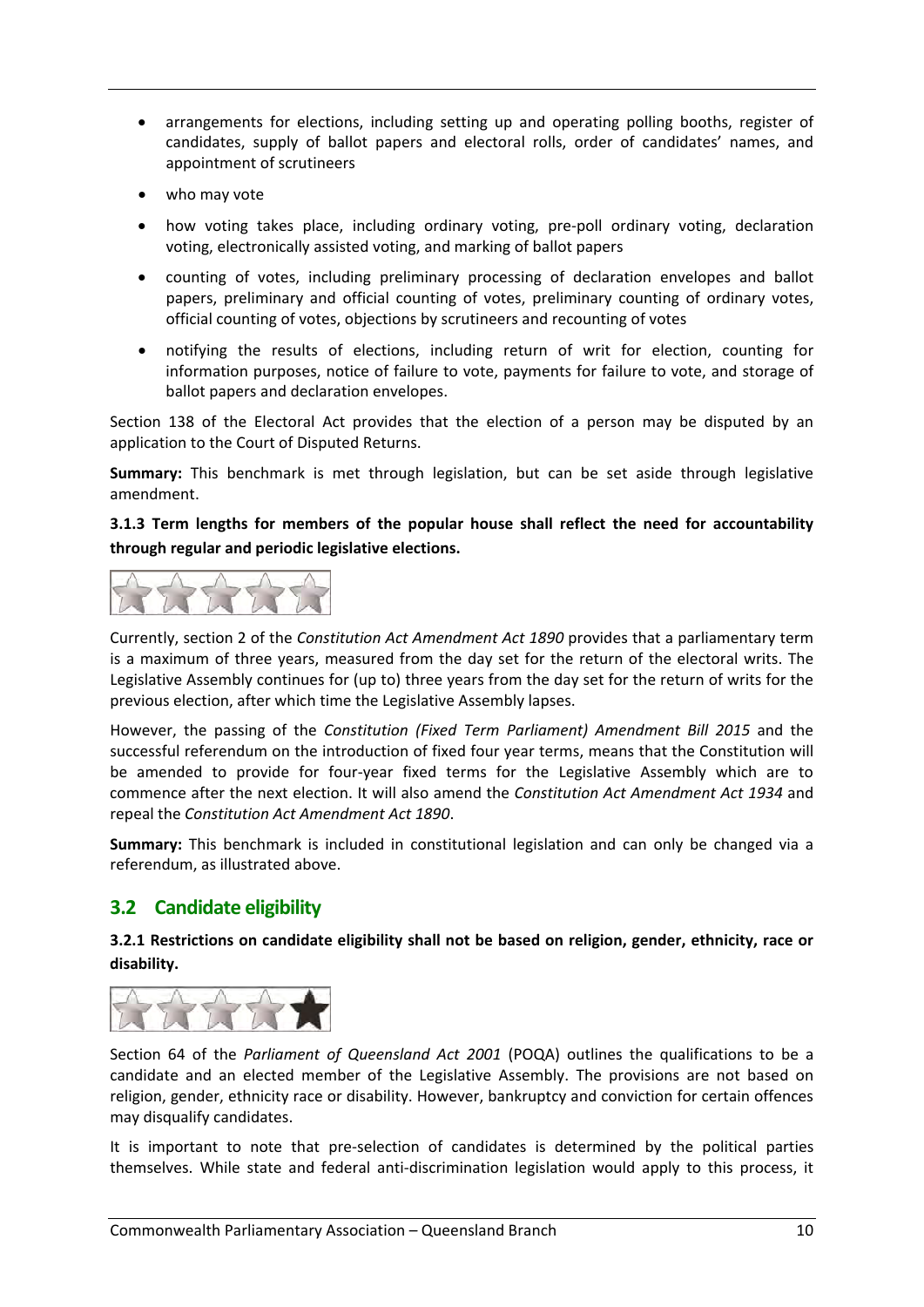- arrangements for elections, including setting up and operating polling booths, register of candidates, supply of ballot papers and electoral rolls, order of candidates' names, and appointment of scrutineers
- who may vote
- how voting takes place, including ordinary voting, pre-poll ordinary voting, declaration voting, electronically assisted voting, and marking of ballot papers
- counting of votes, including preliminary processing of declaration envelopes and ballot papers, preliminary and official counting of votes, preliminary counting of ordinary votes, official counting of votes, objections by scrutineers and recounting of votes
- notifying the results of elections, including return of writ for election, counting for information purposes, notice of failure to vote, payments for failure to vote, and storage of ballot papers and declaration envelopes.

Section 138 of the Electoral Act provides that the election of a person may be disputed by an application to the Court of Disputed Returns.

**Summary:** This benchmark is met through legislation, but can be set aside through legislative amendment.

**3.1.3 Term lengths for members of the popular house shall reflect the need for accountability through regular and periodic legislative elections.**

Currently, section 2 of the *Constitution Act Amendment Act 1890* provides that a parliamentary term is a maximum of three years, measured from the day set for the return of the electoral writs. The Legislative Assembly continues for (up to) three years from the day set for the return of writs for the previous election, after which time the Legislative Assembly lapses.

However, the passing of the *Constitution (Fixed Term Parliament) Amendment Bill 2015* and the successful referendum on the introduction of fixed four year terms, means that the Constitution will be amended to provide for four-year fixed terms for the Legislative Assembly which are to commence after the next election. It will also amend the *Constitution Act Amendment Act 1934* and repeal the *Constitution Act Amendment Act 1890*.

**Summary:** This benchmark is included in constitutional legislation and can only be changed via a referendum, as illustrated above.

## 3.2 Candidate eligibility

**3.2.1 Restrictions on candidate eligibility shall not be based on religion, gender, ethnicity, race or disability.**

Section 64 of the *Parliament of Queensland Act 2001* (POQA) outlines the qualifications to be a candidate and an elected member of the Legislative Assembly. The provisions are not based on religion, gender, ethnicity race or disability. However, bankruptcy and conviction for certain offences may disqualify candidates.

It is important to note that pre-selection of candidates is determined by the political parties themselves. While state and federal anti-discrimination legislation would apply to this process, it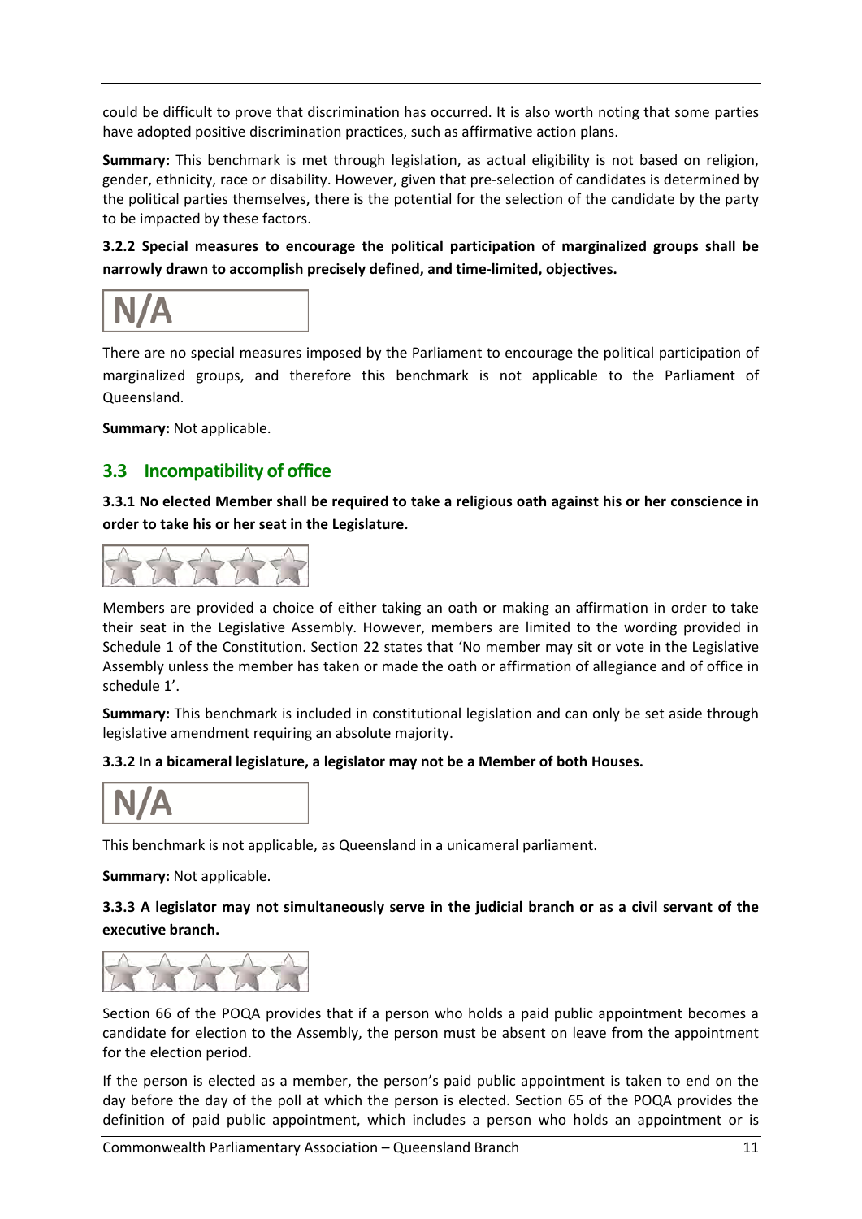could be difficult to prove that discrimination has occurred. It is also worth noting that some parties have adopted positive discrimination practices, such as affirmative action plans.

**Summary:** This benchmark is met through legislation, as actual eligibility is not based on religion, gender, ethnicity, race or disability. However, given that pre-selection of candidates is determined by the political parties themselves, there is the potential for the selection of the candidate by the party to be impacted by these factors.

**3.2.2 Special measures to encourage the political participation of marginalized groups shall be narrowly drawn to accomplish precisely defined, and time-limited, objectives.**

N/A

There are no special measures imposed by the Parliament to encourage the political participation of marginalized groups, and therefore this benchmark is not applicable to the Parliament of Queensland.

**Summary:** Not applicable.

## 3.3 Incompatibility of office

**3.3.1 No elected Member shall be required to take a religious oath against his or her conscience in order to take his or her seat in the Legislature.**

★★★★★

Members are provided a choice of either taking an oath or making an affirmation in order to take their seat in the Legislative Assembly. However, members are limited to the wording provided in Schedule 1 of the Constitution. Section 22 states that 'No member may sit or vote in the Legislative Assembly unless the member has taken or made the oath or affirmation of allegiance and of office in schedule 1'.

**Summary:** This benchmark is included in constitutional legislation and can only be set aside through legislative amendment requiring an absolute majority.

**3.3.2 In a bicameral legislature, a legislator may not be a Member of both Houses.**

N/A

This benchmark is not applicable, as Queensland in a unicameral parliament.

**Summary:** Not applicable.

**3.3.3 A legislator may not simultaneously serve in the judicial branch or as a civil servant of the executive branch.**

★★★★★

Section 66 of the POQA provides that if a person who holds a paid public appointment becomes a candidate for election to the Assembly, the person must be absent on leave from the appointment for the election period.

If the person is elected as a member, the person's paid public appointment is taken to end on the day before the day of the poll at which the person is elected. Section 65 of the POQA provides the definition of paid public appointment, which includes a person who holds an appointment or is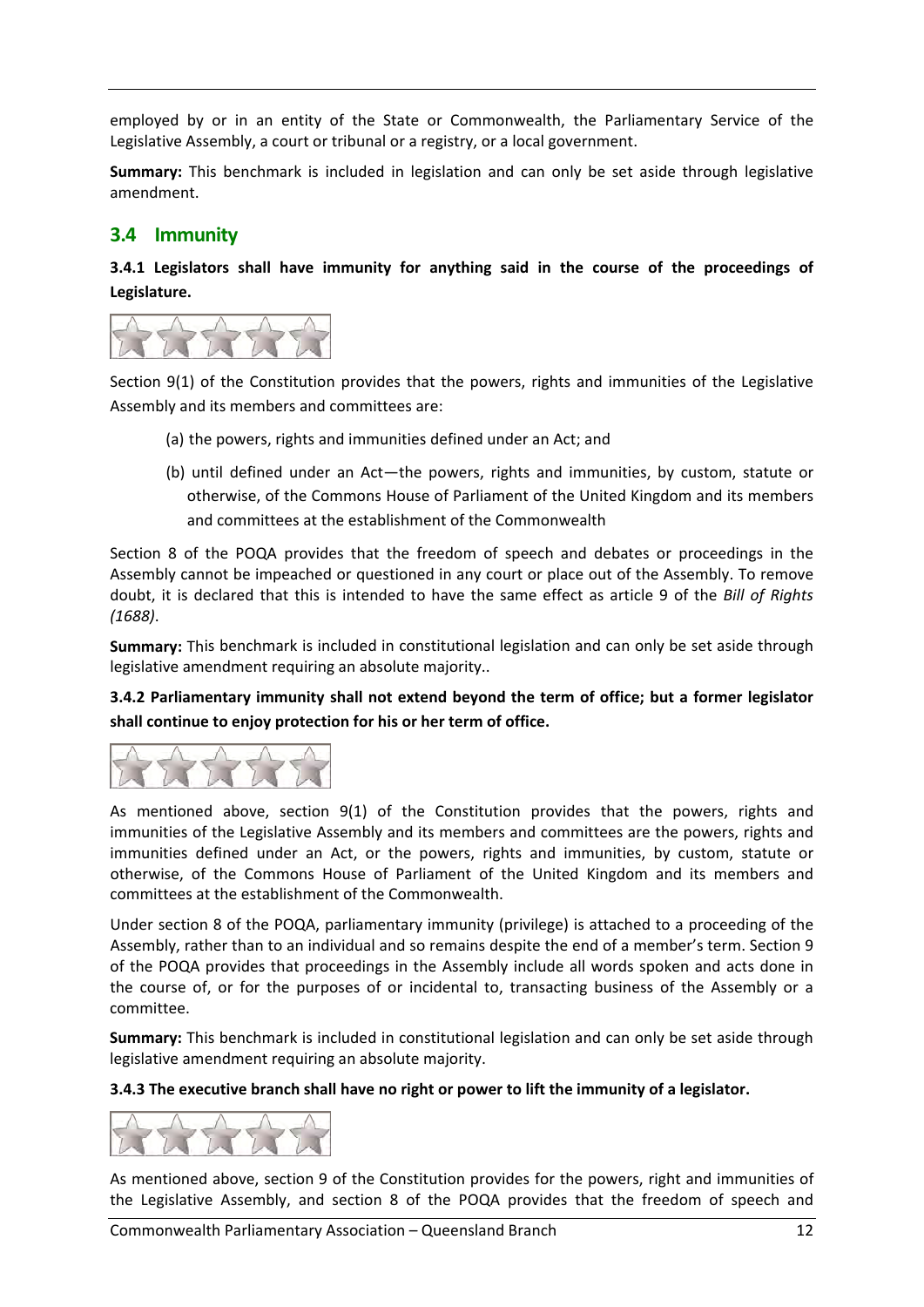employed by or in an entity of the State or Commonwealth, the Parliamentary Service of the Legislative Assembly, a court or tribunal or a registry, or a local government.

**Summary:** This benchmark is included in legislation and can only be set aside through legislative amendment.

## 3.4 Immunity

**3.4.1 Legislators shall have immunity for anything said in the course of the proceedings of Legislature.**

Section 9(1) of the Constitution provides that the powers, rights and immunities of the Legislative Assembly and its members and committees are:

(a) the powers, rights and immunities defined under an Act; and

(b) until defined under an Act—the powers, rights and immunities, by custom, statute or otherwise, of the Commons House of Parliament of the United Kingdom and its members and committees at the establishment of the Commonwealth

Section 8 of the POQA provides that the freedom of speech and debates or proceedings in the Assembly cannot be impeached or questioned in any court or place out of the Assembly. To remove doubt, it is declared that this is intended to have the same effect as article 9 of the *Bill of Rights (1688)*.

**Summary:** This benchmark is included in constitutional legislation and can only be set aside through legislative amendment requiring an absolute majority..

**3.4.2 Parliamentary immunity shall not extend beyond the term of office; but a former legislator shall continue to enjoy protection for his or her term of office.**

As mentioned above, section 9(1) of the Constitution provides that the powers, rights and immunities of the Legislative Assembly and its members and committees are the powers, rights and immunities defined under an Act, or the powers, rights and immunities, by custom, statute or otherwise, of the Commons House of Parliament of the United Kingdom and its members and committees at the establishment of the Commonwealth.

Under section 8 of the POQA, parliamentary immunity (privilege) is attached to a proceeding of the Assembly, rather than to an individual and so remains despite the end of a member's term. Section 9 of the POQA provides that proceedings in the Assembly include all words spoken and acts done in the course of, or for the purposes of or incidental to, transacting business of the Assembly or a committee.

**Summary:** This benchmark is included in constitutional legislation and can only be set aside through legislative amendment requiring an absolute majority.

**3.4.3 The executive branch shall have no right or power to lift the immunity of a legislator.**

As mentioned above, section 9 of the Constitution provides for the powers, right and immunities of the Legislative Assembly, and section 8 of the POQA provides that the freedom of speech and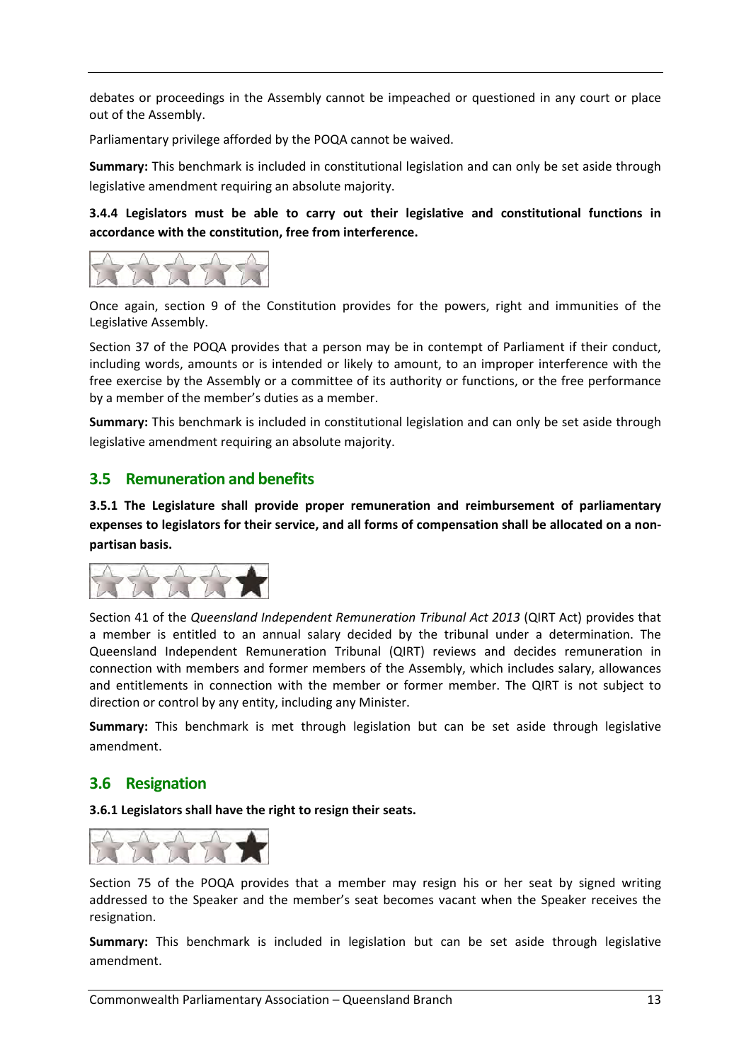debates or proceedings in the Assembly cannot be impeached or questioned in any court or place out of the Assembly.

Parliamentary privilege afforded by the POQA cannot be waived.

**Summary:** This benchmark is included in constitutional legislation and can only be set aside through legislative amendment requiring an absolute majority.

**3.4.4 Legislators must be able to carry out their legislative and constitutional functions in accordance with the constitution, free from interference.**

Once again, section 9 of the Constitution provides for the powers, right and immunities of the Legislative Assembly.

Section 37 of the POQA provides that a person may be in contempt of Parliament if their conduct, including words, amounts or is intended or likely to amount, to an improper interference with the free exercise by the Assembly or a committee of its authority or functions, or the free performance by a member of the member's duties as a member.

**Summary:** This benchmark is included in constitutional legislation and can only be set aside through legislative amendment requiring an absolute majority.

## 3.5 Remuneration and benefits

**3.5.1 The Legislature shall provide proper remuneration and reimbursement of parliamentary expenses to legislators for their service, and all forms of compensation shall be allocated on a non-partisan basis.**

Section 41 of the *Queensland Independent Remuneration Tribunal Act 2013* (QIRT Act) provides that a member is entitled to an annual salary decided by the tribunal under a determination. The Queensland Independent Remuneration Tribunal (QIRT) reviews and decides remuneration in connection with members and former members of the Assembly, which includes salary, allowances and entitlements in connection with the member or former member. The QIRT is not subject to direction or control by any entity, including any Minister.

**Summary:** This benchmark is met through legislation but can be set aside through legislative amendment.

## 3.6 Resignation

**3.6.1 Legislators shall have the right to resign their seats.**

Section 75 of the POQA provides that a member may resign his or her seat by signed writing addressed to the Speaker and the member's seat becomes vacant when the Speaker receives the resignation.

**Summary:** This benchmark is included in legislation but can be set aside through legislative amendment.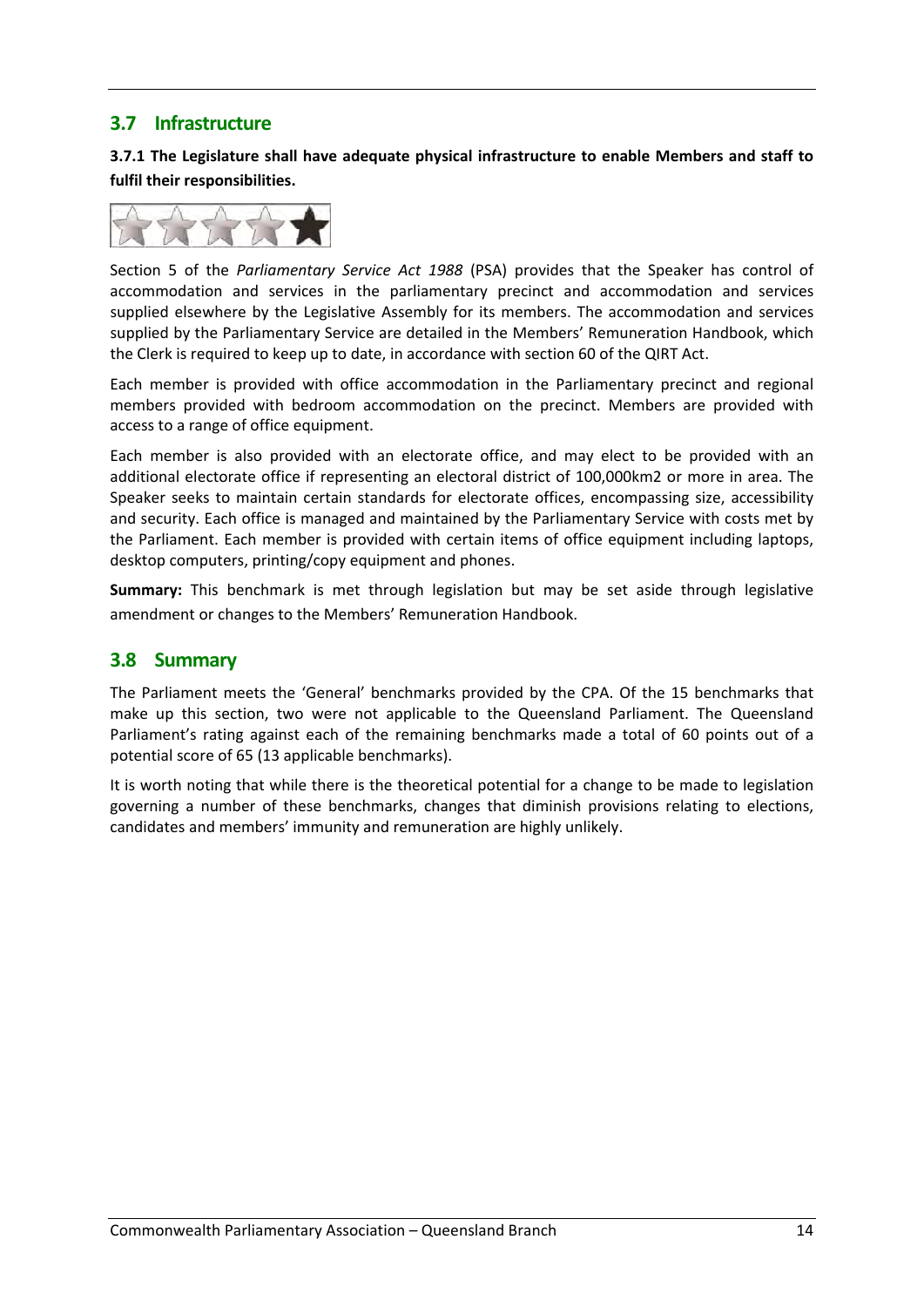## 3.7 Infrastructure

**3.7.1 The Legislature shall have adequate physical infrastructure to enable Members and staff to fulfil their responsibilities.**

Section 5 of the *Parliamentary Service Act 1988* (PSA) provides that the Speaker has control of accommodation and services in the parliamentary precinct and accommodation and services supplied elsewhere by the Legislative Assembly for its members. The accommodation and services supplied by the Parliamentary Service are detailed in the Members' Remuneration Handbook, which the Clerk is required to keep up to date, in accordance with section 60 of the QIRT Act.

Each member is provided with office accommodation in the Parliamentary precinct and regional members provided with bedroom accommodation on the precinct. Members are provided with access to a range of office equipment.

Each member is also provided with an electorate office, and may elect to be provided with an additional electorate office if representing an electoral district of 100,000km2 or more in area. The Speaker seeks to maintain certain standards for electorate offices, encompassing size, accessibility and security. Each office is managed and maintained by the Parliamentary Service with costs met by the Parliament. Each member is provided with certain items of office equipment including laptops, desktop computers, printing/copy equipment and phones.

**Summary:** This benchmark is met through legislation but may be set aside through legislative amendment or changes to the Members' Remuneration Handbook.

## 3.8 Summary

The Parliament meets the 'General' benchmarks provided by the CPA. Of the 15 benchmarks that make up this section, two were not applicable to the Queensland Parliament. The Queensland Parliament's rating against each of the remaining benchmarks made a total of 60 points out of a potential score of 65 (13 applicable benchmarks).

It is worth noting that while there is the theoretical potential for a change to be made to legislation governing a number of these benchmarks, changes that diminish provisions relating to elections, candidates and members' immunity and remuneration are highly unlikely.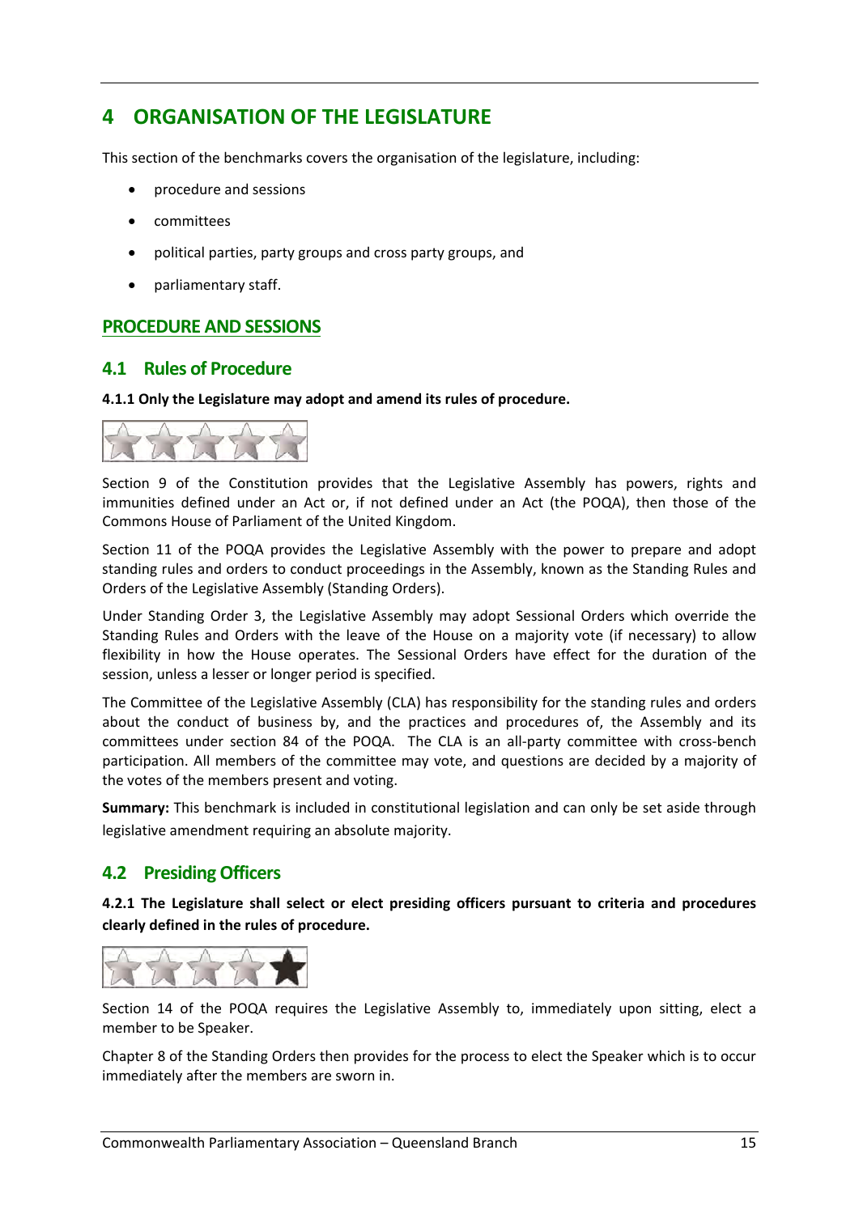# 4 ORGANISATION OF THE LEGISLATURE

This section of the benchmarks covers the organisation of the legislature, including:

- procedure and sessions
- committees
- political parties, party groups and cross party groups, and
- parliamentary staff.

## PROCEDURE AND SESSIONS

### 4.1 Rules of Procedure

**4.1.1 Only the Legislature may adopt and amend its rules of procedure.**

Section 9 of the Constitution provides that the Legislative Assembly has powers, rights and immunities defined under an Act or, if not defined under an Act (the POQA), then those of the Commons House of Parliament of the United Kingdom.

Section 11 of the POQA provides the Legislative Assembly with the power to prepare and adopt standing rules and orders to conduct proceedings in the Assembly, known as the Standing Rules and Orders of the Legislative Assembly (Standing Orders).

Under Standing Order 3, the Legislative Assembly may adopt Sessional Orders which override the Standing Rules and Orders with the leave of the House on a majority vote (if necessary) to allow flexibility in how the House operates. The Sessional Orders have effect for the duration of the session, unless a lesser or longer period is specified.

The Committee of the Legislative Assembly (CLA) has responsibility for the standing rules and orders about the conduct of business by, and the practices and procedures of, the Assembly and its committees under section 84 of the POQA. The CLA is an all-party committee with cross-bench participation. All members of the committee may vote, and questions are decided by a majority of the votes of the members present and voting.

**Summary:** This benchmark is included in constitutional legislation and can only be set aside through legislative amendment requiring an absolute majority.

### 4.2 Presiding Officers

**4.2.1 The Legislature shall select or elect presiding officers pursuant to criteria and procedures clearly defined in the rules of procedure.**

Section 14 of the POQA requires the Legislative Assembly to, immediately upon sitting, elect a member to be Speaker.

Chapter 8 of the Standing Orders then provides for the process to elect the Speaker which is to occur immediately after the members are sworn in.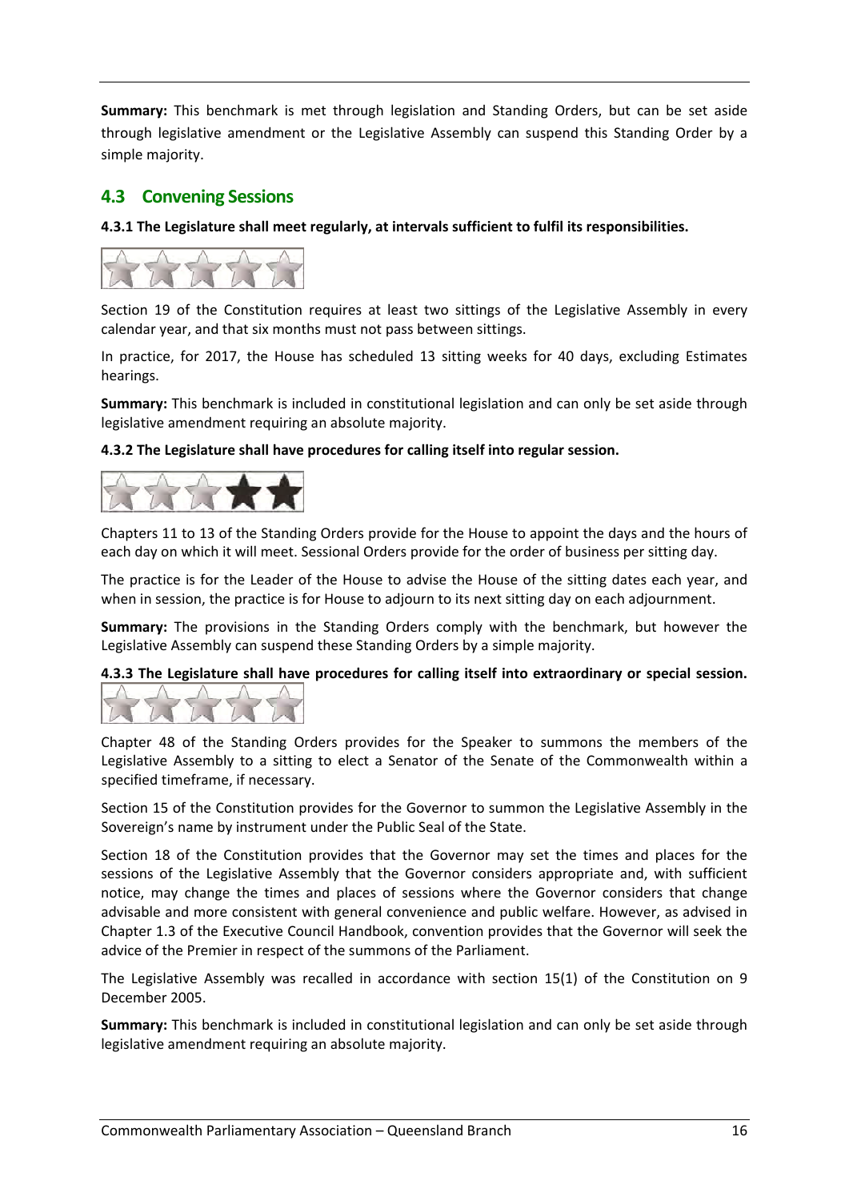**Summary:** This benchmark is met through legislation and Standing Orders, but can be set aside through legislative amendment or the Legislative Assembly can suspend this Standing Order by a simple majority.

## 4.3 Convening Sessions

**4.3.1 The Legislature shall meet regularly, at intervals sufficient to fulfil its responsibilities.**

Section 19 of the Constitution requires at least two sittings of the Legislative Assembly in every calendar year, and that six months must not pass between sittings.

In practice, for 2017, the House has scheduled 13 sitting weeks for 40 days, excluding Estimates hearings.

**Summary:** This benchmark is included in constitutional legislation and can only be set aside through legislative amendment requiring an absolute majority.

**4.3.2 The Legislature shall have procedures for calling itself into regular session.**

Chapters 11 to 13 of the Standing Orders provide for the House to appoint the days and the hours of each day on which it will meet. Sessional Orders provide for the order of business per sitting day.

The practice is for the Leader of the House to advise the House of the sitting dates each year, and when in session, the practice is for House to adjourn to its next sitting day on each adjournment.

**Summary:** The provisions in the Standing Orders comply with the benchmark, but however the Legislative Assembly can suspend these Standing Orders by a simple majority.

**4.3.3 The Legislature shall have procedures for calling itself into extraordinary or special session.**

Chapter 48 of the Standing Orders provides for the Speaker to summons the members of the Legislative Assembly to a sitting to elect a Senator of the Senate of the Commonwealth within a specified timeframe, if necessary.

Section 15 of the Constitution provides for the Governor to summon the Legislative Assembly in the Sovereign's name by instrument under the Public Seal of the State.

Section 18 of the Constitution provides that the Governor may set the times and places for the sessions of the Legislative Assembly that the Governor considers appropriate and, with sufficient notice, may change the times and places of sessions where the Governor considers that change advisable and more consistent with general convenience and public welfare. However, as advised in Chapter 1.3 of the Executive Council Handbook, convention provides that the Governor will seek the advice of the Premier in respect of the summons of the Parliament.

The Legislative Assembly was recalled in accordance with section 15(1) of the Constitution on 9 December 2005.

**Summary:** This benchmark is included in constitutional legislation and can only be set aside through legislative amendment requiring an absolute majority.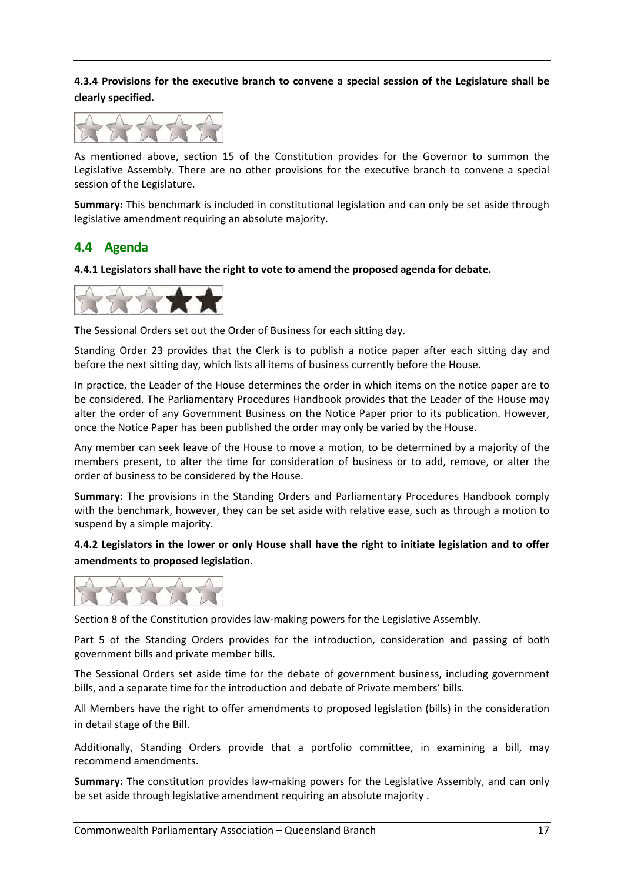**4.3.4 Provisions for the executive branch to convene a special session of the Legislature shall be clearly specified.**

As mentioned above, section 15 of the Constitution provides for the Governor to summon the Legislative Assembly. There are no other provisions for the executive branch to convene a special session of the Legislature.

**Summary:** This benchmark is included in constitutional legislation and can only be set aside through legislative amendment requiring an absolute majority.

## 4.4 Agenda

**4.4.1 Legislators shall have the right to vote to amend the proposed agenda for debate.**

The Sessional Orders set out the Order of Business for each sitting day.

Standing Order 23 provides that the Clerk is to publish a notice paper after each sitting day and before the next sitting day, which lists all items of business currently before the House.

In practice, the Leader of the House determines the order in which items on the notice paper are to be considered. The Parliamentary Procedures Handbook provides that the Leader of the House may alter the order of any Government Business on the Notice Paper prior to its publication. However, once the Notice Paper has been published the order may only be varied by the House.

Any member can seek leave of the House to move a motion, to be determined by a majority of the members present, to alter the time for consideration of business or to add, remove, or alter the order of business to be considered by the House.

**Summary:** The provisions in the Standing Orders and Parliamentary Procedures Handbook comply with the benchmark, however, they can be set aside with relative ease, such as through a motion to suspend by a simple majority.

**4.4.2 Legislators in the lower or only House shall have the right to initiate legislation and to offer amendments to proposed legislation.**

Section 8 of the Constitution provides law-making powers for the Legislative Assembly.

Part 5 of the Standing Orders provides for the introduction, consideration and passing of both government bills and private member bills.

The Sessional Orders set aside time for the debate of government business, including government bills, and a separate time for the introduction and debate of Private members' bills.

All Members have the right to offer amendments to proposed legislation (bills) in the consideration in detail stage of the Bill.

Additionally, Standing Orders provide that a portfolio committee, in examining a bill, may recommend amendments.

**Summary:** The constitution provides law-making powers for the Legislative Assembly, and can only be set aside through legislative amendment requiring an absolute majority .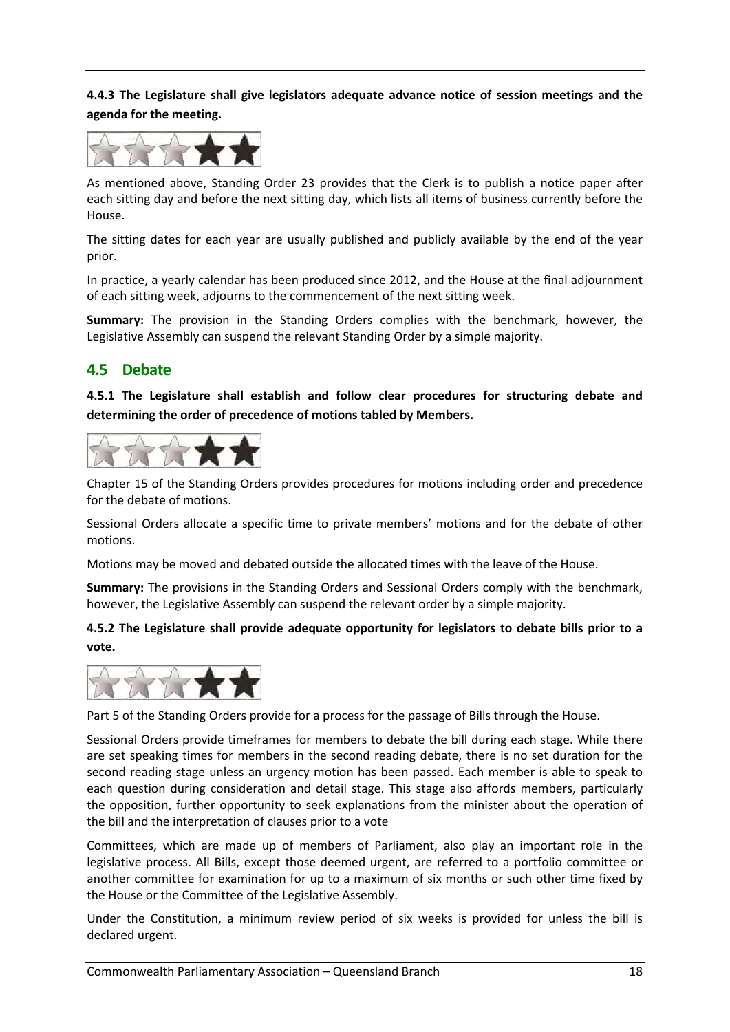**4.4.3 The Legislature shall give legislators adequate advance notice of session meetings and the agenda for the meeting.**

As mentioned above, Standing Order 23 provides that the Clerk is to publish a notice paper after each sitting day and before the next sitting day, which lists all items of business currently before the House.

The sitting dates for each year are usually published and publicly available by the end of the year prior.

In practice, a yearly calendar has been produced since 2012, and the House at the final adjournment of each sitting week, adjourns to the commencement of the next sitting week.

**Summary:** The provision in the Standing Orders complies with the benchmark, however, the Legislative Assembly can suspend the relevant Standing Order by a simple majority.

## 4.5 Debate

**4.5.1 The Legislature shall establish and follow clear procedures for structuring debate and determining the order of precedence of motions tabled by Members.**

Chapter 15 of the Standing Orders provides procedures for motions including order and precedence for the debate of motions.

Sessional Orders allocate a specific time to private members' motions and for the debate of other motions.

Motions may be moved and debated outside the allocated times with the leave of the House.

**Summary:** The provisions in the Standing Orders and Sessional Orders comply with the benchmark, however, the Legislative Assembly can suspend the relevant order by a simple majority.

**4.5.2 The Legislature shall provide adequate opportunity for legislators to debate bills prior to a vote.**

Part 5 of the Standing Orders provide for a process for the passage of Bills through the House.

Sessional Orders provide timeframes for members to debate the bill during each stage. While there are set speaking times for members in the second reading debate, there is no set duration for the second reading stage unless an urgency motion has been passed. Each member is able to speak to each question during consideration and detail stage. This stage also affords members, particularly the opposition, further opportunity to seek explanations from the minister about the operation of the bill and the interpretation of clauses prior to a vote

Committees, which are made up of members of Parliament, also play an important role in the legislative process. All Bills, except those deemed urgent, are referred to a portfolio committee or another committee for examination for up to a maximum of six months or such other time fixed by the House or the Committee of the Legislative Assembly.

Under the Constitution, a minimum review period of six weeks is provided for unless the bill is declared urgent.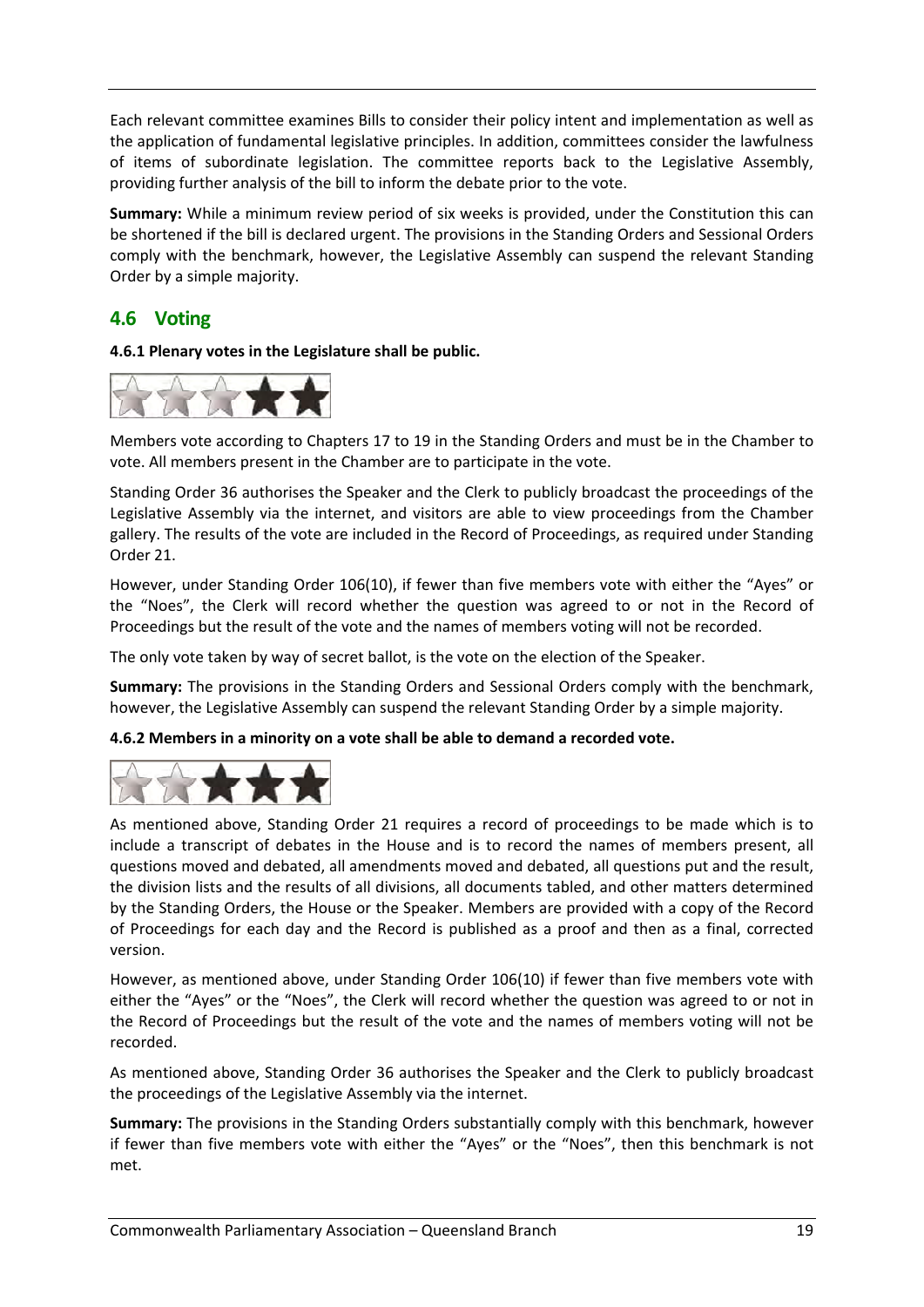Each relevant committee examines Bills to consider their policy intent and implementation as well as the application of fundamental legislative principles. In addition, committees consider the lawfulness of items of subordinate legislation. The committee reports back to the Legislative Assembly, providing further analysis of the bill to inform the debate prior to the vote.

**Summary:** While a minimum review period of six weeks is provided, under the Constitution this can be shortened if the bill is declared urgent. The provisions in the Standing Orders and Sessional Orders comply with the benchmark, however, the Legislative Assembly can suspend the relevant Standing Order by a simple majority.

## 4.6 Voting

**4.6.1 Plenary votes in the Legislature shall be public.**

Members vote according to Chapters 17 to 19 in the Standing Orders and must be in the Chamber to vote. All members present in the Chamber are to participate in the vote.

Standing Order 36 authorises the Speaker and the Clerk to publicly broadcast the proceedings of the Legislative Assembly via the internet, and visitors are able to view proceedings from the Chamber gallery. The results of the vote are included in the Record of Proceedings, as required under Standing Order 21.

However, under Standing Order 106(10), if fewer than five members vote with either the "Ayes" or the "Noes", the Clerk will record whether the question was agreed to or not in the Record of Proceedings but the result of the vote and the names of members voting will not be recorded.

The only vote taken by way of secret ballot, is the vote on the election of the Speaker.

**Summary:** The provisions in the Standing Orders and Sessional Orders comply with the benchmark, however, the Legislative Assembly can suspend the relevant Standing Order by a simple majority.

**4.6.2 Members in a minority on a vote shall be able to demand a recorded vote.**

As mentioned above, Standing Order 21 requires a record of proceedings to be made which is to include a transcript of debates in the House and is to record the names of members present, all questions moved and debated, all amendments moved and debated, all questions put and the result, the division lists and the results of all divisions, all documents tabled, and other matters determined by the Standing Orders, the House or the Speaker. Members are provided with a copy of the Record of Proceedings for each day and the Record is published as a proof and then as a final, corrected version.

However, as mentioned above, under Standing Order 106(10) if fewer than five members vote with either the "Ayes" or the "Noes", the Clerk will record whether the question was agreed to or not in the Record of Proceedings but the result of the vote and the names of members voting will not be recorded.

As mentioned above, Standing Order 36 authorises the Speaker and the Clerk to publicly broadcast the proceedings of the Legislative Assembly via the internet.

**Summary:** The provisions in the Standing Orders substantially comply with this benchmark, however if fewer than five members vote with either the "Ayes" or the "Noes", then this benchmark is not met.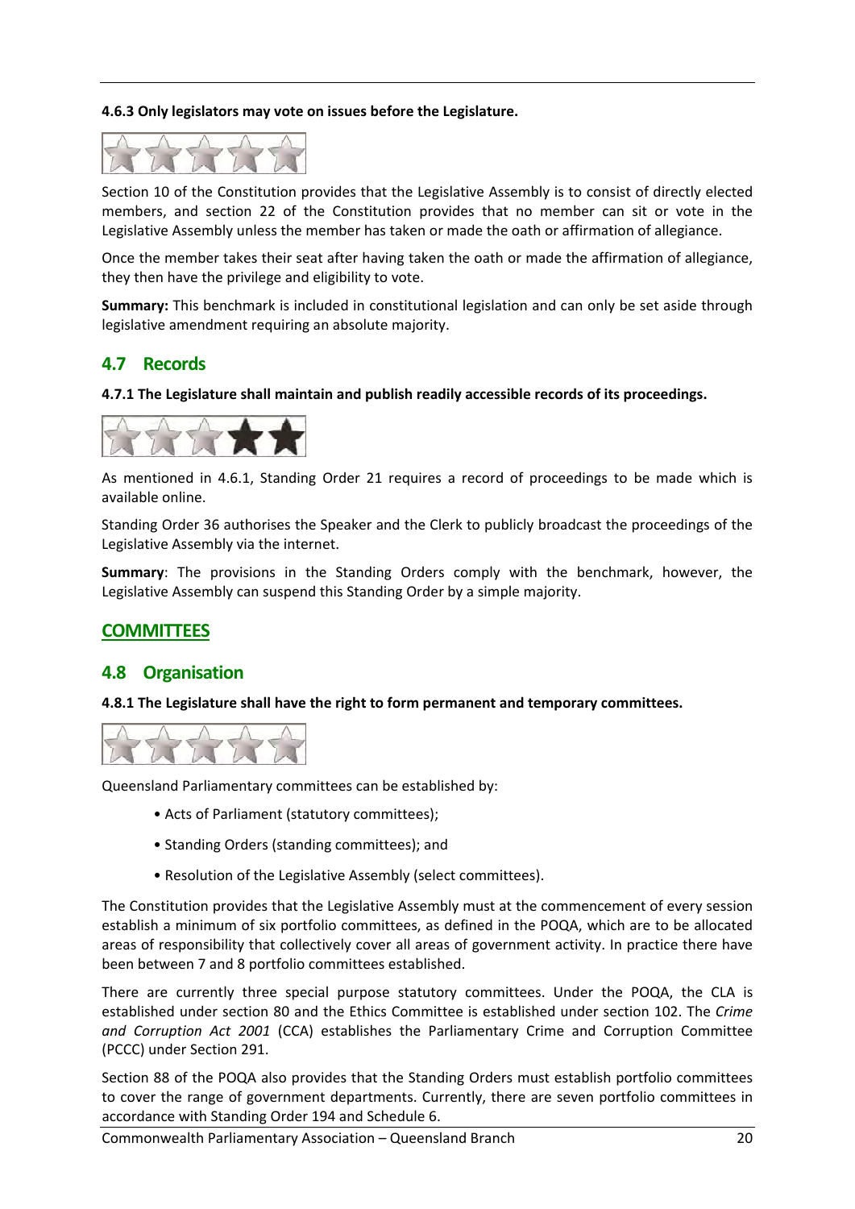**4.6.3 Only legislators may vote on issues before the Legislature.**

Section 10 of the Constitution provides that the Legislative Assembly is to consist of directly elected members, and section 22 of the Constitution provides that no member can sit or vote in the Legislative Assembly unless the member has taken or made the oath or affirmation of allegiance.

Once the member takes their seat after having taken the oath or made the affirmation of allegiance, they then have the privilege and eligibility to vote.

**Summary:** This benchmark is included in constitutional legislation and can only be set aside through legislative amendment requiring an absolute majority.

## 4.7 Records

**4.7.1 The Legislature shall maintain and publish readily accessible records of its proceedings.**

As mentioned in 4.6.1, Standing Order 21 requires a record of proceedings to be made which is available online.

Standing Order 36 authorises the Speaker and the Clerk to publicly broadcast the proceedings of the Legislative Assembly via the internet.

**Summary**: The provisions in the Standing Orders comply with the benchmark, however, the Legislative Assembly can suspend this Standing Order by a simple majority.

# COMMITTEES

## 4.8 Organisation

**4.8.1 The Legislature shall have the right to form permanent and temporary committees.**

Queensland Parliamentary committees can be established by:

- Acts of Parliament (statutory committees);
- Standing Orders (standing committees); and
- Resolution of the Legislative Assembly (select committees).

The Constitution provides that the Legislative Assembly must at the commencement of every session establish a minimum of six portfolio committees, as defined in the POQA, which are to be allocated areas of responsibility that collectively cover all areas of government activity. In practice there have been between 7 and 8 portfolio committees established.

There are currently three special purpose statutory committees. Under the POQA, the CLA is established under section 80 and the Ethics Committee is established under section 102. The *Crime and Corruption Act 2001* (CCA) establishes the Parliamentary Crime and Corruption Committee (PCCC) under Section 291.

Section 88 of the POQA also provides that the Standing Orders must establish portfolio committees to cover the range of government departments. Currently, there are seven portfolio committees in accordance with Standing Order 194 and Schedule 6.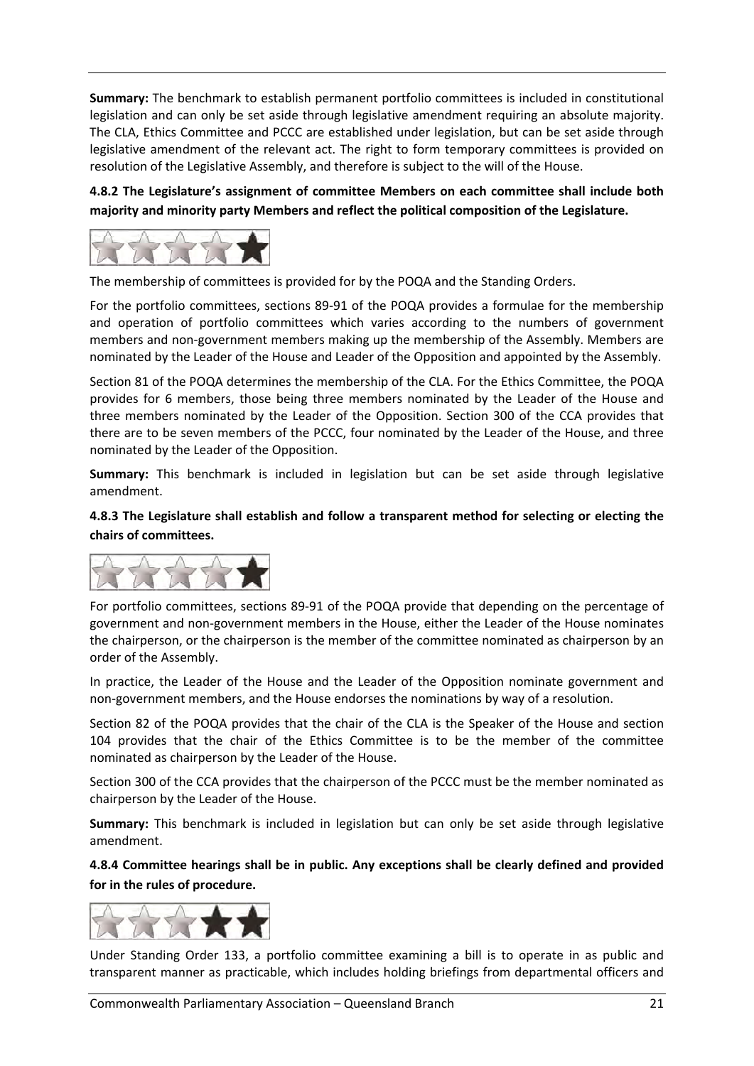**Summary:** The benchmark to establish permanent portfolio committees is included in constitutional legislation and can only be set aside through legislative amendment requiring an absolute majority. The CLA, Ethics Committee and PCCC are established under legislation, but can be set aside through legislative amendment of the relevant act. The right to form temporary committees is provided on resolution of the Legislative Assembly, and therefore is subject to the will of the House.

**4.8.2 The Legislature's assignment of committee Members on each committee shall include both majority and minority party Members and reflect the political composition of the Legislature.**

The membership of committees is provided for by the POQA and the Standing Orders.

For the portfolio committees, sections 89-91 of the POQA provides a formulae for the membership and operation of portfolio committees which varies according to the numbers of government members and non-government members making up the membership of the Assembly. Members are nominated by the Leader of the House and Leader of the Opposition and appointed by the Assembly.

Section 81 of the POQA determines the membership of the CLA. For the Ethics Committee, the POQA provides for 6 members, those being three members nominated by the Leader of the House and three members nominated by the Leader of the Opposition. Section 300 of the CCA provides that there are to be seven members of the PCCC, four nominated by the Leader of the House, and three nominated by the Leader of the Opposition.

**Summary:** This benchmark is included in legislation but can be set aside through legislative amendment.

**4.8.3 The Legislature shall establish and follow a transparent method for selecting or electing the chairs of committees.**

For portfolio committees, sections 89-91 of the POQA provide that depending on the percentage of government and non-government members in the House, either the Leader of the House nominates the chairperson, or the chairperson is the member of the committee nominated as chairperson by an order of the Assembly.

In practice, the Leader of the House and the Leader of the Opposition nominate government and non-government members, and the House endorses the nominations by way of a resolution.

Section 82 of the POQA provides that the chair of the CLA is the Speaker of the House and section 104 provides that the chair of the Ethics Committee is to be the member of the committee nominated as chairperson by the Leader of the House.

Section 300 of the CCA provides that the chairperson of the PCCC must be the member nominated as chairperson by the Leader of the House.

**Summary:** This benchmark is included in legislation but can only be set aside through legislative amendment.

**4.8.4 Committee hearings shall be in public. Any exceptions shall be clearly defined and provided for in the rules of procedure.**

Under Standing Order 133, a portfolio committee examining a bill is to operate in as public and transparent manner as practicable, which includes holding briefings from departmental officers and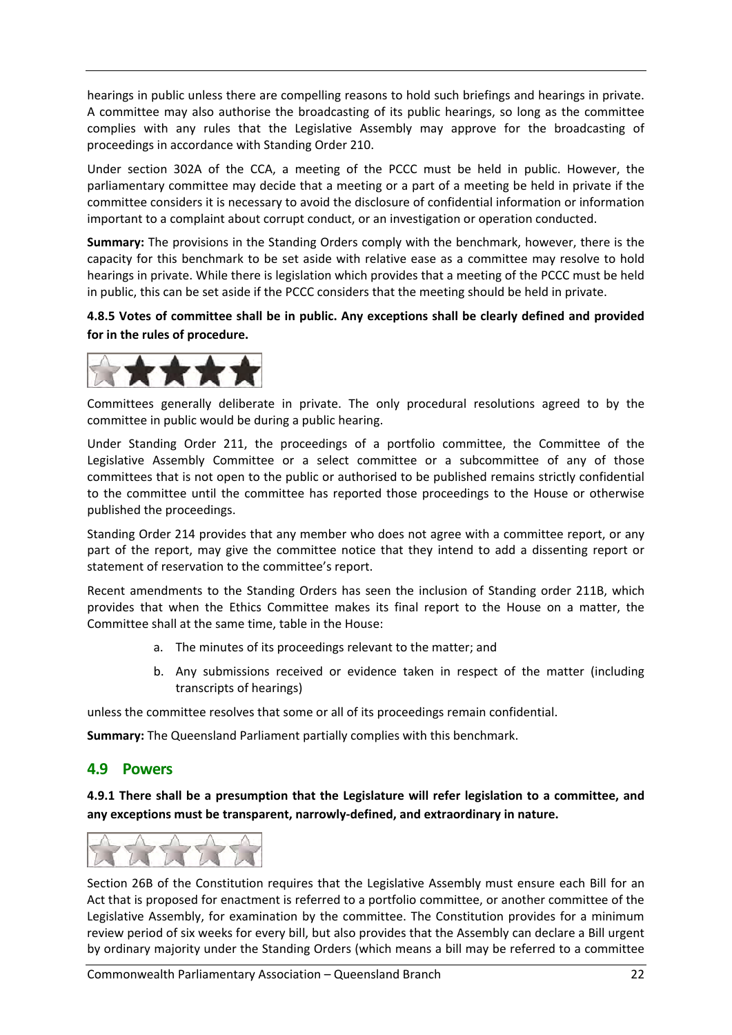hearings in public unless there are compelling reasons to hold such briefings and hearings in private. A committee may also authorise the broadcasting of its public hearings, so long as the committee complies with any rules that the Legislative Assembly may approve for the broadcasting of proceedings in accordance with Standing Order 210.

Under section 302A of the CCA, a meeting of the PCCC must be held in public. However, the parliamentary committee may decide that a meeting or a part of a meeting be held in private if the committee considers it is necessary to avoid the disclosure of confidential information or information important to a complaint about corrupt conduct, or an investigation or operation conducted.

**Summary:** The provisions in the Standing Orders comply with the benchmark, however, there is the capacity for this benchmark to be set aside with relative ease as a committee may resolve to hold hearings in private. While there is legislation which provides that a meeting of the PCCC must be held in public, this can be set aside if the PCCC considers that the meeting should be held in private.

**4.8.5 Votes of committee shall be in public. Any exceptions shall be clearly defined and provided for in the rules of procedure.**

Committees generally deliberate in private. The only procedural resolutions agreed to by the committee in public would be during a public hearing.

Under Standing Order 211, the proceedings of a portfolio committee, the Committee of the Legislative Assembly Committee or a select committee or a subcommittee of any of those committees that is not open to the public or authorised to be published remains strictly confidential to the committee until the committee has reported those proceedings to the House or otherwise published the proceedings.

Standing Order 214 provides that any member who does not agree with a committee report, or any part of the report, may give the committee notice that they intend to add a dissenting report or statement of reservation to the committee's report.

Recent amendments to the Standing Orders has seen the inclusion of Standing order 211B, which provides that when the Ethics Committee makes its final report to the House on a matter, the Committee shall at the same time, table in the House:

a. The minutes of its proceedings relevant to the matter; and

b. Any submissions received or evidence taken in respect of the matter (including transcripts of hearings)

unless the committee resolves that some or all of its proceedings remain confidential.

**Summary:** The Queensland Parliament partially complies with this benchmark.

## 4.9 Powers

**4.9.1 There shall be a presumption that the Legislature will refer legislation to a committee, and any exceptions must be transparent, narrowly-defined, and extraordinary in nature.**

Section 26B of the Constitution requires that the Legislative Assembly must ensure each Bill for an Act that is proposed for enactment is referred to a portfolio committee, or another committee of the Legislative Assembly, for examination by the committee. The Constitution provides for a minimum review period of six weeks for every bill, but also provides that the Assembly can declare a Bill urgent by ordinary majority under the Standing Orders (which means a bill may be referred to a committee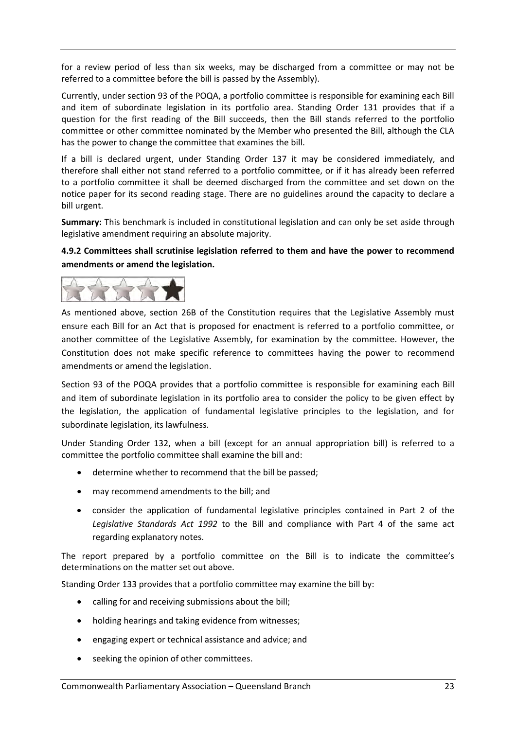for a review period of less than six weeks, may be discharged from a committee or may not be referred to a committee before the bill is passed by the Assembly).

Currently, under section 93 of the POQA, a portfolio committee is responsible for examining each Bill and item of subordinate legislation in its portfolio area. Standing Order 131 provides that if a question for the first reading of the Bill succeeds, then the Bill stands referred to the portfolio committee or other committee nominated by the Member who presented the Bill, although the CLA has the power to change the committee that examines the bill.

If a bill is declared urgent, under Standing Order 137 it may be considered immediately, and therefore shall either not stand referred to a portfolio committee, or if it has already been referred to a portfolio committee it shall be deemed discharged from the committee and set down on the notice paper for its second reading stage. There are no guidelines around the capacity to declare a bill urgent.

**Summary:** This benchmark is included in constitutional legislation and can only be set aside through legislative amendment requiring an absolute majority.

**4.9.2 Committees shall scrutinise legislation referred to them and have the power to recommend amendments or amend the legislation.**

As mentioned above, section 26B of the Constitution requires that the Legislative Assembly must ensure each Bill for an Act that is proposed for enactment is referred to a portfolio committee, or another committee of the Legislative Assembly, for examination by the committee. However, the Constitution does not make specific reference to committees having the power to recommend amendments or amend the legislation.

Section 93 of the POQA provides that a portfolio committee is responsible for examining each Bill and item of subordinate legislation in its portfolio area to consider the policy to be given effect by the legislation, the application of fundamental legislative principles to the legislation, and for subordinate legislation, its lawfulness.

Under Standing Order 132, when a bill (except for an annual appropriation bill) is referred to a committee the portfolio committee shall examine the bill and:

- determine whether to recommend that the bill be passed;
- may recommend amendments to the bill; and
- consider the application of fundamental legislative principles contained in Part 2 of the *Legislative Standards Act 1992* to the Bill and compliance with Part 4 of the same act regarding explanatory notes.

The report prepared by a portfolio committee on the Bill is to indicate the committee's determinations on the matter set out above.

Standing Order 133 provides that a portfolio committee may examine the bill by:

- calling for and receiving submissions about the bill;
- holding hearings and taking evidence from witnesses;
- engaging expert or technical assistance and advice; and
- seeking the opinion of other committees.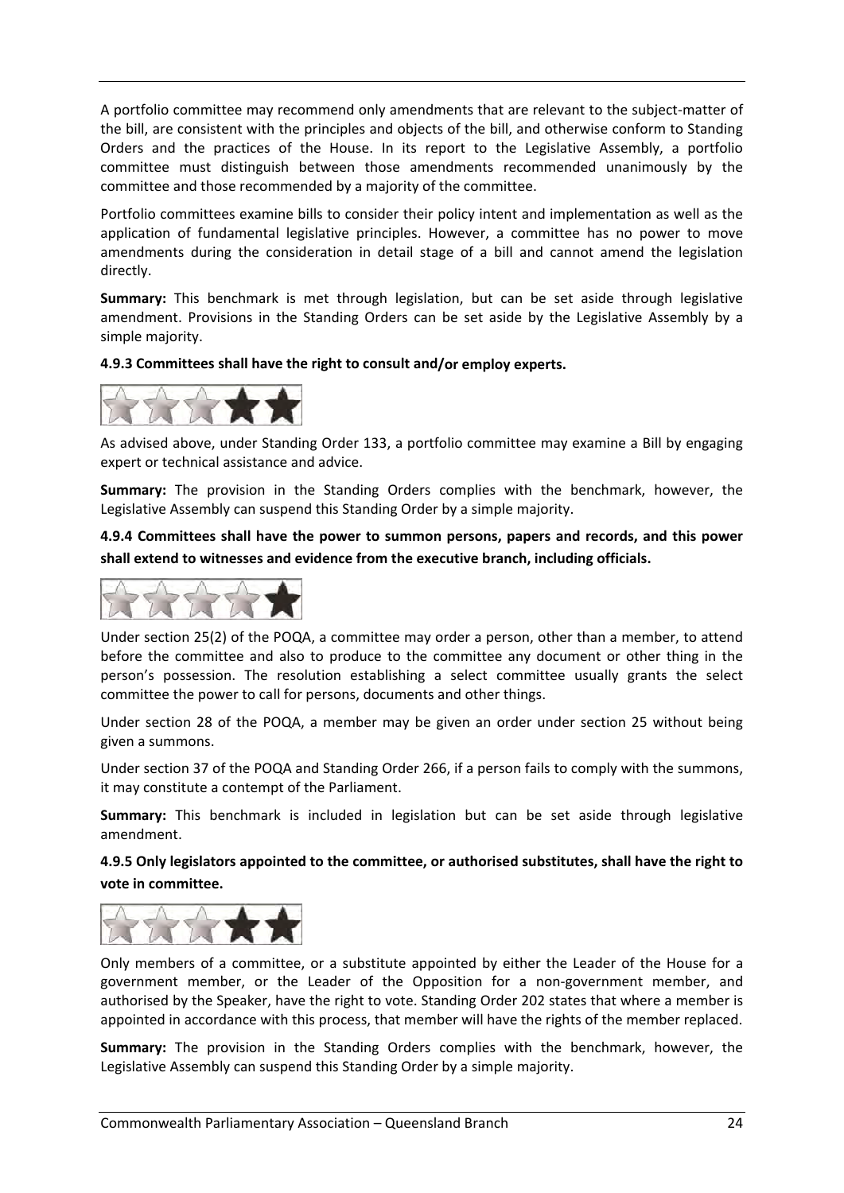A portfolio committee may recommend only amendments that are relevant to the subject-matter of the bill, are consistent with the principles and objects of the bill, and otherwise conform to Standing Orders and the practices of the House. In its report to the Legislative Assembly, a portfolio committee must distinguish between those amendments recommended unanimously by the committee and those recommended by a majority of the committee.

Portfolio committees examine bills to consider their policy intent and implementation as well as the application of fundamental legislative principles. However, a committee has no power to move amendments during the consideration in detail stage of a bill and cannot amend the legislation directly.

**Summary:** This benchmark is met through legislation, but can be set aside through legislative amendment. Provisions in the Standing Orders can be set aside by the Legislative Assembly by a simple majority.

**4.9.3 Committees shall have the right to consult and/or employ experts.**

As advised above, under Standing Order 133, a portfolio committee may examine a Bill by engaging expert or technical assistance and advice.

**Summary:** The provision in the Standing Orders complies with the benchmark, however, the Legislative Assembly can suspend this Standing Order by a simple majority.

**4.9.4 Committees shall have the power to summon persons, papers and records, and this power shall extend to witnesses and evidence from the executive branch, including officials.**

Under section 25(2) of the POQA, a committee may order a person, other than a member, to attend before the committee and also to produce to the committee any document or other thing in the person's possession. The resolution establishing a select committee usually grants the select committee the power to call for persons, documents and other things.

Under section 28 of the POQA, a member may be given an order under section 25 without being given a summons.

Under section 37 of the POQA and Standing Order 266, if a person fails to comply with the summons, it may constitute a contempt of the Parliament.

**Summary:** This benchmark is included in legislation but can be set aside through legislative amendment.

**4.9.5 Only legislators appointed to the committee, or authorised substitutes, shall have the right to vote in committee.**

Only members of a committee, or a substitute appointed by either the Leader of the House for a government member, or the Leader of the Opposition for a non-government member, and authorised by the Speaker, have the right to vote. Standing Order 202 states that where a member is appointed in accordance with this process, that member will have the rights of the member replaced.

**Summary:** The provision in the Standing Orders complies with the benchmark, however, the Legislative Assembly can suspend this Standing Order by a simple majority.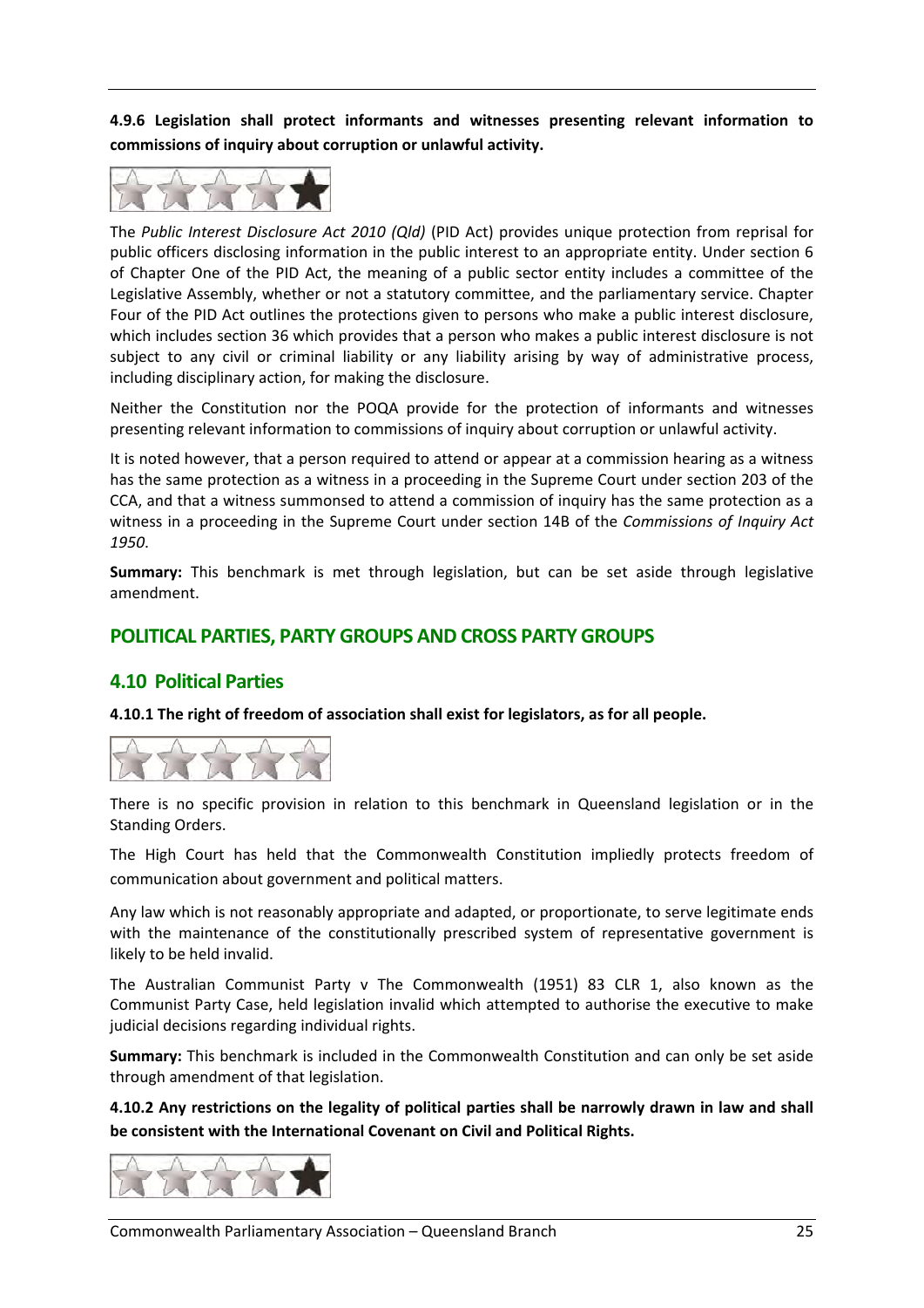**4.9.6 Legislation shall protect informants and witnesses presenting relevant information to commissions of inquiry about corruption or unlawful activity.**

The *Public Interest Disclosure Act 2010 (Qld)* (PID Act) provides unique protection from reprisal for public officers disclosing information in the public interest to an appropriate entity. Under section 6 of Chapter One of the PID Act, the meaning of a public sector entity includes a committee of the Legislative Assembly, whether or not a statutory committee, and the parliamentary service. Chapter Four of the PID Act outlines the protections given to persons who make a public interest disclosure, which includes section 36 which provides that a person who makes a public interest disclosure is not subject to any civil or criminal liability or any liability arising by way of administrative process, including disciplinary action, for making the disclosure.

Neither the Constitution nor the POQA provide for the protection of informants and witnesses presenting relevant information to commissions of inquiry about corruption or unlawful activity.

It is noted however, that a person required to attend or appear at a commission hearing as a witness has the same protection as a witness in a proceeding in the Supreme Court under section 203 of the CCA, and that a witness summonsed to attend a commission of inquiry has the same protection as a witness in a proceeding in the Supreme Court under section 14B of the *Commissions of Inquiry Act 1950*.

**Summary:** This benchmark is met through legislation, but can be set aside through legislative amendment.

## POLITICAL PARTIES, PARTY GROUPS AND CROSS PARTY GROUPS

### 4.10 Political Parties

**4.10.1 The right of freedom of association shall exist for legislators, as for all people.**

There is no specific provision in relation to this benchmark in Queensland legislation or in the Standing Orders.

The High Court has held that the Commonwealth Constitution impliedly protects freedom of communication about government and political matters.

Any law which is not reasonably appropriate and adapted, or proportionate, to serve legitimate ends with the maintenance of the constitutionally prescribed system of representative government is likely to be held invalid.

The Australian Communist Party v The Commonwealth (1951) 83 CLR 1, also known as the Communist Party Case, held legislation invalid which attempted to authorise the executive to make judicial decisions regarding individual rights.

**Summary:** This benchmark is included in the Commonwealth Constitution and can only be set aside through amendment of that legislation.

**4.10.2 Any restrictions on the legality of political parties shall be narrowly drawn in law and shall be consistent with the International Covenant on Civil and Political Rights.**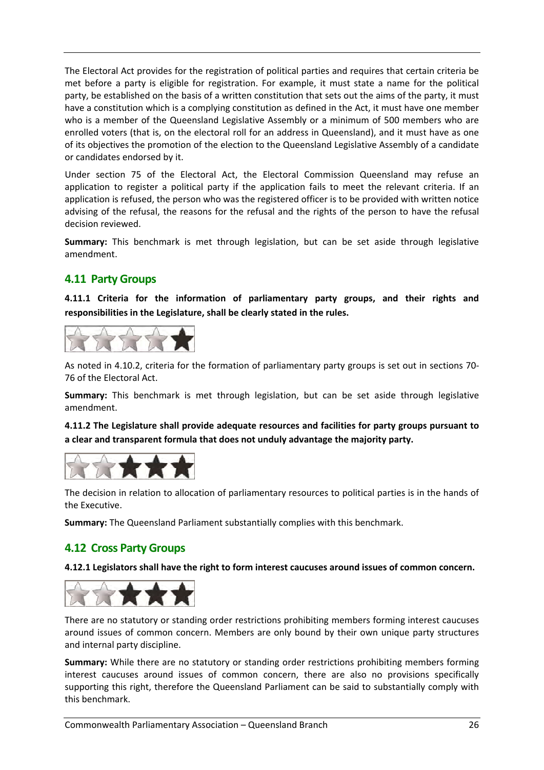The Electoral Act provides for the registration of political parties and requires that certain criteria be met before a party is eligible for registration. For example, it must state a name for the political party, be established on the basis of a written constitution that sets out the aims of the party, it must have a constitution which is a complying constitution as defined in the Act, it must have one member who is a member of the Queensland Legislative Assembly or a minimum of 500 members who are enrolled voters (that is, on the electoral roll for an address in Queensland), and it must have as one of its objectives the promotion of the election to the Queensland Legislative Assembly of a candidate or candidates endorsed by it.

Under section 75 of the Electoral Act, the Electoral Commission Queensland may refuse an application to register a political party if the application fails to meet the relevant criteria. If an application is refused, the person who was the registered officer is to be provided with written notice advising of the refusal, the reasons for the refusal and the rights of the person to have the refusal decision reviewed.

**Summary:** This benchmark is met through legislation, but can be set aside through legislative amendment.

## 4.11 Party Groups

**4.11.1 Criteria for the information of parliamentary party groups, and their rights and responsibilities in the Legislature, shall be clearly stated in the rules.**

As noted in 4.10.2, criteria for the formation of parliamentary party groups is set out in sections 70-76 of the Electoral Act.

**Summary:** This benchmark is met through legislation, but can be set aside through legislative amendment.

**4.11.2 The Legislature shall provide adequate resources and facilities for party groups pursuant to a clear and transparent formula that does not unduly advantage the majority party.**

The decision in relation to allocation of parliamentary resources to political parties is in the hands of the Executive.

**Summary:** The Queensland Parliament substantially complies with this benchmark.

## 4.12 Cross Party Groups

**4.12.1 Legislators shall have the right to form interest caucuses around issues of common concern.**

There are no statutory or standing order restrictions prohibiting members forming interest caucuses around issues of common concern. Members are only bound by their own unique party structures and internal party discipline.

**Summary:** While there are no statutory or standing order restrictions prohibiting members forming interest caucuses around issues of common concern, there are also no provisions specifically supporting this right, therefore the Queensland Parliament can be said to substantially comply with this benchmark.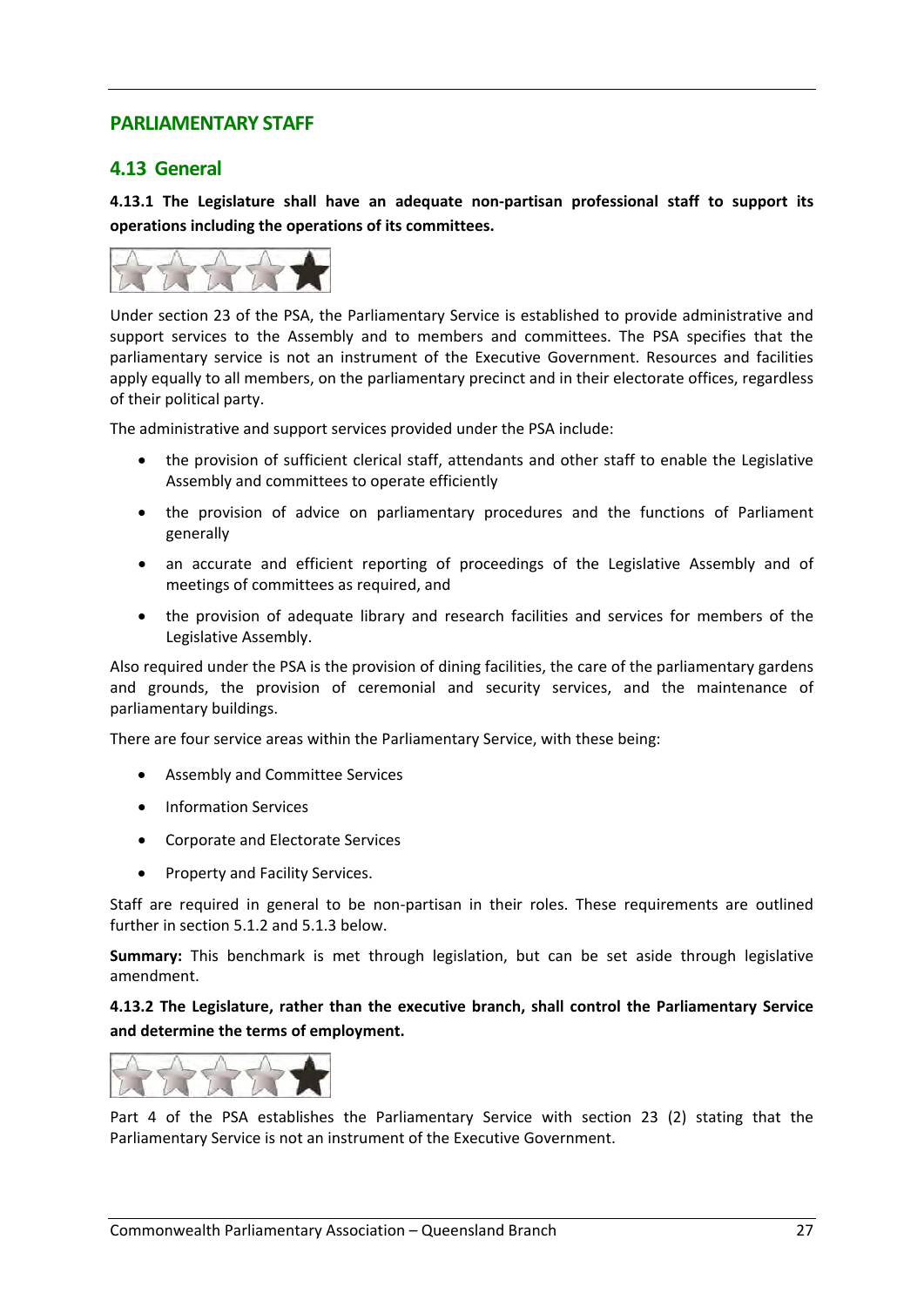## PARLIAMENTARY STAFF

### 4.13 General

**4.13.1 The Legislature shall have an adequate non-partisan professional staff to support its operations including the operations of its committees.**

Under section 23 of the PSA, the Parliamentary Service is established to provide administrative and support services to the Assembly and to members and committees. The PSA specifies that the parliamentary service is not an instrument of the Executive Government. Resources and facilities apply equally to all members, on the parliamentary precinct and in their electorate offices, regardless of their political party.

The administrative and support services provided under the PSA include:

- the provision of sufficient clerical staff, attendants and other staff to enable the Legislative Assembly and committees to operate efficiently
- the provision of advice on parliamentary procedures and the functions of Parliament generally
- an accurate and efficient reporting of proceedings of the Legislative Assembly and of meetings of committees as required, and
- the provision of adequate library and research facilities and services for members of the Legislative Assembly.

Also required under the PSA is the provision of dining facilities, the care of the parliamentary gardens and grounds, the provision of ceremonial and security services, and the maintenance of parliamentary buildings.

There are four service areas within the Parliamentary Service, with these being:

- Assembly and Committee Services
- Information Services
- Corporate and Electorate Services
- Property and Facility Services.

Staff are required in general to be non-partisan in their roles. These requirements are outlined further in section 5.1.2 and 5.1.3 below.

**Summary:** This benchmark is met through legislation, but can be set aside through legislative amendment.

**4.13.2 The Legislature, rather than the executive branch, shall control the Parliamentary Service and determine the terms of employment.**

Part 4 of the PSA establishes the Parliamentary Service with section 23 (2) stating that the Parliamentary Service is not an instrument of the Executive Government.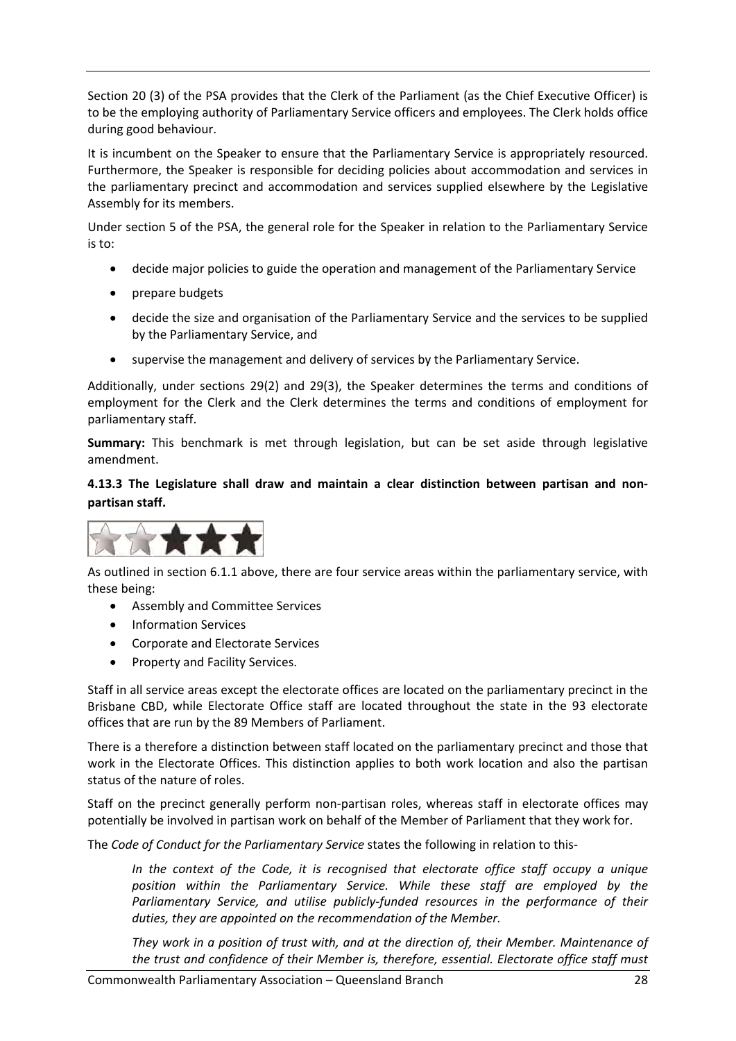Section 20 (3) of the PSA provides that the Clerk of the Parliament (as the Chief Executive Officer) is to be the employing authority of Parliamentary Service officers and employees. The Clerk holds office during good behaviour.

It is incumbent on the Speaker to ensure that the Parliamentary Service is appropriately resourced. Furthermore, the Speaker is responsible for deciding policies about accommodation and services in the parliamentary precinct and accommodation and services supplied elsewhere by the Legislative Assembly for its members.

Under section 5 of the PSA, the general role for the Speaker in relation to the Parliamentary Service is to:

- decide major policies to guide the operation and management of the Parliamentary Service
- prepare budgets
- decide the size and organisation of the Parliamentary Service and the services to be supplied by the Parliamentary Service, and
- supervise the management and delivery of services by the Parliamentary Service.

Additionally, under sections 29(2) and 29(3), the Speaker determines the terms and conditions of employment for the Clerk and the Clerk determines the terms and conditions of employment for parliamentary staff.

**Summary:** This benchmark is met through legislation, but can be set aside through legislative amendment.

**4.13.3 The Legislature shall draw and maintain a clear distinction between partisan and non-partisan staff.**

As outlined in section 6.1.1 above, there are four service areas within the parliamentary service, with these being:

- Assembly and Committee Services
- Information Services
- Corporate and Electorate Services
- Property and Facility Services.

Staff in all service areas except the electorate offices are located on the parliamentary precinct in the Brisbane CBD, while Electorate Office staff are located throughout the state in the 93 electorate offices that are run by the 89 Members of Parliament.

There is a therefore a distinction between staff located on the parliamentary precinct and those that work in the Electorate Offices. This distinction applies to both work location and also the partisan status of the nature of roles.

Staff on the precinct generally perform non-partisan roles, whereas staff in electorate offices may potentially be involved in partisan work on behalf of the Member of Parliament that they work for.

The *Code of Conduct for the Parliamentary Service* states the following in relation to this-

> *In the context of the Code, it is recognised that electorate office staff occupy a unique position within the Parliamentary Service. While these staff are employed by the Parliamentary Service, and utilise publicly-funded resources in the performance of their duties, they are appointed on the recommendation of the Member.*
>
> *They work in a position of trust with, and at the direction of, their Member. Maintenance of the trust and confidence of their Member is, therefore, essential. Electorate office staff must*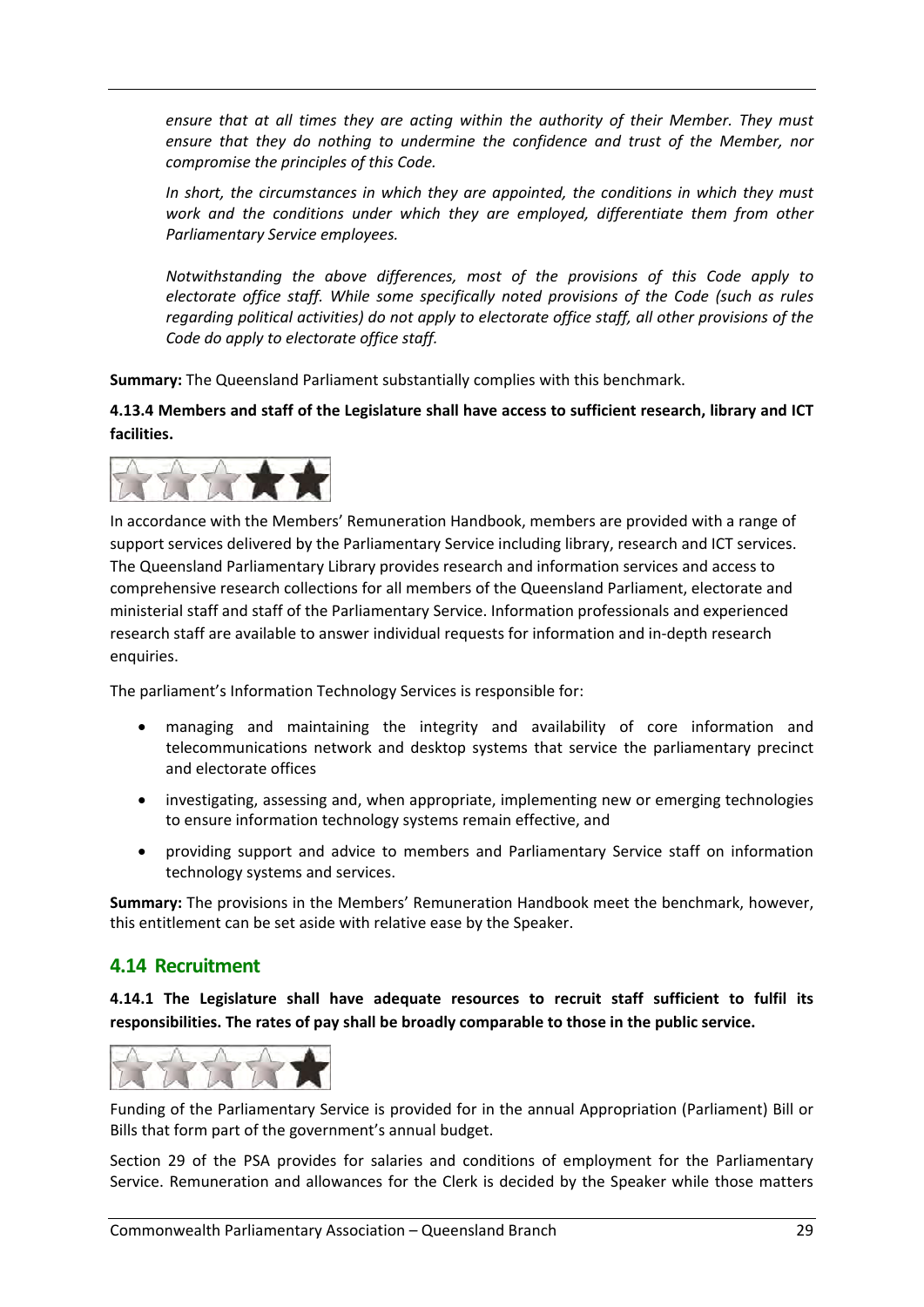*ensure that at all times they are acting within the authority of their Member. They must ensure that they do nothing to undermine the confidence and trust of the Member, nor compromise the principles of this Code.*

*In short, the circumstances in which they are appointed, the conditions in which they must work and the conditions under which they are employed, differentiate them from other Parliamentary Service employees.*

*Notwithstanding the above differences, most of the provisions of this Code apply to electorate office staff. While some specifically noted provisions of the Code (such as rules regarding political activities) do not apply to electorate office staff, all other provisions of the Code do apply to electorate office staff.*

**Summary:** The Queensland Parliament substantially complies with this benchmark.

**4.13.4 Members and staff of the Legislature shall have access to sufficient research, library and ICT facilities.**

In accordance with the Members' Remuneration Handbook, members are provided with a range of support services delivered by the Parliamentary Service including library, research and ICT services. The Queensland Parliamentary Library provides research and information services and access to comprehensive research collections for all members of the Queensland Parliament, electorate and ministerial staff and staff of the Parliamentary Service. Information professionals and experienced research staff are available to answer individual requests for information and in-depth research enquiries.

The parliament's Information Technology Services is responsible for:

- managing and maintaining the integrity and availability of core information and telecommunications network and desktop systems that service the parliamentary precinct and electorate offices
- investigating, assessing and, when appropriate, implementing new or emerging technologies to ensure information technology systems remain effective, and
- providing support and advice to members and Parliamentary Service staff on information technology systems and services.

**Summary:** The provisions in the Members' Remuneration Handbook meet the benchmark, however, this entitlement can be set aside with relative ease by the Speaker.

## 4.14 Recruitment

**4.14.1 The Legislature shall have adequate resources to recruit staff sufficient to fulfil its responsibilities. The rates of pay shall be broadly comparable to those in the public service.**

Funding of the Parliamentary Service is provided for in the annual Appropriation (Parliament) Bill or Bills that form part of the government's annual budget.

Section 29 of the PSA provides for salaries and conditions of employment for the Parliamentary Service. Remuneration and allowances for the Clerk is decided by the Speaker while those matters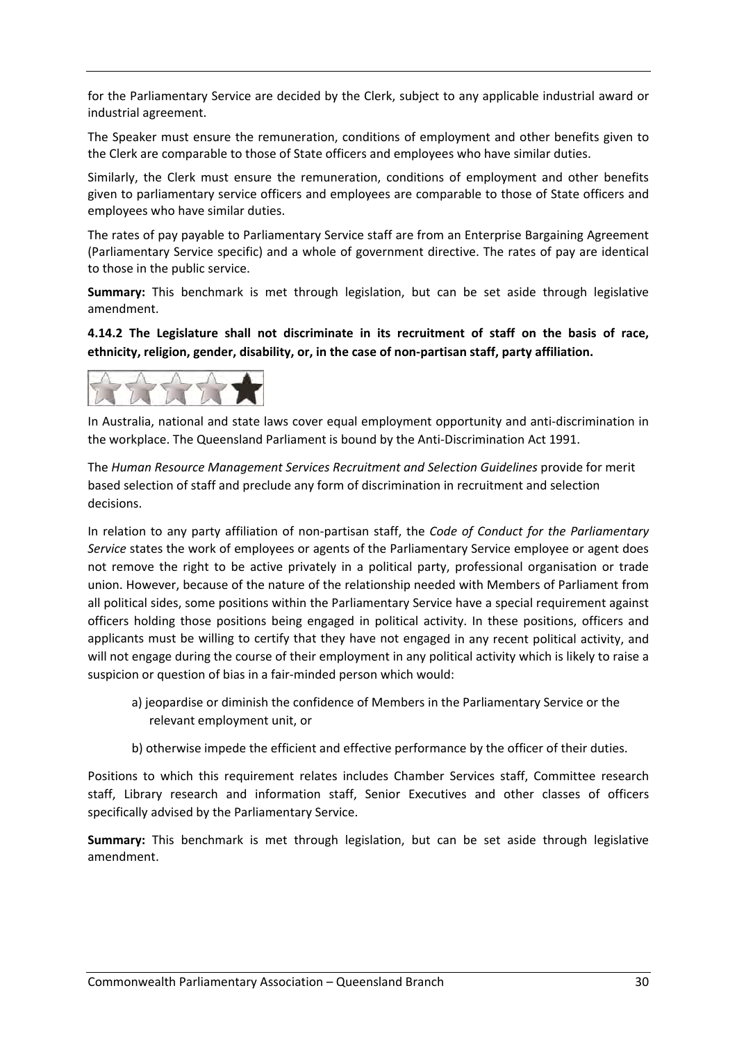for the Parliamentary Service are decided by the Clerk, subject to any applicable industrial award or industrial agreement.

The Speaker must ensure the remuneration, conditions of employment and other benefits given to the Clerk are comparable to those of State officers and employees who have similar duties.

Similarly, the Clerk must ensure the remuneration, conditions of employment and other benefits given to parliamentary service officers and employees are comparable to those of State officers and employees who have similar duties.

The rates of pay payable to Parliamentary Service staff are from an Enterprise Bargaining Agreement (Parliamentary Service specific) and a whole of government directive. The rates of pay are identical to those in the public service.

**Summary:** This benchmark is met through legislation, but can be set aside through legislative amendment.

**4.14.2 The Legislature shall not discriminate in its recruitment of staff on the basis of race, ethnicity, religion, gender, disability, or, in the case of non-partisan staff, party affiliation.**

In Australia, national and state laws cover equal employment opportunity and anti-discrimination in the workplace. The Queensland Parliament is bound by the Anti-Discrimination Act 1991.

The *Human Resource Management Services Recruitment and Selection Guidelines* provide for merit based selection of staff and preclude any form of discrimination in recruitment and selection decisions.

In relation to any party affiliation of non-partisan staff, the *Code of Conduct for the Parliamentary Service* states the work of employees or agents of the Parliamentary Service employee or agent does not remove the right to be active privately in a political party, professional organisation or trade union. However, because of the nature of the relationship needed with Members of Parliament from all political sides, some positions within the Parliamentary Service have a special requirement against officers holding those positions being engaged in political activity. In these positions, officers and applicants must be willing to certify that they have not engaged in any recent political activity, and will not engage during the course of their employment in any political activity which is likely to raise a suspicion or question of bias in a fair-minded person which would:

a) jeopardise or diminish the confidence of Members in the Parliamentary Service or the relevant employment unit, or

b) otherwise impede the efficient and effective performance by the officer of their duties.

Positions to which this requirement relates includes Chamber Services staff, Committee research staff, Library research and information staff, Senior Executives and other classes of officers specifically advised by the Parliamentary Service.

**Summary:** This benchmark is met through legislation, but can be set aside through legislative amendment.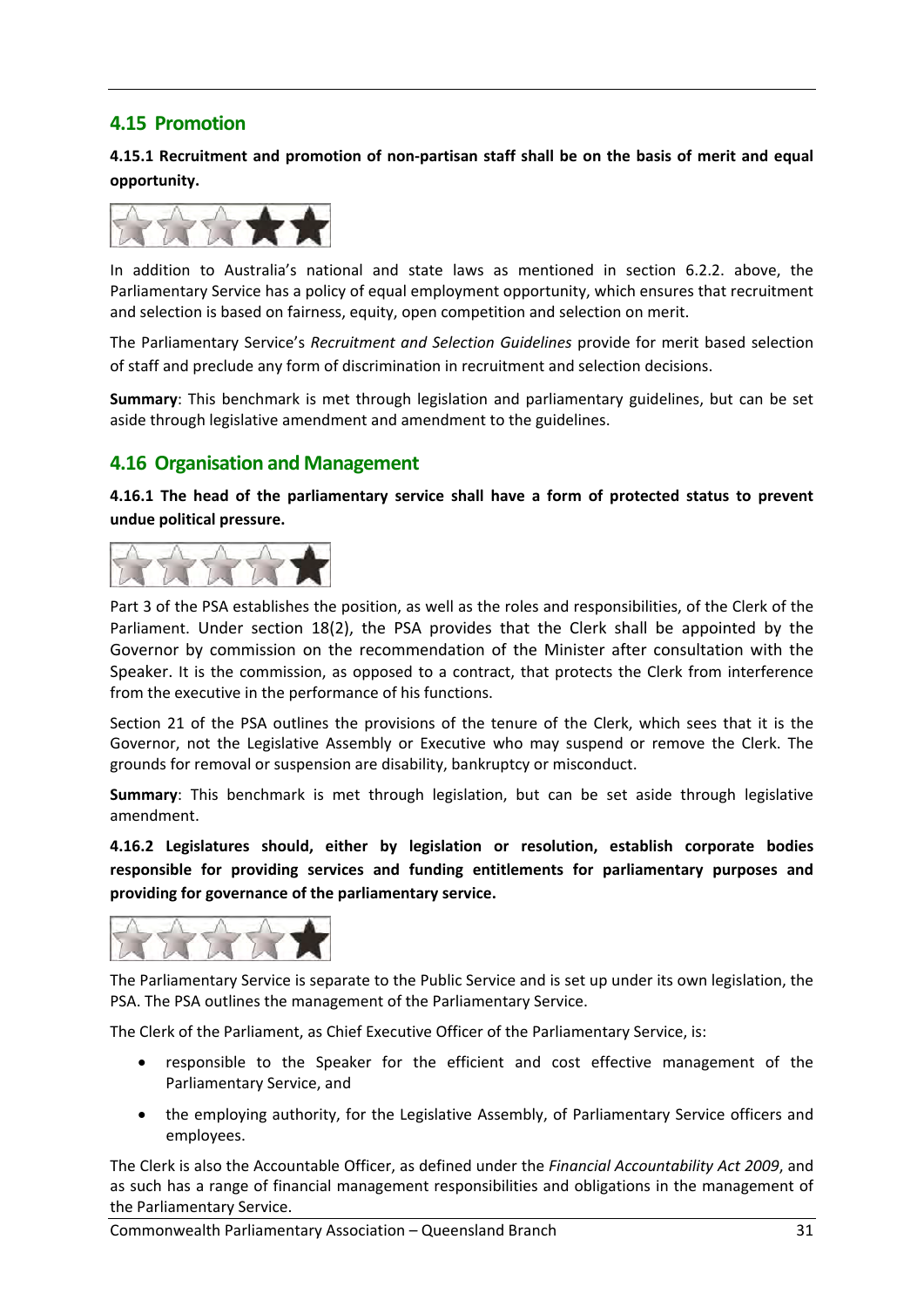## 4.15 Promotion

**4.15.1 Recruitment and promotion of non-partisan staff shall be on the basis of merit and equal opportunity.**

In addition to Australia's national and state laws as mentioned in section 6.2.2. above, the Parliamentary Service has a policy of equal employment opportunity, which ensures that recruitment and selection is based on fairness, equity, open competition and selection on merit.

The Parliamentary Service's *Recruitment and Selection Guidelines* provide for merit based selection of staff and preclude any form of discrimination in recruitment and selection decisions.

**Summary**: This benchmark is met through legislation and parliamentary guidelines, but can be set aside through legislative amendment and amendment to the guidelines.

## 4.16 Organisation and Management

**4.16.1 The head of the parliamentary service shall have a form of protected status to prevent undue political pressure.**

Part 3 of the PSA establishes the position, as well as the roles and responsibilities, of the Clerk of the Parliament. Under section 18(2), the PSA provides that the Clerk shall be appointed by the Governor by commission on the recommendation of the Minister after consultation with the Speaker. It is the commission, as opposed to a contract, that protects the Clerk from interference from the executive in the performance of his functions.

Section 21 of the PSA outlines the provisions of the tenure of the Clerk, which sees that it is the Governor, not the Legislative Assembly or Executive who may suspend or remove the Clerk. The grounds for removal or suspension are disability, bankruptcy or misconduct.

**Summary**: This benchmark is met through legislation, but can be set aside through legislative amendment.

**4.16.2 Legislatures should, either by legislation or resolution, establish corporate bodies responsible for providing services and funding entitlements for parliamentary purposes and providing for governance of the parliamentary service.**

The Parliamentary Service is separate to the Public Service and is set up under its own legislation, the PSA. The PSA outlines the management of the Parliamentary Service.

The Clerk of the Parliament, as Chief Executive Officer of the Parliamentary Service, is:

- responsible to the Speaker for the efficient and cost effective management of the Parliamentary Service, and
- the employing authority, for the Legislative Assembly, of Parliamentary Service officers and employees.

The Clerk is also the Accountable Officer, as defined under the *Financial Accountability Act 2009*, and as such has a range of financial management responsibilities and obligations in the management of the Parliamentary Service.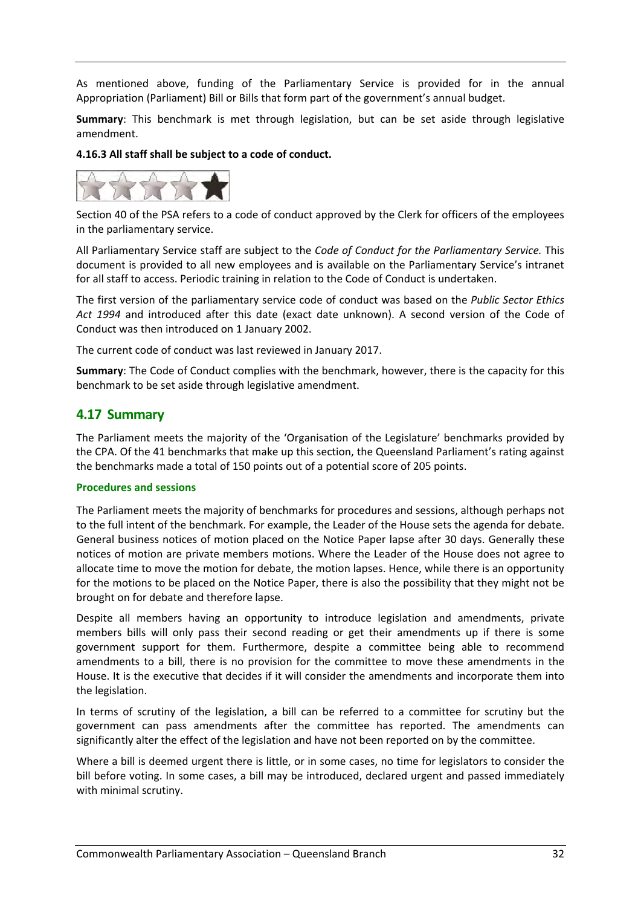As mentioned above, funding of the Parliamentary Service is provided for in the annual Appropriation (Parliament) Bill or Bills that form part of the government's annual budget.

**Summary**: This benchmark is met through legislation, but can be set aside through legislative amendment.

**4.16.3 All staff shall be subject to a code of conduct.**

Section 40 of the PSA refers to a code of conduct approved by the Clerk for officers of the employees in the parliamentary service.

All Parliamentary Service staff are subject to the *Code of Conduct for the Parliamentary Service.* This document is provided to all new employees and is available on the Parliamentary Service's intranet for all staff to access. Periodic training in relation to the Code of Conduct is undertaken.

The first version of the parliamentary service code of conduct was based on the *Public Sector Ethics Act 1994* and introduced after this date (exact date unknown). A second version of the Code of Conduct was then introduced on 1 January 2002.

The current code of conduct was last reviewed in January 2017.

**Summary**: The Code of Conduct complies with the benchmark, however, there is the capacity for this benchmark to be set aside through legislative amendment.

## 4.17 Summary

The Parliament meets the majority of the 'Organisation of the Legislature' benchmarks provided by the CPA. Of the 41 benchmarks that make up this section, the Queensland Parliament's rating against the benchmarks made a total of 150 points out of a potential score of 205 points.

#### Procedures and sessions

The Parliament meets the majority of benchmarks for procedures and sessions, although perhaps not to the full intent of the benchmark. For example, the Leader of the House sets the agenda for debate. General business notices of motion placed on the Notice Paper lapse after 30 days. Generally these notices of motion are private members motions. Where the Leader of the House does not agree to allocate time to move the motion for debate, the motion lapses. Hence, while there is an opportunity for the motions to be placed on the Notice Paper, there is also the possibility that they might not be brought on for debate and therefore lapse.

Despite all members having an opportunity to introduce legislation and amendments, private members bills will only pass their second reading or get their amendments up if there is some government support for them. Furthermore, despite a committee being able to recommend amendments to a bill, there is no provision for the committee to move these amendments in the House. It is the executive that decides if it will consider the amendments and incorporate them into the legislation.

In terms of scrutiny of the legislation, a bill can be referred to a committee for scrutiny but the government can pass amendments after the committee has reported. The amendments can significantly alter the effect of the legislation and have not been reported on by the committee.

Where a bill is deemed urgent there is little, or in some cases, no time for legislators to consider the bill before voting. In some cases, a bill may be introduced, declared urgent and passed immediately with minimal scrutiny.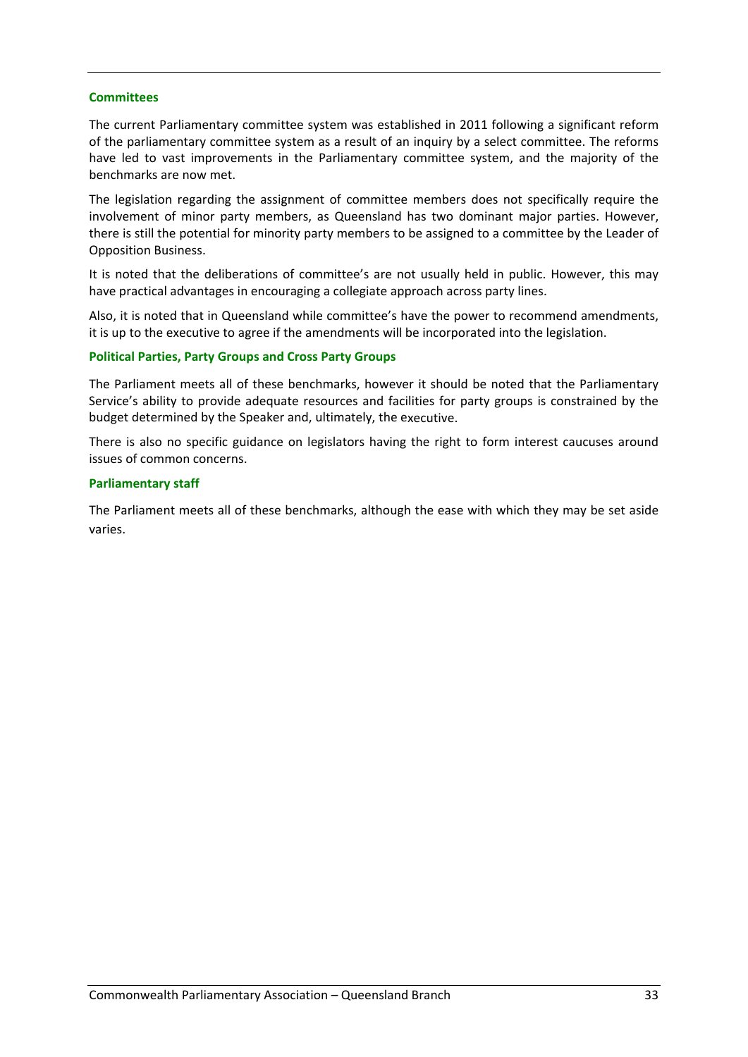### Committees

The current Parliamentary committee system was established in 2011 following a significant reform of the parliamentary committee system as a result of an inquiry by a select committee. The reforms have led to vast improvements in the Parliamentary committee system, and the majority of the benchmarks are now met.

The legislation regarding the assignment of committee members does not specifically require the involvement of minor party members, as Queensland has two dominant major parties. However, there is still the potential for minority party members to be assigned to a committee by the Leader of Opposition Business.

It is noted that the deliberations of committee's are not usually held in public. However, this may have practical advantages in encouraging a collegiate approach across party lines.

Also, it is noted that in Queensland while committee's have the power to recommend amendments, it is up to the executive to agree if the amendments will be incorporated into the legislation.

### Political Parties, Party Groups and Cross Party Groups

The Parliament meets all of these benchmarks, however it should be noted that the Parliamentary Service's ability to provide adequate resources and facilities for party groups is constrained by the budget determined by the Speaker and, ultimately, the executive.

There is also no specific guidance on legislators having the right to form interest caucuses around issues of common concerns.

### Parliamentary staff

The Parliament meets all of these benchmarks, although the ease with which they may be set aside varies.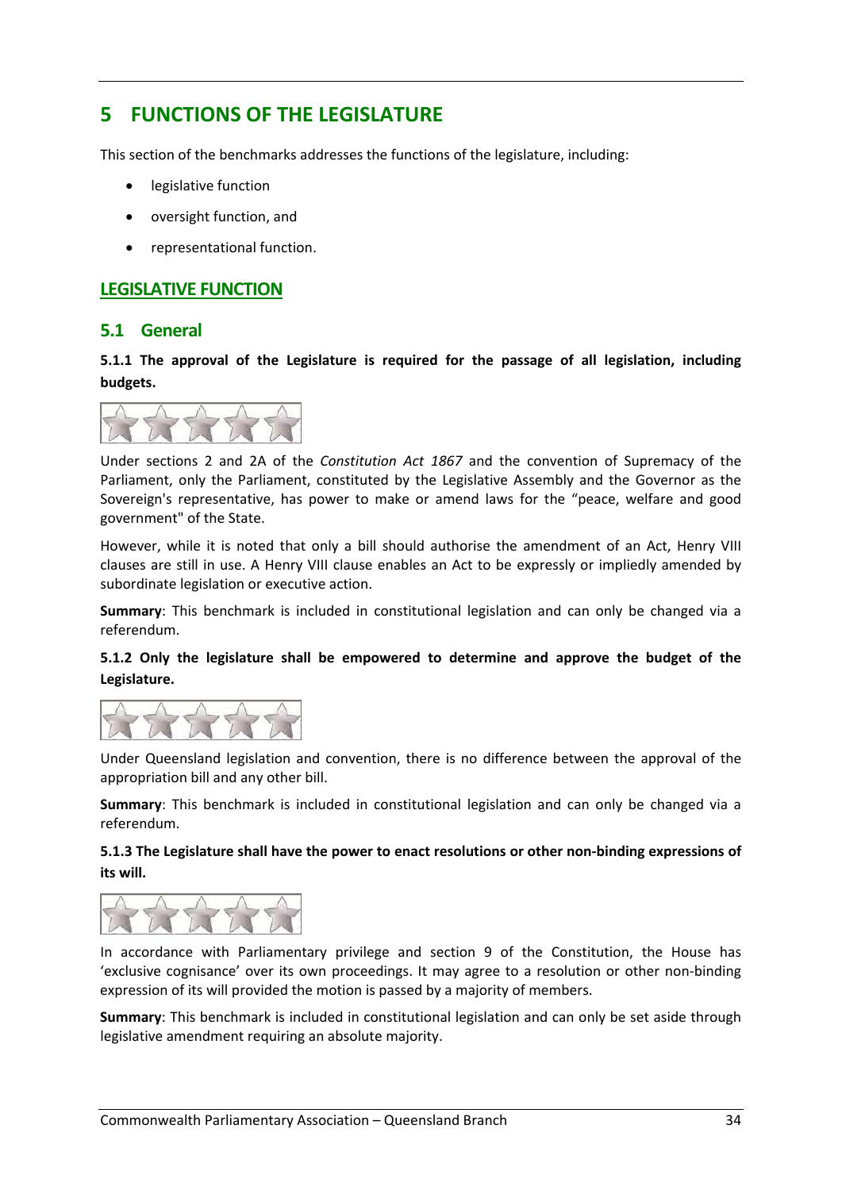# 5 FUNCTIONS OF THE LEGISLATURE

This section of the benchmarks addresses the functions of the legislature, including:

- legislative function
- oversight function, and
- representational function.

## LEGISLATIVE FUNCTION

### 5.1 General

**5.1.1 The approval of the Legislature is required for the passage of all legislation, including budgets.**

Under sections 2 and 2A of the *Constitution Act 1867* and the convention of Supremacy of the Parliament, only the Parliament, constituted by the Legislative Assembly and the Governor as the Sovereign's representative, has power to make or amend laws for the "peace, welfare and good government" of the State.

However, while it is noted that only a bill should authorise the amendment of an Act, Henry VIII clauses are still in use. A Henry VIII clause enables an Act to be expressly or impliedly amended by subordinate legislation or executive action.

**Summary**: This benchmark is included in constitutional legislation and can only be changed via a referendum.

**5.1.2 Only the legislature shall be empowered to determine and approve the budget of the Legislature.**

Under Queensland legislation and convention, there is no difference between the approval of the appropriation bill and any other bill.

**Summary**: This benchmark is included in constitutional legislation and can only be changed via a referendum.

**5.1.3 The Legislature shall have the power to enact resolutions or other non-binding expressions of its will.**

In accordance with Parliamentary privilege and section 9 of the Constitution, the House has 'exclusive cognisance' over its own proceedings. It may agree to a resolution or other non-binding expression of its will provided the motion is passed by a majority of members.

**Summary**: This benchmark is included in constitutional legislation and can only be set aside through legislative amendment requiring an absolute majority.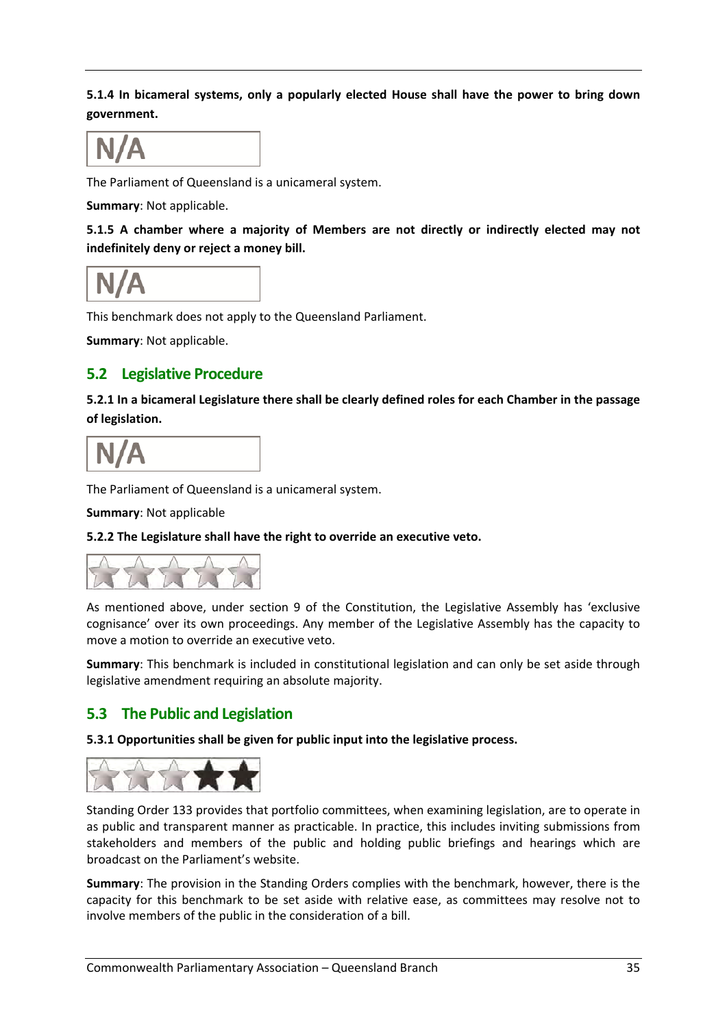**5.1.4 In bicameral systems, only a popularly elected House shall have the power to bring down government.**

N/A

The Parliament of Queensland is a unicameral system.

**Summary**: Not applicable.

**5.1.5 A chamber where a majority of Members are not directly or indirectly elected may not indefinitely deny or reject a money bill.**

N/A

This benchmark does not apply to the Queensland Parliament.

**Summary**: Not applicable.

## 5.2 Legislative Procedure

**5.2.1 In a bicameral Legislature there shall be clearly defined roles for each Chamber in the passage of legislation.**

N/A

The Parliament of Queensland is a unicameral system.

**Summary**: Not applicable

**5.2.2 The Legislature shall have the right to override an executive veto.**

As mentioned above, under section 9 of the Constitution, the Legislative Assembly has 'exclusive cognisance' over its own proceedings. Any member of the Legislative Assembly has the capacity to move a motion to override an executive veto.

**Summary**: This benchmark is included in constitutional legislation and can only be set aside through legislative amendment requiring an absolute majority.

## 5.3 The Public and Legislation

**5.3.1 Opportunities shall be given for public input into the legislative process.**

Standing Order 133 provides that portfolio committees, when examining legislation, are to operate in as public and transparent manner as practicable. In practice, this includes inviting submissions from stakeholders and members of the public and holding public briefings and hearings which are broadcast on the Parliament's website.

**Summary**: The provision in the Standing Orders complies with the benchmark, however, there is the capacity for this benchmark to be set aside with relative ease, as committees may resolve not to involve members of the public in the consideration of a bill.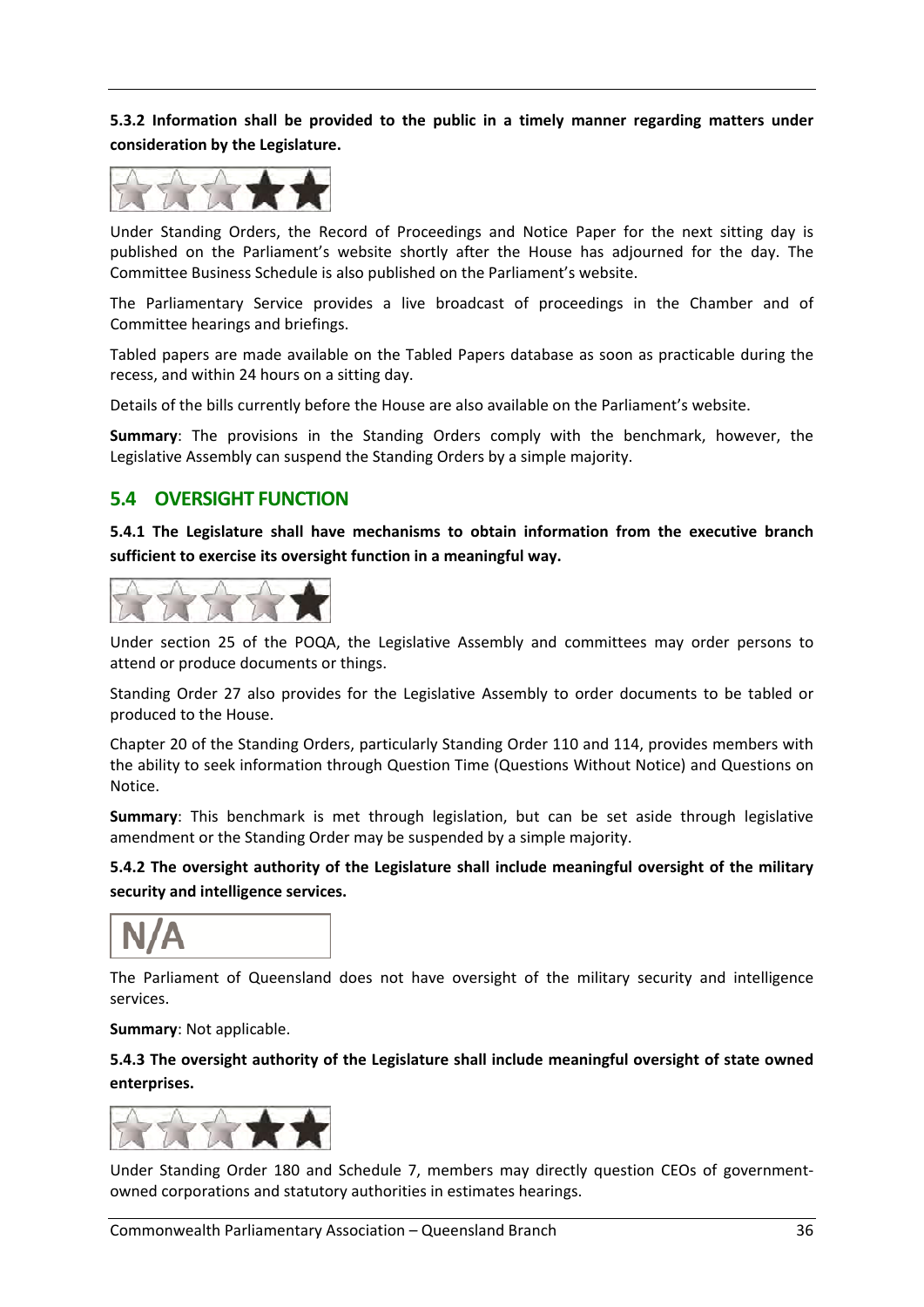**5.3.2 Information shall be provided to the public in a timely manner regarding matters under consideration by the Legislature.**

Under Standing Orders, the Record of Proceedings and Notice Paper for the next sitting day is published on the Parliament's website shortly after the House has adjourned for the day. The Committee Business Schedule is also published on the Parliament's website.

The Parliamentary Service provides a live broadcast of proceedings in the Chamber and of Committee hearings and briefings.

Tabled papers are made available on the Tabled Papers database as soon as practicable during the recess, and within 24 hours on a sitting day.

Details of the bills currently before the House are also available on the Parliament's website.

**Summary**: The provisions in the Standing Orders comply with the benchmark, however, the Legislative Assembly can suspend the Standing Orders by a simple majority.

## 5.4 OVERSIGHT FUNCTION

**5.4.1 The Legislature shall have mechanisms to obtain information from the executive branch sufficient to exercise its oversight function in a meaningful way.**

Under section 25 of the POQA, the Legislative Assembly and committees may order persons to attend or produce documents or things.

Standing Order 27 also provides for the Legislative Assembly to order documents to be tabled or produced to the House.

Chapter 20 of the Standing Orders, particularly Standing Order 110 and 114, provides members with the ability to seek information through Question Time (Questions Without Notice) and Questions on Notice.

**Summary**: This benchmark is met through legislation, but can be set aside through legislative amendment or the Standing Order may be suspended by a simple majority.

**5.4.2 The oversight authority of the Legislature shall include meaningful oversight of the military security and intelligence services.**

N/A

The Parliament of Queensland does not have oversight of the military security and intelligence services.

**Summary**: Not applicable.

**5.4.3 The oversight authority of the Legislature shall include meaningful oversight of state owned enterprises.**

Under Standing Order 180 and Schedule 7, members may directly question CEOs of government-owned corporations and statutory authorities in estimates hearings.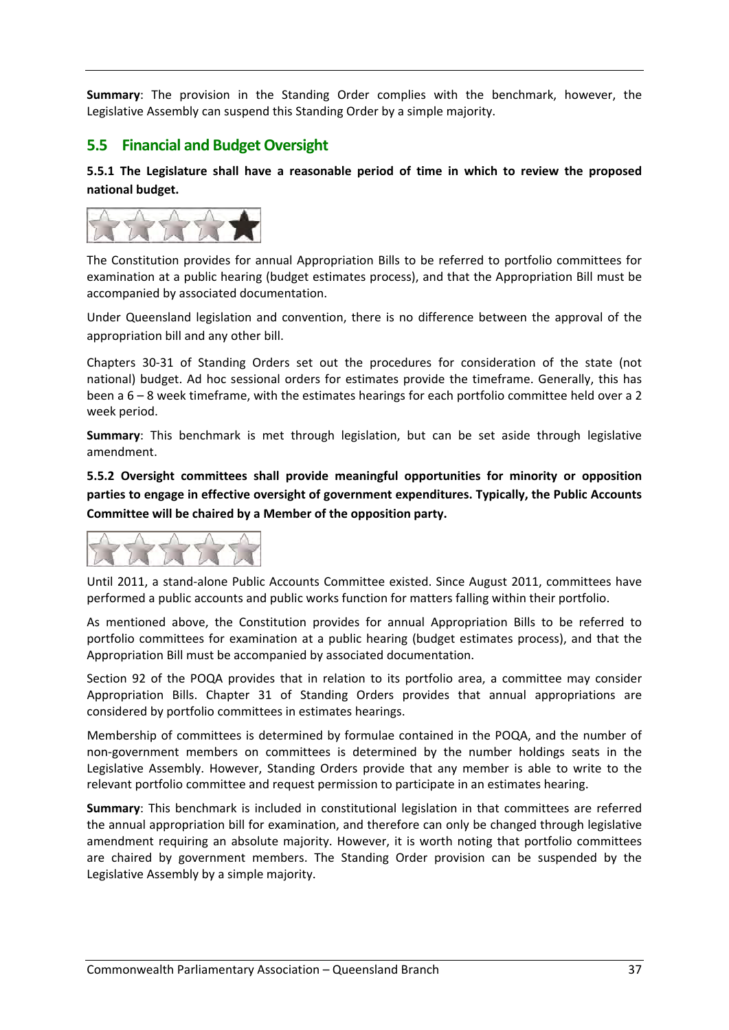**Summary**: The provision in the Standing Order complies with the benchmark, however, the Legislative Assembly can suspend this Standing Order by a simple majority.

## 5.5 Financial and Budget Oversight

**5.5.1 The Legislature shall have a reasonable period of time in which to review the proposed national budget.**

The Constitution provides for annual Appropriation Bills to be referred to portfolio committees for examination at a public hearing (budget estimates process), and that the Appropriation Bill must be accompanied by associated documentation.

Under Queensland legislation and convention, there is no difference between the approval of the appropriation bill and any other bill.

Chapters 30-31 of Standing Orders set out the procedures for consideration of the state (not national) budget. Ad hoc sessional orders for estimates provide the timeframe. Generally, this has been a 6 – 8 week timeframe, with the estimates hearings for each portfolio committee held over a 2 week period.

**Summary**: This benchmark is met through legislation, but can be set aside through legislative amendment.

**5.5.2 Oversight committees shall provide meaningful opportunities for minority or opposition parties to engage in effective oversight of government expenditures. Typically, the Public Accounts Committee will be chaired by a Member of the opposition party.**

Until 2011, a stand-alone Public Accounts Committee existed. Since August 2011, committees have performed a public accounts and public works function for matters falling within their portfolio.

As mentioned above, the Constitution provides for annual Appropriation Bills to be referred to portfolio committees for examination at a public hearing (budget estimates process), and that the Appropriation Bill must be accompanied by associated documentation.

Section 92 of the POQA provides that in relation to its portfolio area, a committee may consider Appropriation Bills. Chapter 31 of Standing Orders provides that annual appropriations are considered by portfolio committees in estimates hearings.

Membership of committees is determined by formulae contained in the POQA, and the number of non-government members on committees is determined by the number holdings seats in the Legislative Assembly. However, Standing Orders provide that any member is able to write to the relevant portfolio committee and request permission to participate in an estimates hearing.

**Summary**: This benchmark is included in constitutional legislation in that committees are referred the annual appropriation bill for examination, and therefore can only be changed through legislative amendment requiring an absolute majority. However, it is worth noting that portfolio committees are chaired by government members. The Standing Order provision can be suspended by the Legislative Assembly by a simple majority.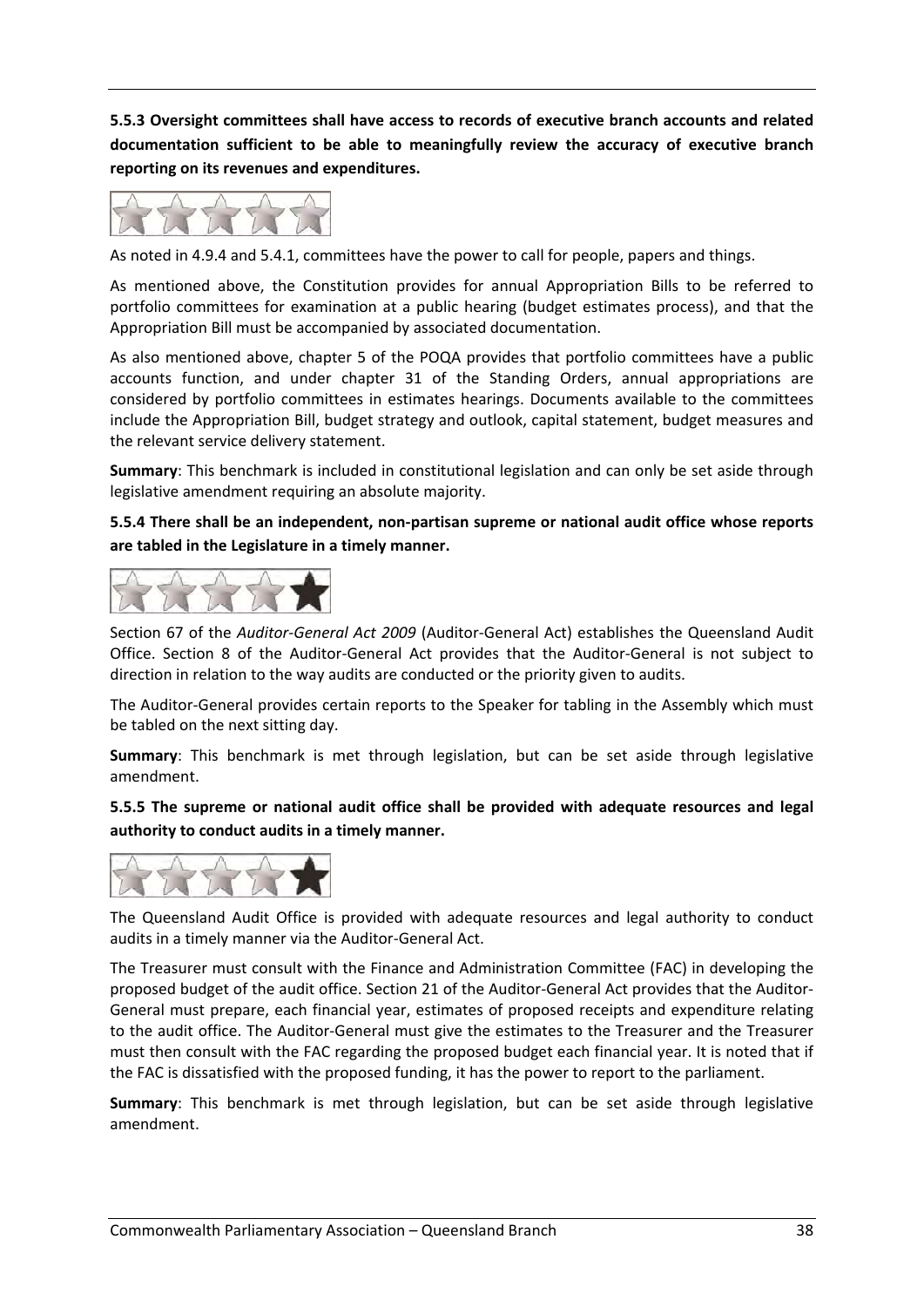**5.5.3 Oversight committees shall have access to records of executive branch accounts and related documentation sufficient to be able to meaningfully review the accuracy of executive branch reporting on its revenues and expenditures.**

As noted in 4.9.4 and 5.4.1, committees have the power to call for people, papers and things.

As mentioned above, the Constitution provides for annual Appropriation Bills to be referred to portfolio committees for examination at a public hearing (budget estimates process), and that the Appropriation Bill must be accompanied by associated documentation.

As also mentioned above, chapter 5 of the POQA provides that portfolio committees have a public accounts function, and under chapter 31 of the Standing Orders, annual appropriations are considered by portfolio committees in estimates hearings. Documents available to the committees include the Appropriation Bill, budget strategy and outlook, capital statement, budget measures and the relevant service delivery statement.

**Summary**: This benchmark is included in constitutional legislation and can only be set aside through legislative amendment requiring an absolute majority.

**5.5.4 There shall be an independent, non-partisan supreme or national audit office whose reports are tabled in the Legislature in a timely manner.**

Section 67 of the *Auditor-General Act 2009* (Auditor-General Act) establishes the Queensland Audit Office. Section 8 of the Auditor-General Act provides that the Auditor-General is not subject to direction in relation to the way audits are conducted or the priority given to audits.

The Auditor-General provides certain reports to the Speaker for tabling in the Assembly which must be tabled on the next sitting day.

**Summary**: This benchmark is met through legislation, but can be set aside through legislative amendment.

**5.5.5 The supreme or national audit office shall be provided with adequate resources and legal authority to conduct audits in a timely manner.**

The Queensland Audit Office is provided with adequate resources and legal authority to conduct audits in a timely manner via the Auditor-General Act.

The Treasurer must consult with the Finance and Administration Committee (FAC) in developing the proposed budget of the audit office. Section 21 of the Auditor-General Act provides that the Auditor-General must prepare, each financial year, estimates of proposed receipts and expenditure relating to the audit office. The Auditor-General must give the estimates to the Treasurer and the Treasurer must then consult with the FAC regarding the proposed budget each financial year. It is noted that if the FAC is dissatisfied with the proposed funding, it has the power to report to the parliament.

**Summary**: This benchmark is met through legislation, but can be set aside through legislative amendment.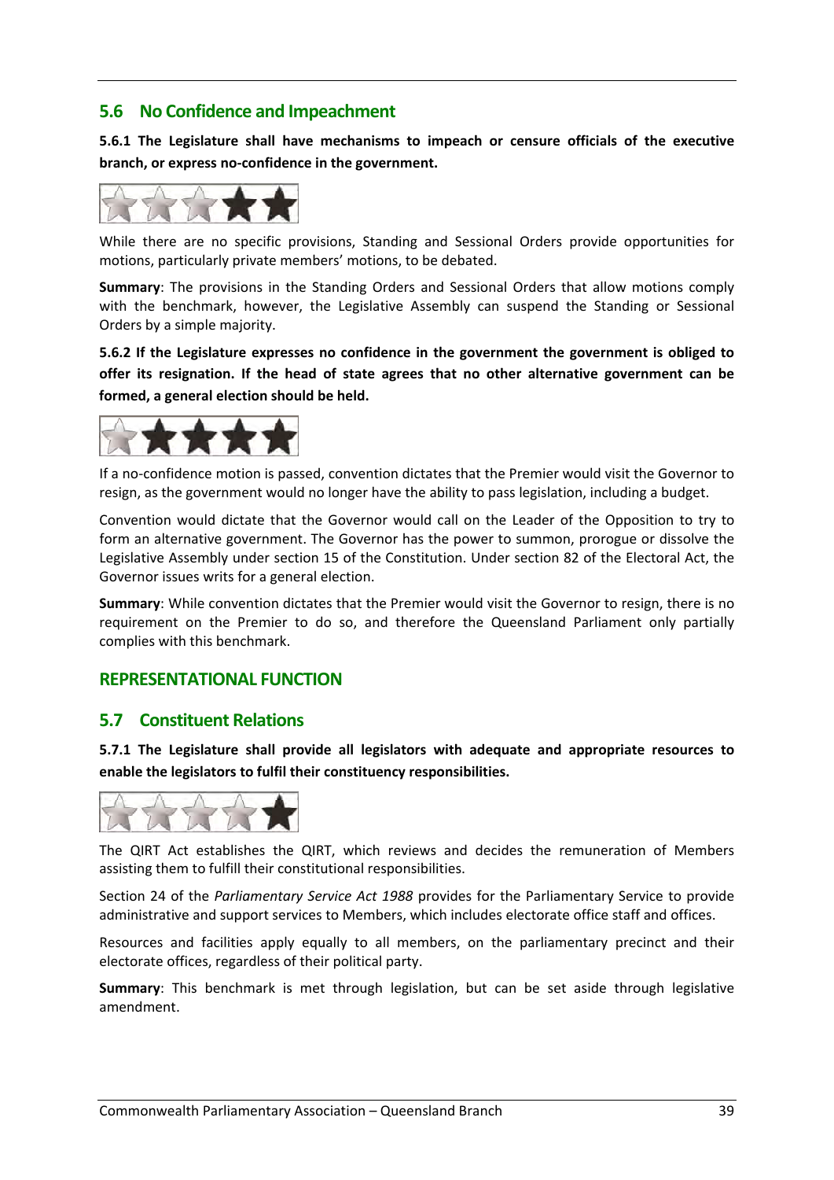## 5.6 No Confidence and Impeachment

**5.6.1 The Legislature shall have mechanisms to impeach or censure officials of the executive branch, or express no-confidence in the government.**

While there are no specific provisions, Standing and Sessional Orders provide opportunities for motions, particularly private members' motions, to be debated.

**Summary**: The provisions in the Standing Orders and Sessional Orders that allow motions comply with the benchmark, however, the Legislative Assembly can suspend the Standing or Sessional Orders by a simple majority.

**5.6.2 If the Legislature expresses no confidence in the government the government is obliged to offer its resignation. If the head of state agrees that no other alternative government can be formed, a general election should be held.**

If a no-confidence motion is passed, convention dictates that the Premier would visit the Governor to resign, as the government would no longer have the ability to pass legislation, including a budget.

Convention would dictate that the Governor would call on the Leader of the Opposition to try to form an alternative government. The Governor has the power to summon, prorogue or dissolve the Legislative Assembly under section 15 of the Constitution. Under section 82 of the Electoral Act, the Governor issues writs for a general election.

**Summary**: While convention dictates that the Premier would visit the Governor to resign, there is no requirement on the Premier to do so, and therefore the Queensland Parliament only partially complies with this benchmark.

## REPRESENTATIONAL FUNCTION

## 5.7 Constituent Relations

**5.7.1 The Legislature shall provide all legislators with adequate and appropriate resources to enable the legislators to fulfil their constituency responsibilities.**

The QIRT Act establishes the QIRT, which reviews and decides the remuneration of Members assisting them to fulfill their constitutional responsibilities.

Section 24 of the *Parliamentary Service Act 1988* provides for the Parliamentary Service to provide administrative and support services to Members, which includes electorate office staff and offices.

Resources and facilities apply equally to all members, on the parliamentary precinct and their electorate offices, regardless of their political party.

**Summary**: This benchmark is met through legislation, but can be set aside through legislative amendment.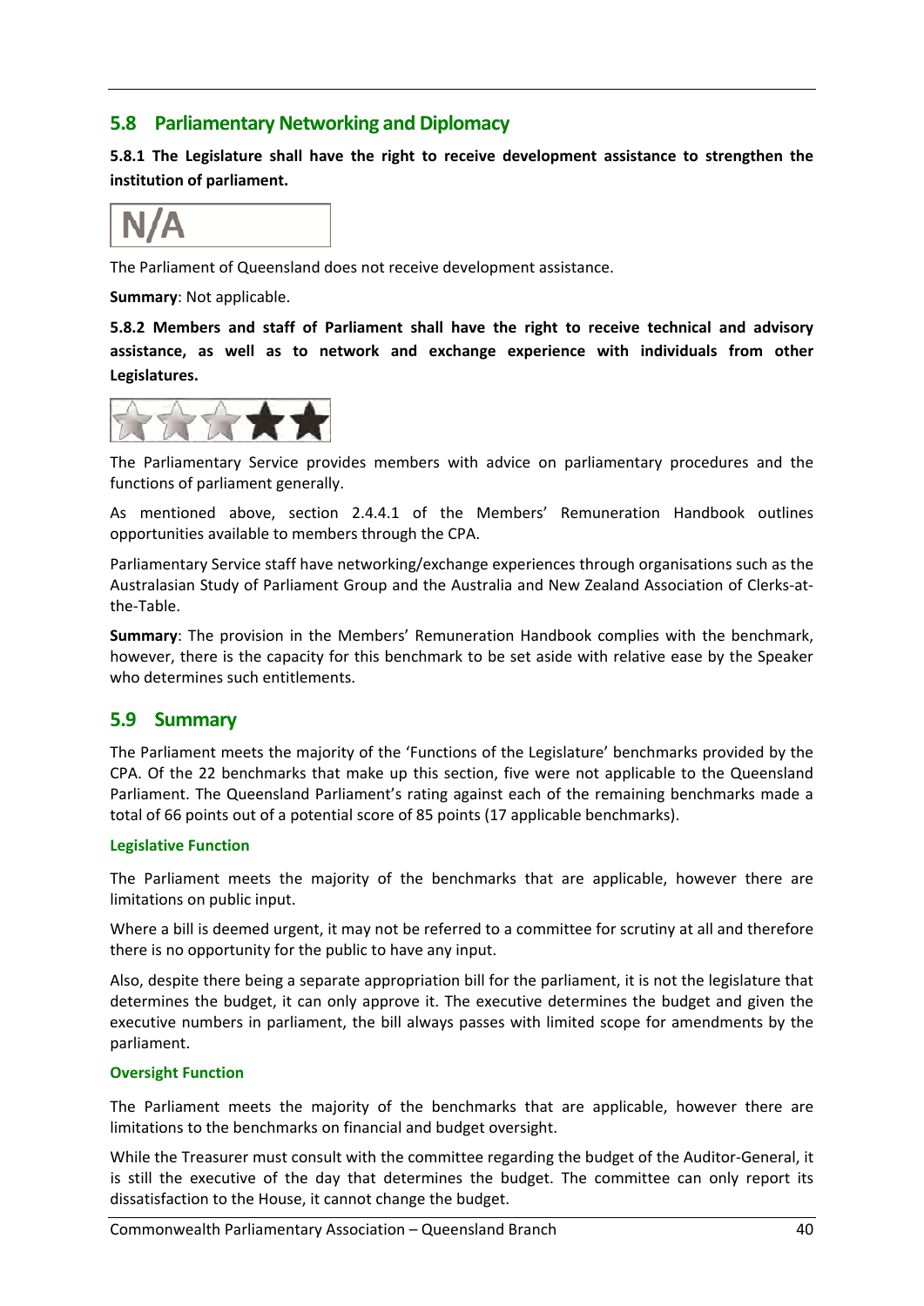## 5.8 Parliamentary Networking and Diplomacy

**5.8.1 The Legislature shall have the right to receive development assistance to strengthen the institution of parliament.**

N/A

The Parliament of Queensland does not receive development assistance.

**Summary**: Not applicable.

**5.8.2 Members and staff of Parliament shall have the right to receive technical and advisory assistance, as well as to network and exchange experience with individuals from other Legislatures.**

The Parliamentary Service provides members with advice on parliamentary procedures and the functions of parliament generally.

As mentioned above, section 2.4.4.1 of the Members' Remuneration Handbook outlines opportunities available to members through the CPA.

Parliamentary Service staff have networking/exchange experiences through organisations such as the Australasian Study of Parliament Group and the Australia and New Zealand Association of Clerks-at-the-Table.

**Summary**: The provision in the Members' Remuneration Handbook complies with the benchmark, however, there is the capacity for this benchmark to be set aside with relative ease by the Speaker who determines such entitlements.

## 5.9 Summary

The Parliament meets the majority of the 'Functions of the Legislature' benchmarks provided by the CPA. Of the 22 benchmarks that make up this section, five were not applicable to the Queensland Parliament. The Queensland Parliament's rating against each of the remaining benchmarks made a total of 66 points out of a potential score of 85 points (17 applicable benchmarks).

### Legislative Function

The Parliament meets the majority of the benchmarks that are applicable, however there are limitations on public input.

Where a bill is deemed urgent, it may not be referred to a committee for scrutiny at all and therefore there is no opportunity for the public to have any input.

Also, despite there being a separate appropriation bill for the parliament, it is not the legislature that determines the budget, it can only approve it. The executive determines the budget and given the executive numbers in parliament, the bill always passes with limited scope for amendments by the parliament.

### Oversight Function

The Parliament meets the majority of the benchmarks that are applicable, however there are limitations to the benchmarks on financial and budget oversight.

While the Treasurer must consult with the committee regarding the budget of the Auditor-General, it is still the executive of the day that determines the budget. The committee can only report its dissatisfaction to the House, it cannot change the budget.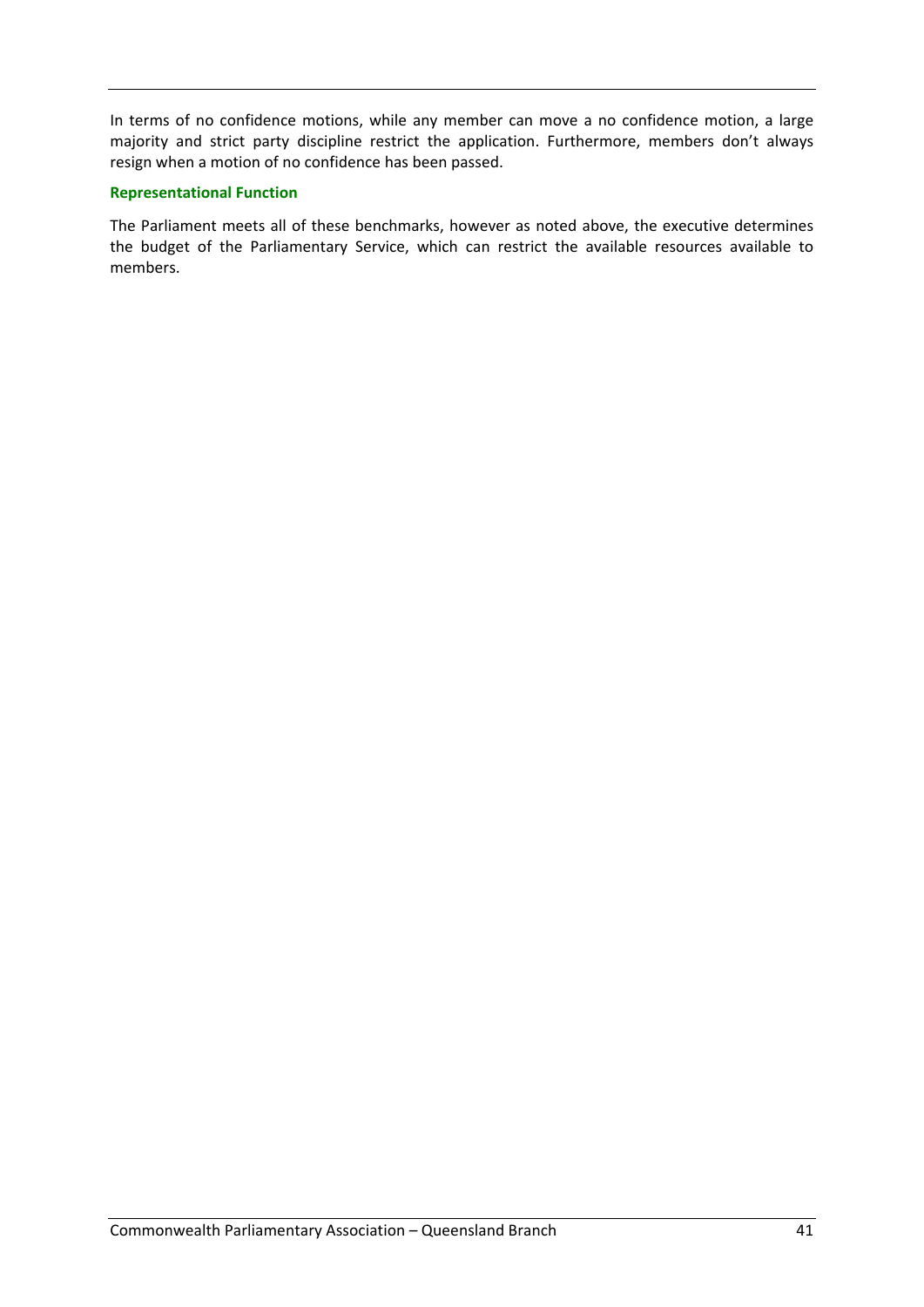In terms of no confidence motions, while any member can move a no confidence motion, a large majority and strict party discipline restrict the application. Furthermore, members don't always resign when a motion of no confidence has been passed.

### Representational Function

The Parliament meets all of these benchmarks, however as noted above, the executive determines the budget of the Parliamentary Service, which can restrict the available resources available to members.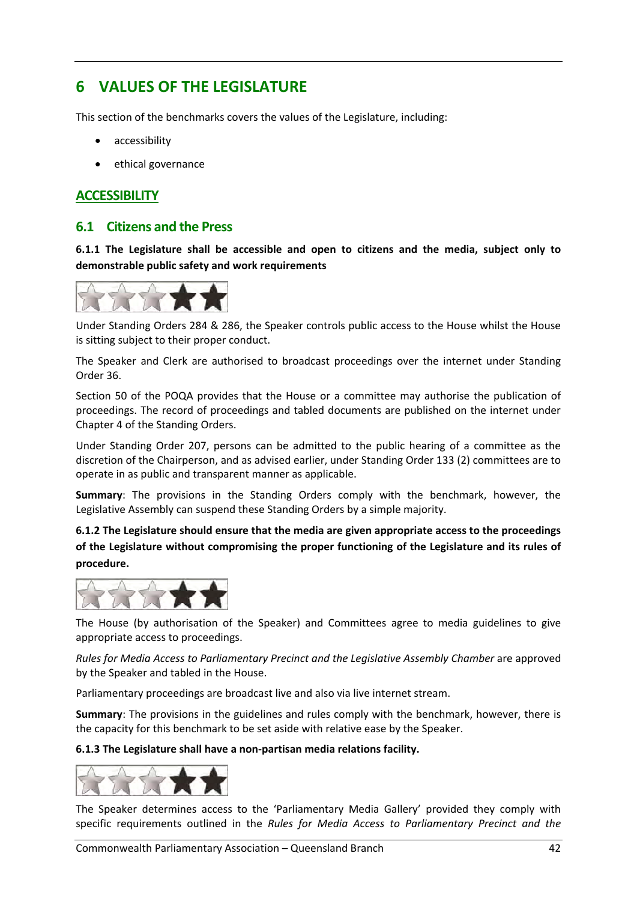## 6 VALUES OF THE LEGISLATURE

This section of the benchmarks covers the values of the Legislature, including:

- accessibility
- ethical governance

### ACCESSIBILITY

### 6.1 Citizens and the Press

**6.1.1 The Legislature shall be accessible and open to citizens and the media, subject only to demonstrable public safety and work requirements**

Under Standing Orders 284 & 286, the Speaker controls public access to the House whilst the House is sitting subject to their proper conduct.

The Speaker and Clerk are authorised to broadcast proceedings over the internet under Standing Order 36.

Section 50 of the POQA provides that the House or a committee may authorise the publication of proceedings. The record of proceedings and tabled documents are published on the internet under Chapter 4 of the Standing Orders.

Under Standing Order 207, persons can be admitted to the public hearing of a committee as the discretion of the Chairperson, and as advised earlier, under Standing Order 133 (2) committees are to operate in as public and transparent manner as applicable.

**Summary**: The provisions in the Standing Orders comply with the benchmark, however, the Legislative Assembly can suspend these Standing Orders by a simple majority.

**6.1.2 The Legislature should ensure that the media are given appropriate access to the proceedings of the Legislature without compromising the proper functioning of the Legislature and its rules of procedure.**

The House (by authorisation of the Speaker) and Committees agree to media guidelines to give appropriate access to proceedings.

*Rules for Media Access to Parliamentary Precinct and the Legislative Assembly Chamber* are approved by the Speaker and tabled in the House.

Parliamentary proceedings are broadcast live and also via live internet stream.

**Summary**: The provisions in the guidelines and rules comply with the benchmark, however, there is the capacity for this benchmark to be set aside with relative ease by the Speaker.

**6.1.3 The Legislature shall have a non-partisan media relations facility.**

The Speaker determines access to the 'Parliamentary Media Gallery' provided they comply with specific requirements outlined in the *Rules for Media Access to Parliamentary Precinct and the*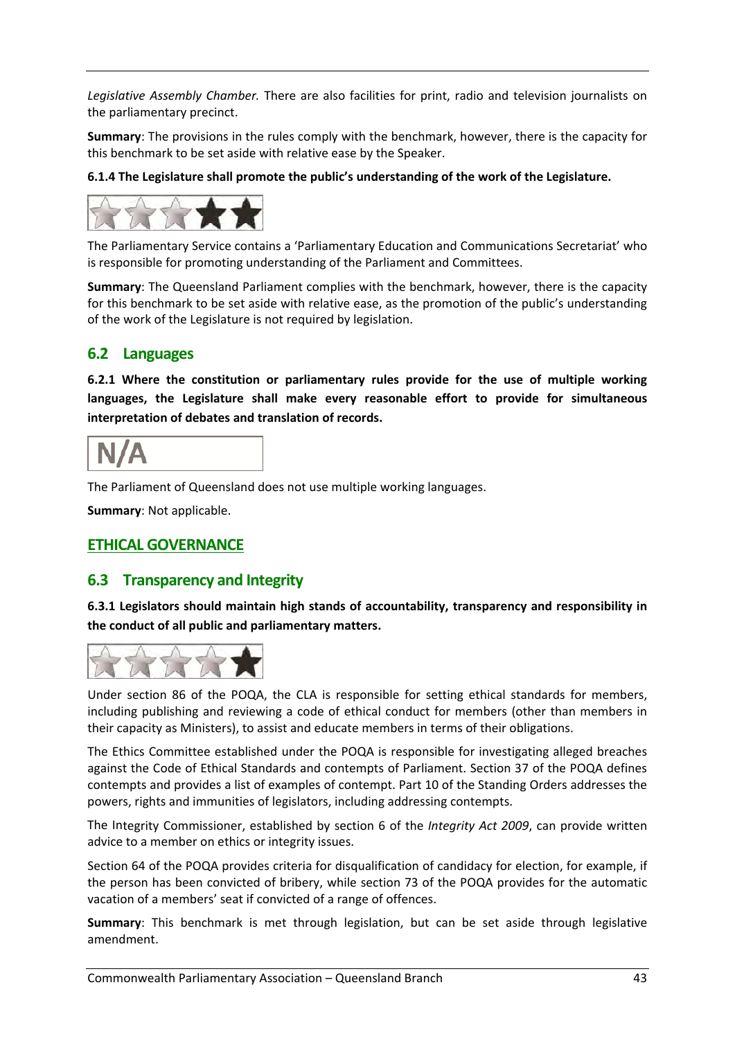*Legislative Assembly Chamber.* There are also facilities for print, radio and television journalists on the parliamentary precinct.

**Summary**: The provisions in the rules comply with the benchmark, however, there is the capacity for this benchmark to be set aside with relative ease by the Speaker.

**6.1.4 The Legislature shall promote the public's understanding of the work of the Legislature.**

The Parliamentary Service contains a 'Parliamentary Education and Communications Secretariat' who is responsible for promoting understanding of the Parliament and Committees.

**Summary**: The Queensland Parliament complies with the benchmark, however, there is the capacity for this benchmark to be set aside with relative ease, as the promotion of the public's understanding of the work of the Legislature is not required by legislation.

## 6.2 Languages

**6.2.1 Where the constitution or parliamentary rules provide for the use of multiple working languages, the Legislature shall make every reasonable effort to provide for simultaneous interpretation of debates and translation of records.**

N/A

The Parliament of Queensland does not use multiple working languages.

**Summary**: Not applicable.

## ETHICAL GOVERNANCE

## 6.3 Transparency and Integrity

**6.3.1 Legislators should maintain high stands of accountability, transparency and responsibility in the conduct of all public and parliamentary matters.**

Under section 86 of the POQA, the CLA is responsible for setting ethical standards for members, including publishing and reviewing a code of ethical conduct for members (other than members in their capacity as Ministers), to assist and educate members in terms of their obligations.

The Ethics Committee established under the POQA is responsible for investigating alleged breaches against the Code of Ethical Standards and contempts of Parliament. Section 37 of the POQA defines contempts and provides a list of examples of contempt. Part 10 of the Standing Orders addresses the powers, rights and immunities of legislators, including addressing contempts.

The Integrity Commissioner, established by section 6 of the *Integrity Act 2009*, can provide written advice to a member on ethics or integrity issues.

Section 64 of the POQA provides criteria for disqualification of candidacy for election, for example, if the person has been convicted of bribery, while section 73 of the POQA provides for the automatic vacation of a members' seat if convicted of a range of offences.

**Summary**: This benchmark is met through legislation, but can be set aside through legislative amendment.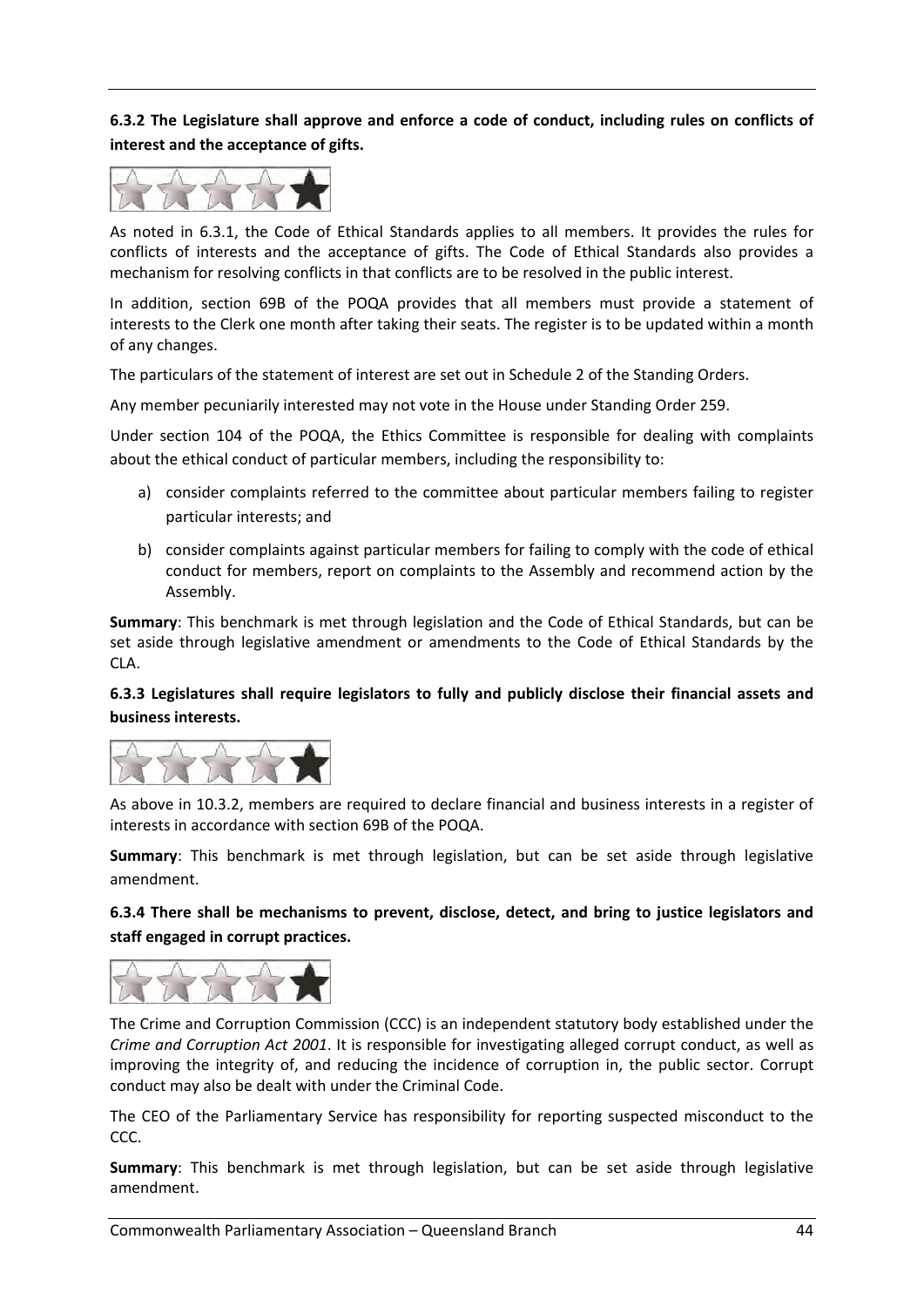**6.3.2 The Legislature shall approve and enforce a code of conduct, including rules on conflicts of interest and the acceptance of gifts.**

As noted in 6.3.1, the Code of Ethical Standards applies to all members. It provides the rules for conflicts of interests and the acceptance of gifts. The Code of Ethical Standards also provides a mechanism for resolving conflicts in that conflicts are to be resolved in the public interest.

In addition, section 69B of the POQA provides that all members must provide a statement of interests to the Clerk one month after taking their seats. The register is to be updated within a month of any changes.

The particulars of the statement of interest are set out in Schedule 2 of the Standing Orders.

Any member pecuniarily interested may not vote in the House under Standing Order 259.

Under section 104 of the POQA, the Ethics Committee is responsible for dealing with complaints about the ethical conduct of particular members, including the responsibility to:

a) consider complaints referred to the committee about particular members failing to register particular interests; and

b) consider complaints against particular members for failing to comply with the code of ethical conduct for members, report on complaints to the Assembly and recommend action by the Assembly.

**Summary**: This benchmark is met through legislation and the Code of Ethical Standards, but can be set aside through legislative amendment or amendments to the Code of Ethical Standards by the CLA.

**6.3.3 Legislatures shall require legislators to fully and publicly disclose their financial assets and business interests.**

As above in 10.3.2, members are required to declare financial and business interests in a register of interests in accordance with section 69B of the POQA.

**Summary**: This benchmark is met through legislation, but can be set aside through legislative amendment.

**6.3.4 There shall be mechanisms to prevent, disclose, detect, and bring to justice legislators and staff engaged in corrupt practices.**

The Crime and Corruption Commission (CCC) is an independent statutory body established under the *Crime and Corruption Act 2001*. It is responsible for investigating alleged corrupt conduct, as well as improving the integrity of, and reducing the incidence of corruption in, the public sector. Corrupt conduct may also be dealt with under the Criminal Code.

The CEO of the Parliamentary Service has responsibility for reporting suspected misconduct to the CCC.

**Summary**: This benchmark is met through legislation, but can be set aside through legislative amendment.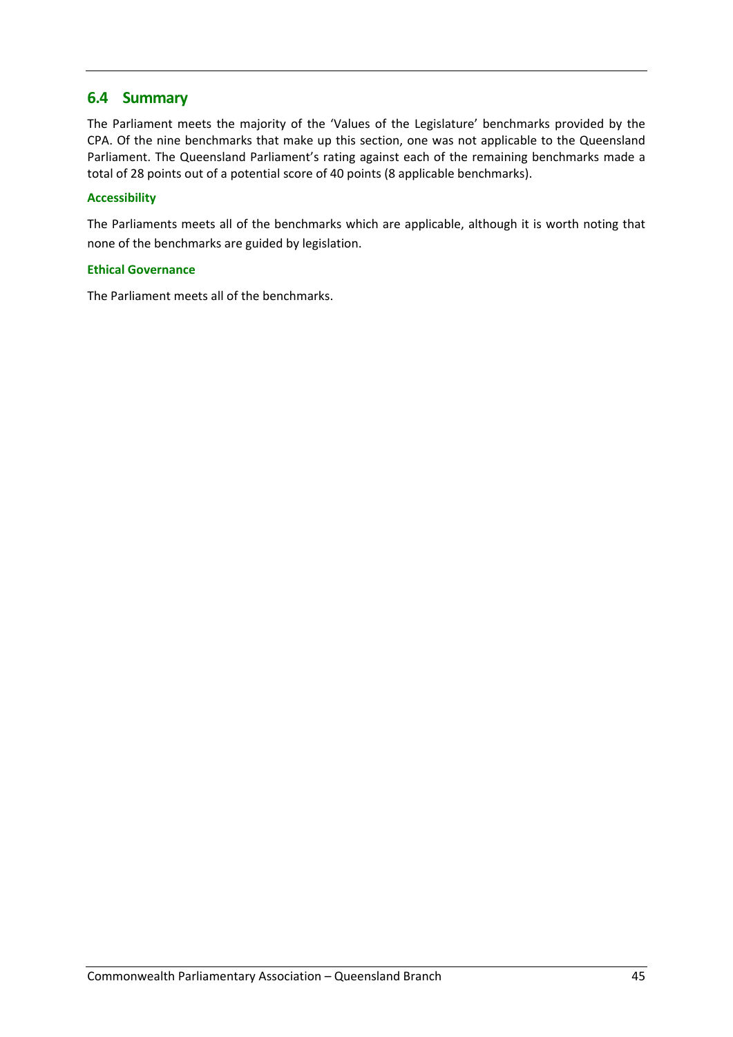## 6.4 Summary

The Parliament meets the majority of the 'Values of the Legislature' benchmarks provided by the CPA. Of the nine benchmarks that make up this section, one was not applicable to the Queensland Parliament. The Queensland Parliament's rating against each of the remaining benchmarks made a total of 28 points out of a potential score of 40 points (8 applicable benchmarks).

### Accessibility

The Parliaments meets all of the benchmarks which are applicable, although it is worth noting that none of the benchmarks are guided by legislation.

### Ethical Governance

The Parliament meets all of the benchmarks.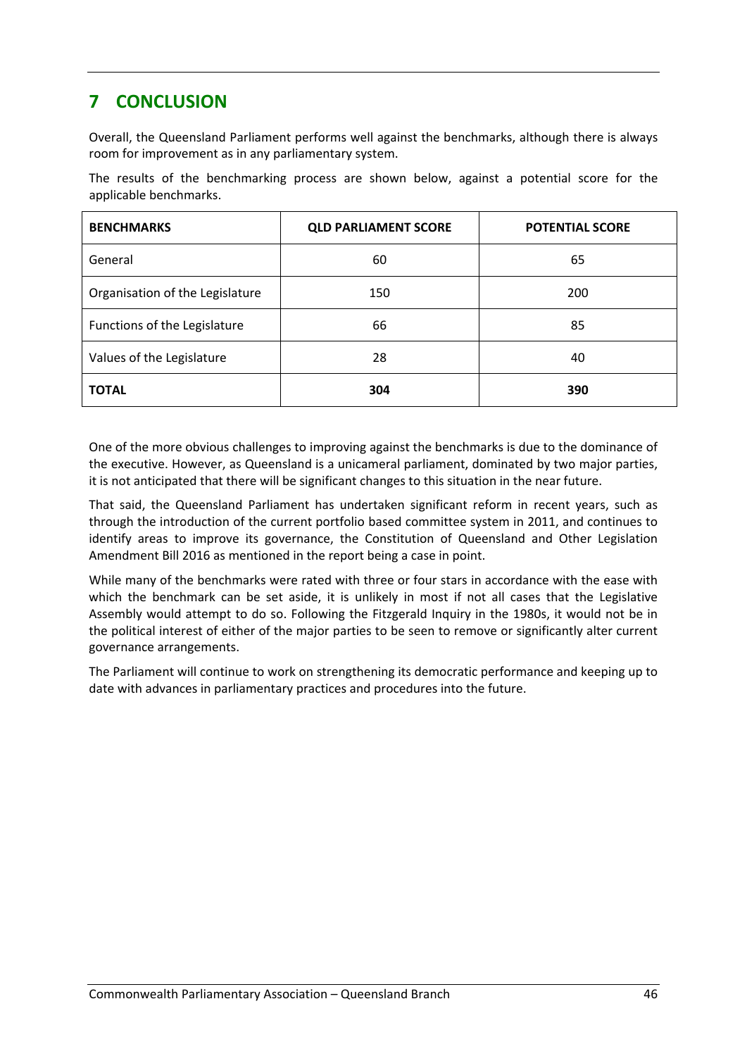# 7 CONCLUSION

Overall, the Queensland Parliament performs well against the benchmarks, although there is always room for improvement as in any parliamentary system.

The results of the benchmarking process are shown below, against a potential score for the applicable benchmarks.

| BENCHMARKS | QLD PARLIAMENT SCORE | POTENTIAL SCORE |
|---|---|---|
| General | 60 | 65 |
| Organisation of the Legislature | 150 | 200 |
| Functions of the Legislature | 66 | 85 |
| Values of the Legislature | 28 | 40 |
| **TOTAL** | **304** | **390** |

One of the more obvious challenges to improving against the benchmarks is due to the dominance of the executive. However, as Queensland is a unicameral parliament, dominated by two major parties, it is not anticipated that there will be significant changes to this situation in the near future.

That said, the Queensland Parliament has undertaken significant reform in recent years, such as through the introduction of the current portfolio based committee system in 2011, and continues to identify areas to improve its governance, the Constitution of Queensland and Other Legislation Amendment Bill 2016 as mentioned in the report being a case in point.

While many of the benchmarks were rated with three or four stars in accordance with the ease with which the benchmark can be set aside, it is unlikely in most if not all cases that the Legislative Assembly would attempt to do so. Following the Fitzgerald Inquiry in the 1980s, it would not be in the political interest of either of the major parties to be seen to remove or significantly alter current governance arrangements.

The Parliament will continue to work on strengthening its democratic performance and keeping up to date with advances in parliamentary practices and procedures into the future.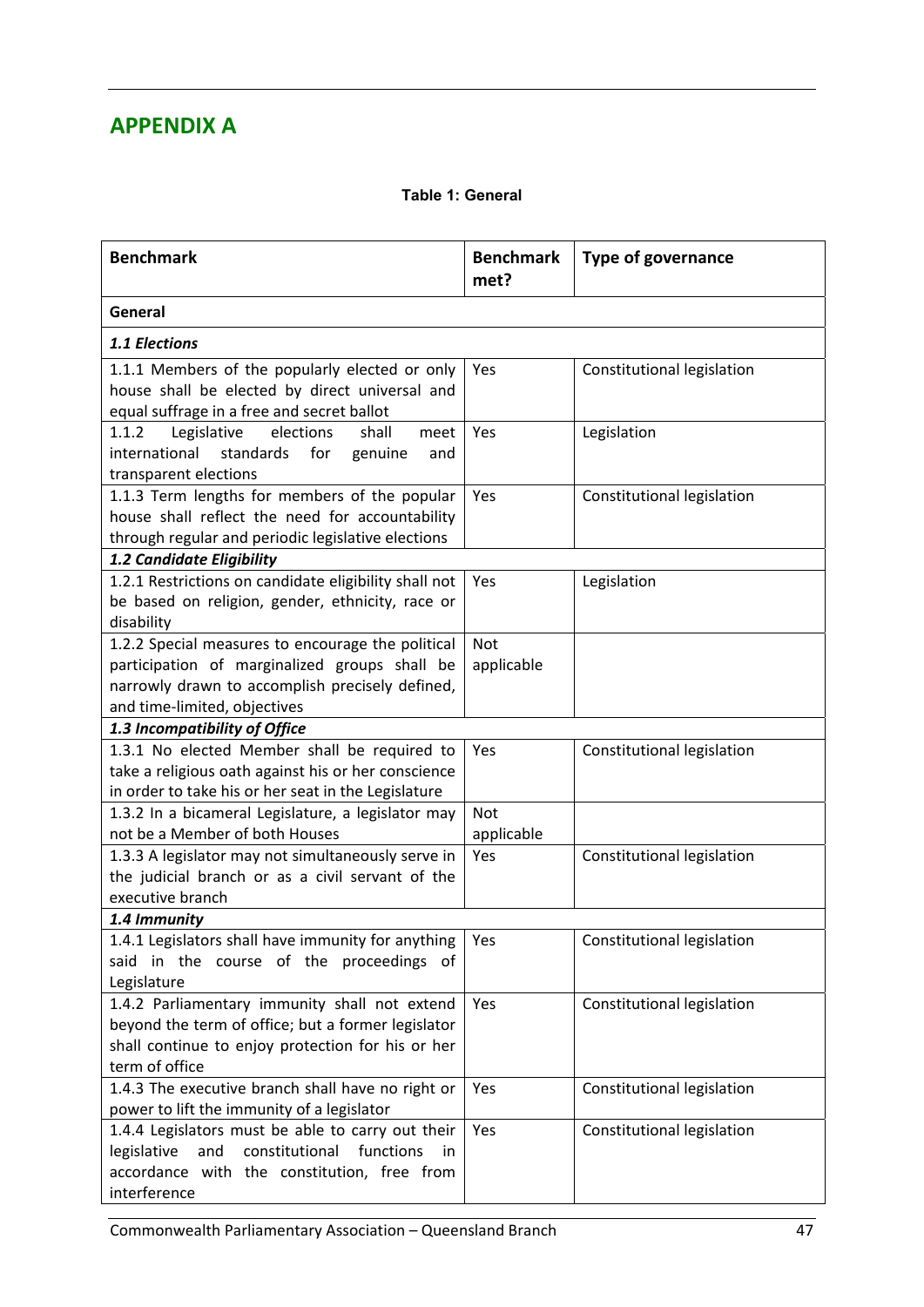# APPENDIX A

**Table 1: General**

| Benchmark | Benchmark met? | Type of governance |
|---|---|---|
| **General** | | |
| ***1.1 Elections*** | | |
| 1.1.1 Members of the popularly elected or only house shall be elected by direct universal and equal suffrage in a free and secret ballot | Yes | Constitutional legislation |
| 1.1.2 Legislative elections shall meet international standards for genuine and transparent elections | Yes | Legislation |
| 1.1.3 Term lengths for members of the popular house shall reflect the need for accountability through regular and periodic legislative elections | Yes | Constitutional legislation |
| ***1.2 Candidate Eligibility*** | | |
| 1.2.1 Restrictions on candidate eligibility shall not be based on religion, gender, ethnicity, race or disability | Yes | Legislation |
| 1.2.2 Special measures to encourage the political participation of marginalized groups shall be narrowly drawn to accomplish precisely defined, and time-limited, objectives | Not applicable | |
| ***1.3 Incompatibility of Office*** | | |
| 1.3.1 No elected Member shall be required to take a religious oath against his or her conscience in order to take his or her seat in the Legislature | Yes | Constitutional legislation |
| 1.3.2 In a bicameral Legislature, a legislator may not be a Member of both Houses | Not applicable | |
| 1.3.3 A legislator may not simultaneously serve in the judicial branch or as a civil servant of the executive branch | Yes | Constitutional legislation |
| ***1.4 Immunity*** | | |
| 1.4.1 Legislators shall have immunity for anything said in the course of the proceedings of Legislature | Yes | Constitutional legislation |
| 1.4.2 Parliamentary immunity shall not extend beyond the term of office; but a former legislator shall continue to enjoy protection for his or her term of office | Yes | Constitutional legislation |
| 1.4.3 The executive branch shall have no right or power to lift the immunity of a legislator | Yes | Constitutional legislation |
| 1.4.4 Legislators must be able to carry out their legislative and constitutional functions in accordance with the constitution, free from interference | Yes | Constitutional legislation |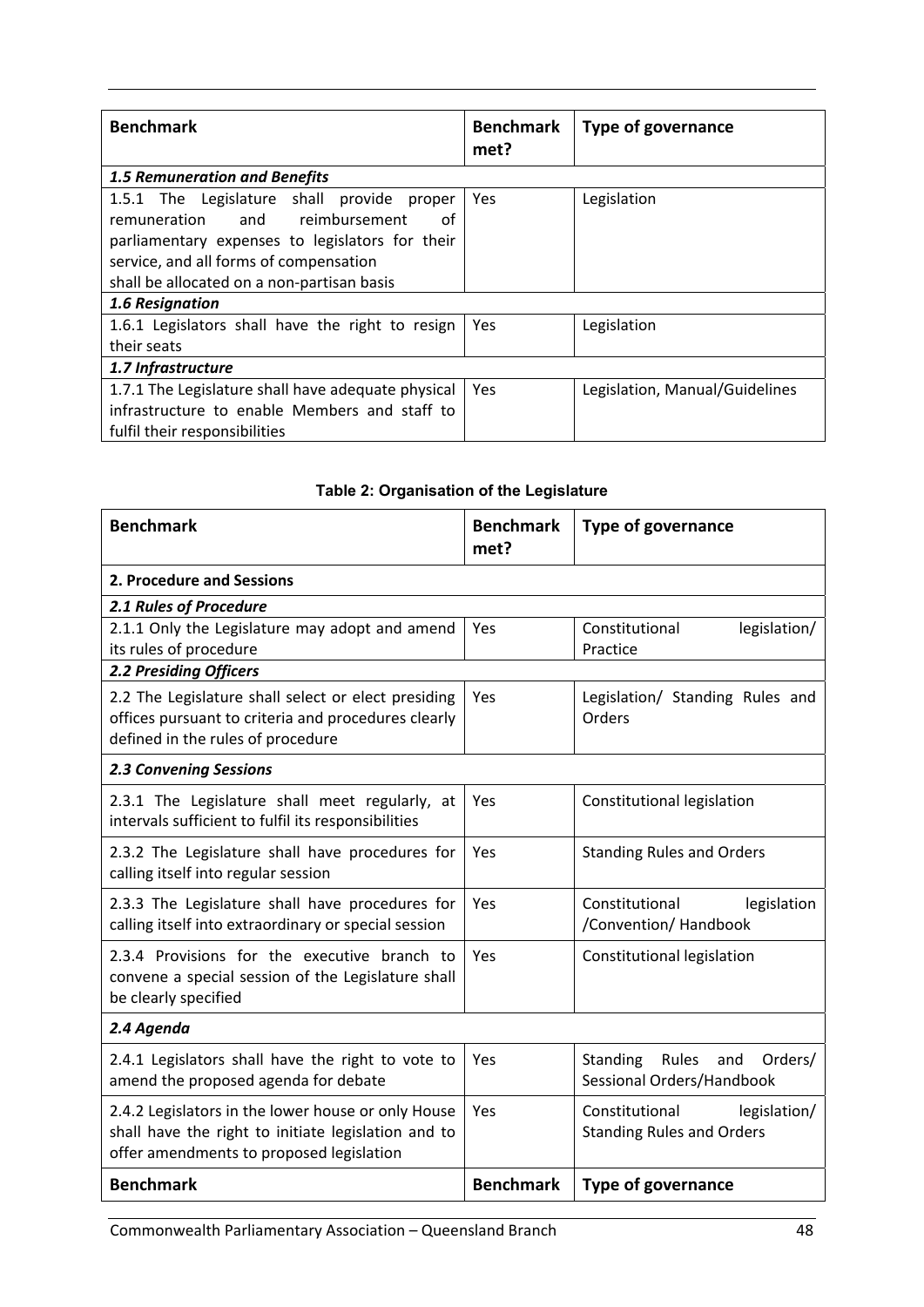| Benchmark | Benchmark met? | Type of governance |
|---|---|---|
| ***1.5 Remuneration and Benefits*** | | |
| 1.5.1 The Legislature shall provide proper remuneration and reimbursement of parliamentary expenses to legislators for their service, and all forms of compensation shall be allocated on a non-partisan basis | Yes | Legislation |
| ***1.6 Resignation*** | | |
| 1.6.1 Legislators shall have the right to resign their seats | Yes | Legislation |
| ***1.7 Infrastructure*** | | |
| 1.7.1 The Legislature shall have adequate physical infrastructure to enable Members and staff to fulfil their responsibilities | Yes | Legislation, Manual/Guidelines |

**Table 2: Organisation of the Legislature**

| Benchmark | Benchmark met? | Type of governance |
|---|---|---|
| **2. Procedure and Sessions** | | |
| ***2.1 Rules of Procedure*** | | |
| 2.1.1 Only the Legislature may adopt and amend its rules of procedure | Yes | Constitutional legislation/ Practice |
| ***2.2 Presiding Officers*** | | |
| 2.2 The Legislature shall select or elect presiding offices pursuant to criteria and procedures clearly defined in the rules of procedure | Yes | Legislation/ Standing Rules and Orders |
| ***2.3 Convening Sessions*** | | |
| 2.3.1 The Legislature shall meet regularly, at intervals sufficient to fulfil its responsibilities | Yes | Constitutional legislation |
| 2.3.2 The Legislature shall have procedures for calling itself into regular session | Yes | Standing Rules and Orders |
| 2.3.3 The Legislature shall have procedures for calling itself into extraordinary or special session | Yes | Constitutional legislation /Convention/ Handbook |
| 2.3.4 Provisions for the executive branch to convene a special session of the Legislature shall be clearly specified | Yes | Constitutional legislation |
| ***2.4 Agenda*** | | |
| 2.4.1 Legislators shall have the right to vote to amend the proposed agenda for debate | Yes | Standing Rules and Orders/ Sessional Orders/Handbook |
| 2.4.2 Legislators in the lower house or only House shall have the right to initiate legislation and to offer amendments to proposed legislation | Yes | Constitutional legislation/ Standing Rules and Orders |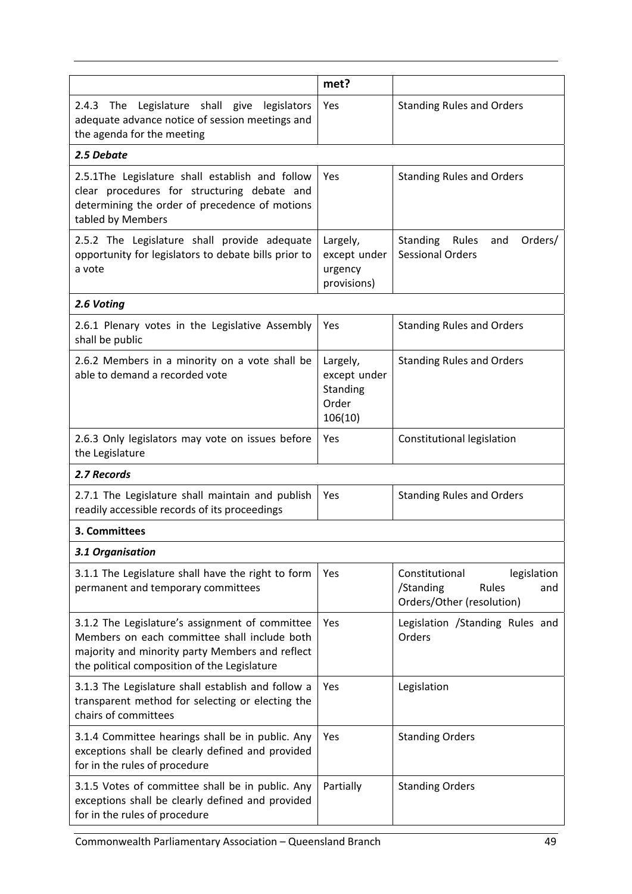| | met? | |
|---|---|---|
| 2.4.3 The Legislature shall give legislators adequate advance notice of session meetings and the agenda for the meeting | Yes | Standing Rules and Orders |
| ***2.5 Debate*** | | |
| 2.5.1The Legislature shall establish and follow clear procedures for structuring debate and determining the order of precedence of motions tabled by Members | Yes | Standing Rules and Orders |
| 2.5.2 The Legislature shall provide adequate opportunity for legislators to debate bills prior to a vote | Largely, except under urgency provisions) | Standing Rules and Orders/ Sessional Orders |
| ***2.6 Voting*** | | |
| 2.6.1 Plenary votes in the Legislative Assembly shall be public | Yes | Standing Rules and Orders |
| 2.6.2 Members in a minority on a vote shall be able to demand a recorded vote | Largely, except under Standing Order 106(10) | Standing Rules and Orders |
| 2.6.3 Only legislators may vote on issues before the Legislature | Yes | Constitutional legislation |
| ***2.7 Records*** | | |
| 2.7.1 The Legislature shall maintain and publish readily accessible records of its proceedings | Yes | Standing Rules and Orders |
| **3. Committees** | | |
| ***3.1 Organisation*** | | |
| 3.1.1 The Legislature shall have the right to form permanent and temporary committees | Yes | Constitutional legislation /Standing Rules and Orders/Other (resolution) |
| 3.1.2 The Legislature's assignment of committee Members on each committee shall include both majority and minority party Members and reflect the political composition of the Legislature | Yes | Legislation /Standing Rules and Orders |
| 3.1.3 The Legislature shall establish and follow a transparent method for selecting or electing the chairs of committees | Yes | Legislation |
| 3.1.4 Committee hearings shall be in public. Any exceptions shall be clearly defined and provided for in the rules of procedure | Yes | Standing Orders |
| 3.1.5 Votes of committee shall be in public. Any exceptions shall be clearly defined and provided for in the rules of procedure | Partially | Standing Orders |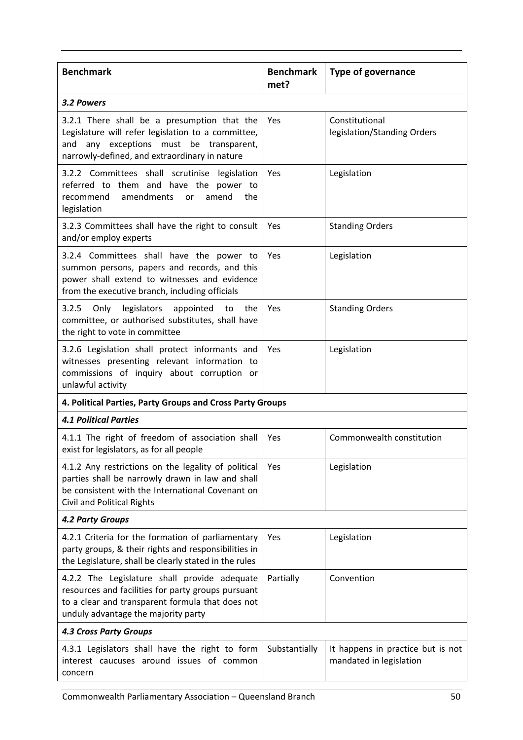| Benchmark | Benchmark met? | Type of governance |
|---|---|---|
| ***3.2 Powers*** | | |
| 3.2.1 There shall be a presumption that the Legislature will refer legislation to a committee, and any exceptions must be transparent, narrowly-defined, and extraordinary in nature | Yes | Constitutional legislation/Standing Orders |
| 3.2.2 Committees shall scrutinise legislation referred to them and have the power to recommend amendments or amend the legislation | Yes | Legislation |
| 3.2.3 Committees shall have the right to consult and/or employ experts | Yes | Standing Orders |
| 3.2.4 Committees shall have the power to summon persons, papers and records, and this power shall extend to witnesses and evidence from the executive branch, including officials | Yes | Legislation |
| 3.2.5 Only legislators appointed to the committee, or authorised substitutes, shall have the right to vote in committee | Yes | Standing Orders |
| 3.2.6 Legislation shall protect informants and witnesses presenting relevant information to commissions of inquiry about corruption or unlawful activity | Yes | Legislation |
| **4. Political Parties, Party Groups and Cross Party Groups** | | |
| ***4.1 Political Parties*** | | |
| 4.1.1 The right of freedom of association shall exist for legislators, as for all people | Yes | Commonwealth constitution |
| 4.1.2 Any restrictions on the legality of political parties shall be narrowly drawn in law and shall be consistent with the International Covenant on Civil and Political Rights | Yes | Legislation |
| ***4.2 Party Groups*** | | |
| 4.2.1 Criteria for the formation of parliamentary party groups, & their rights and responsibilities in the Legislature, shall be clearly stated in the rules | Yes | Legislation |
| 4.2.2 The Legislature shall provide adequate resources and facilities for party groups pursuant to a clear and transparent formula that does not unduly advantage the majority party | Partially | Convention |
| ***4.3 Cross Party Groups*** | | |
| 4.3.1 Legislators shall have the right to form interest caucuses around issues of common concern | Substantially | It happens in practice but is not mandated in legislation |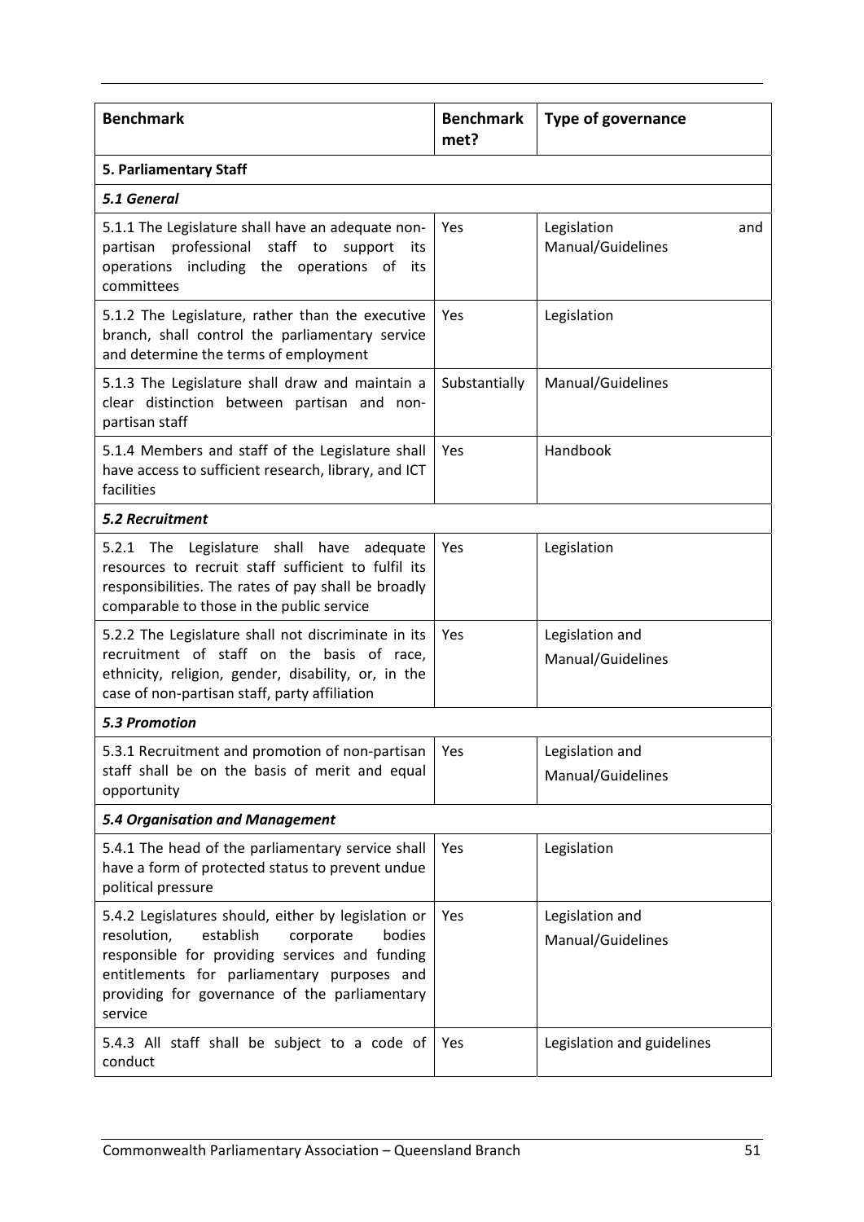| Benchmark | Benchmark met? | Type of governance |
| --- | --- | --- |
| **5. Parliamentary Staff** | | |
| ***5.1 General*** | | |
| 5.1.1 The Legislature shall have an adequate non-partisan professional staff to support its operations including the operations of its committees | Yes | Legislation and Manual/Guidelines |
| 5.1.2 The Legislature, rather than the executive branch, shall control the parliamentary service and determine the terms of employment | Yes | Legislation |
| 5.1.3 The Legislature shall draw and maintain a clear distinction between partisan and non-partisan staff | Substantially | Manual/Guidelines |
| 5.1.4 Members and staff of the Legislature shall have access to sufficient research, library, and ICT facilities | Yes | Handbook |
| ***5.2 Recruitment*** | | |
| 5.2.1 The Legislature shall have adequate resources to recruit staff sufficient to fulfil its responsibilities. The rates of pay shall be broadly comparable to those in the public service | Yes | Legislation |
| 5.2.2 The Legislature shall not discriminate in its recruitment of staff on the basis of race, ethnicity, religion, gender, disability, or, in the case of non-partisan staff, party affiliation | Yes | Legislation and Manual/Guidelines |
| ***5.3 Promotion*** | | |
| 5.3.1 Recruitment and promotion of non-partisan staff shall be on the basis of merit and equal opportunity | Yes | Legislation and Manual/Guidelines |
| ***5.4 Organisation and Management*** | | |
| 5.4.1 The head of the parliamentary service shall have a form of protected status to prevent undue political pressure | Yes | Legislation |
| 5.4.2 Legislatures should, either by legislation or resolution, establish corporate bodies responsible for providing services and funding entitlements for parliamentary purposes and providing for governance of the parliamentary service | Yes | Legislation and Manual/Guidelines |
| 5.4.3 All staff shall be subject to a code of conduct | Yes | Legislation and guidelines |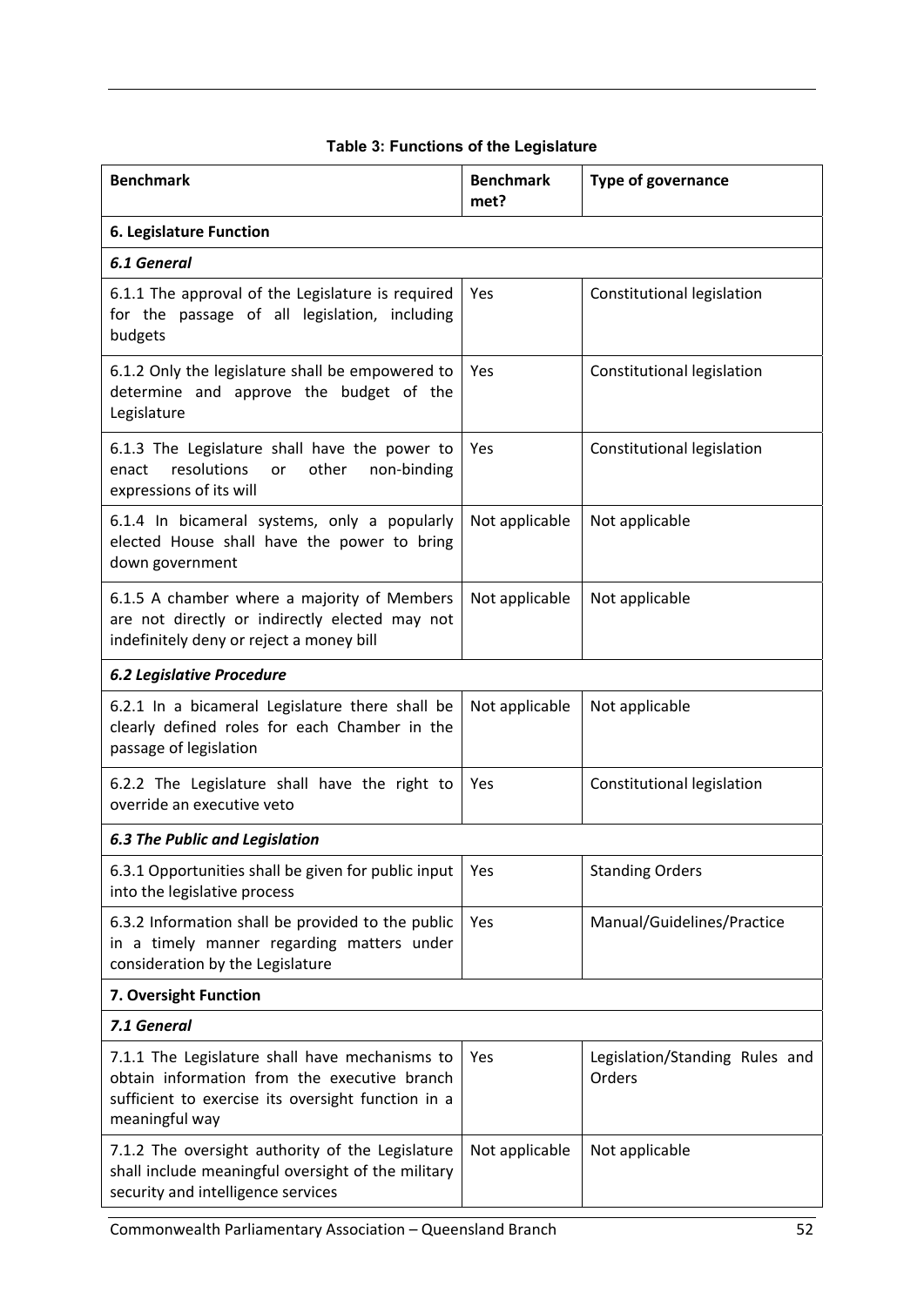**Table 3: Functions of the Legislature**

| Benchmark | Benchmark met? | Type of governance |
|---|---|---|
| **6. Legislature Function** | | |
| ***6.1 General*** | | |
| 6.1.1 The approval of the Legislature is required for the passage of all legislation, including budgets | Yes | Constitutional legislation |
| 6.1.2 Only the legislature shall be empowered to determine and approve the budget of the Legislature | Yes | Constitutional legislation |
| 6.1.3 The Legislature shall have the power to enact resolutions or other non-binding expressions of its will | Yes | Constitutional legislation |
| 6.1.4 In bicameral systems, only a popularly elected House shall have the power to bring down government | Not applicable | Not applicable |
| 6.1.5 A chamber where a majority of Members are not directly or indirectly elected may not indefinitely deny or reject a money bill | Not applicable | Not applicable |
| ***6.2 Legislative Procedure*** | | |
| 6.2.1 In a bicameral Legislature there shall be clearly defined roles for each Chamber in the passage of legislation | Not applicable | Not applicable |
| 6.2.2 The Legislature shall have the right to override an executive veto | Yes | Constitutional legislation |
| ***6.3 The Public and Legislation*** | | |
| 6.3.1 Opportunities shall be given for public input into the legislative process | Yes | Standing Orders |
| 6.3.2 Information shall be provided to the public in a timely manner regarding matters under consideration by the Legislature | Yes | Manual/Guidelines/Practice |
| **7. Oversight Function** | | |
| ***7.1 General*** | | |
| 7.1.1 The Legislature shall have mechanisms to obtain information from the executive branch sufficient to exercise its oversight function in a meaningful way | Yes | Legislation/Standing Rules and Orders |
| 7.1.2 The oversight authority of the Legislature shall include meaningful oversight of the military security and intelligence services | Not applicable | Not applicable |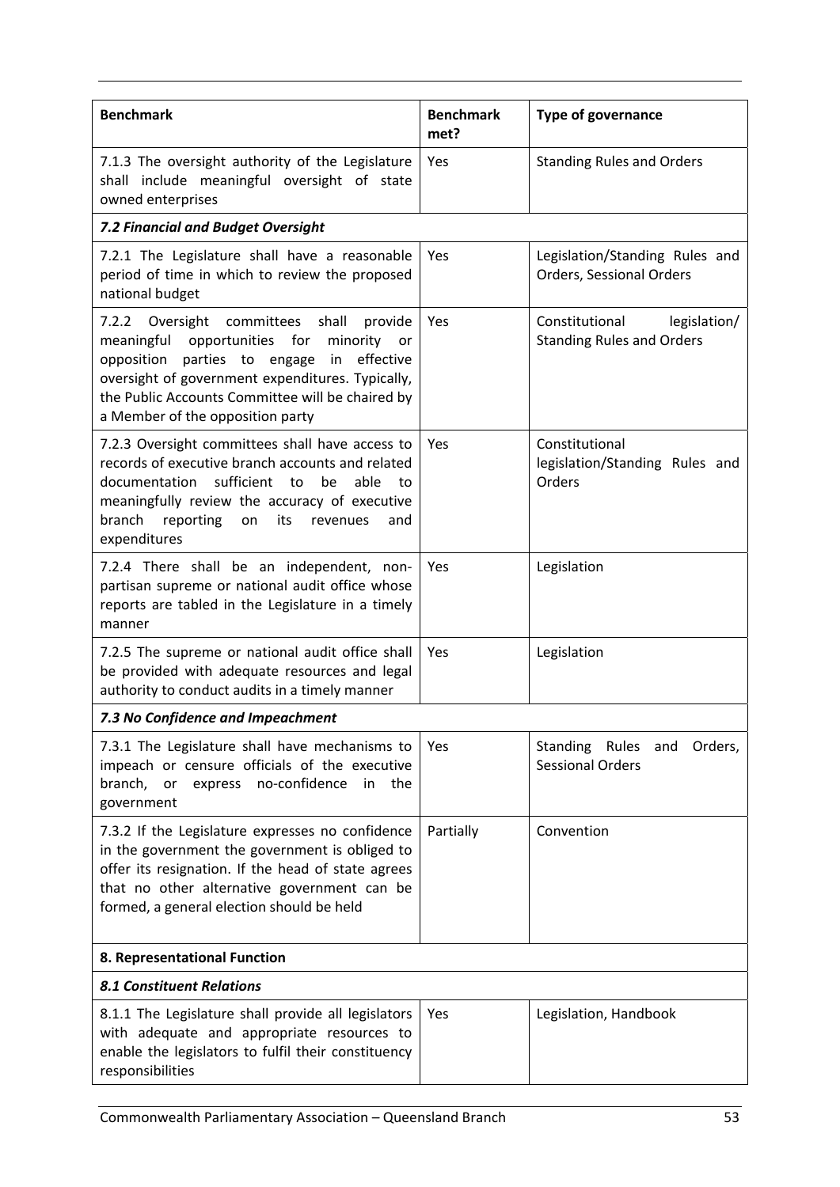| Benchmark | Benchmark met? | Type of governance |
|---|---|---|
| 7.1.3 The oversight authority of the Legislature shall include meaningful oversight of state owned enterprises | Yes | Standing Rules and Orders |
| ***7.2 Financial and Budget Oversight*** | | |
| 7.2.1 The Legislature shall have a reasonable period of time in which to review the proposed national budget | Yes | Legislation/Standing Rules and Orders, Sessional Orders |
| 7.2.2 Oversight committees shall provide meaningful opportunities for minority or opposition parties to engage in effective oversight of government expenditures. Typically, the Public Accounts Committee will be chaired by a Member of the opposition party | Yes | Constitutional legislation/ Standing Rules and Orders |
| 7.2.3 Oversight committees shall have access to records of executive branch accounts and related documentation sufficient to be able to meaningfully review the accuracy of executive branch reporting on its revenues and expenditures | Yes | Constitutional legislation/Standing Rules and Orders |
| 7.2.4 There shall be an independent, non-partisan supreme or national audit office whose reports are tabled in the Legislature in a timely manner | Yes | Legislation |
| 7.2.5 The supreme or national audit office shall be provided with adequate resources and legal authority to conduct audits in a timely manner | Yes | Legislation |
| ***7.3 No Confidence and Impeachment*** | | |
| 7.3.1 The Legislature shall have mechanisms to impeach or censure officials of the executive branch, or express no-confidence in the government | Yes | Standing Rules and Orders, Sessional Orders |
| 7.3.2 If the Legislature expresses no confidence in the government the government is obliged to offer its resignation. If the head of state agrees that no other alternative government can be formed, a general election should be held | Partially | Convention |
| **8. Representational Function** | | |
| ***8.1 Constituent Relations*** | | |
| 8.1.1 The Legislature shall provide all legislators with adequate and appropriate resources to enable the legislators to fulfil their constituency responsibilities | Yes | Legislation, Handbook |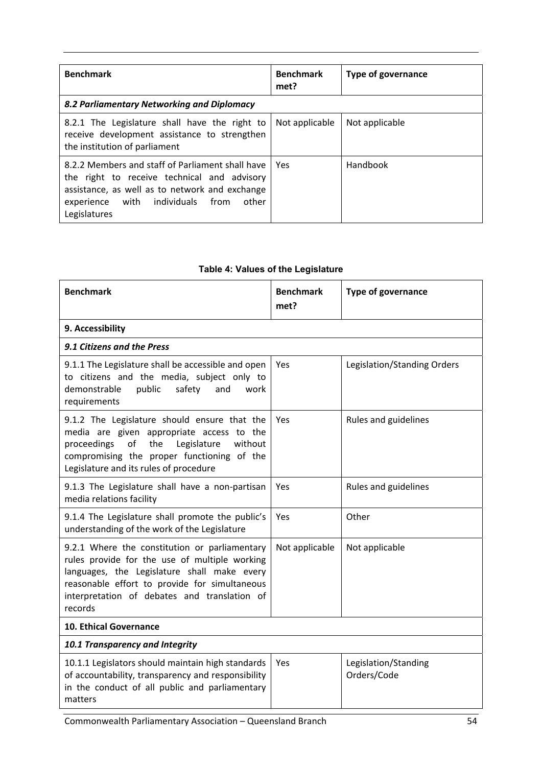| Benchmark | Benchmark met? | Type of governance |
|---|---|---|
| ***8.2 Parliamentary Networking and Diplomacy*** | | |
| 8.2.1 The Legislature shall have the right to receive development assistance to strengthen the institution of parliament | Not applicable | Not applicable |
| 8.2.2 Members and staff of Parliament shall have the right to receive technical and advisory assistance, as well as to network and exchange experience with individuals from other Legislatures | Yes | Handbook |

**Table 4: Values of the Legislature**

| Benchmark | Benchmark met? | Type of governance |
|---|---|---|
| **9. Accessibility** | | |
| ***9.1 Citizens and the Press*** | | |
| 9.1.1 The Legislature shall be accessible and open to citizens and the media, subject only to demonstrable public safety and work requirements | Yes | Legislation/Standing Orders |
| 9.1.2 The Legislature should ensure that the media are given appropriate access to the proceedings of the Legislature without compromising the proper functioning of the Legislature and its rules of procedure | Yes | Rules and guidelines |
| 9.1.3 The Legislature shall have a non-partisan media relations facility | Yes | Rules and guidelines |
| 9.1.4 The Legislature shall promote the public's understanding of the work of the Legislature | Yes | Other |
| 9.2.1 Where the constitution or parliamentary rules provide for the use of multiple working languages, the Legislature shall make every reasonable effort to provide for simultaneous interpretation of debates and translation of records | Not applicable | Not applicable |
| **10. Ethical Governance** | | |
| ***10.1 Transparency and Integrity*** | | |
| 10.1.1 Legislators should maintain high standards of accountability, transparency and responsibility in the conduct of all public and parliamentary matters | Yes | Legislation/Standing Orders/Code |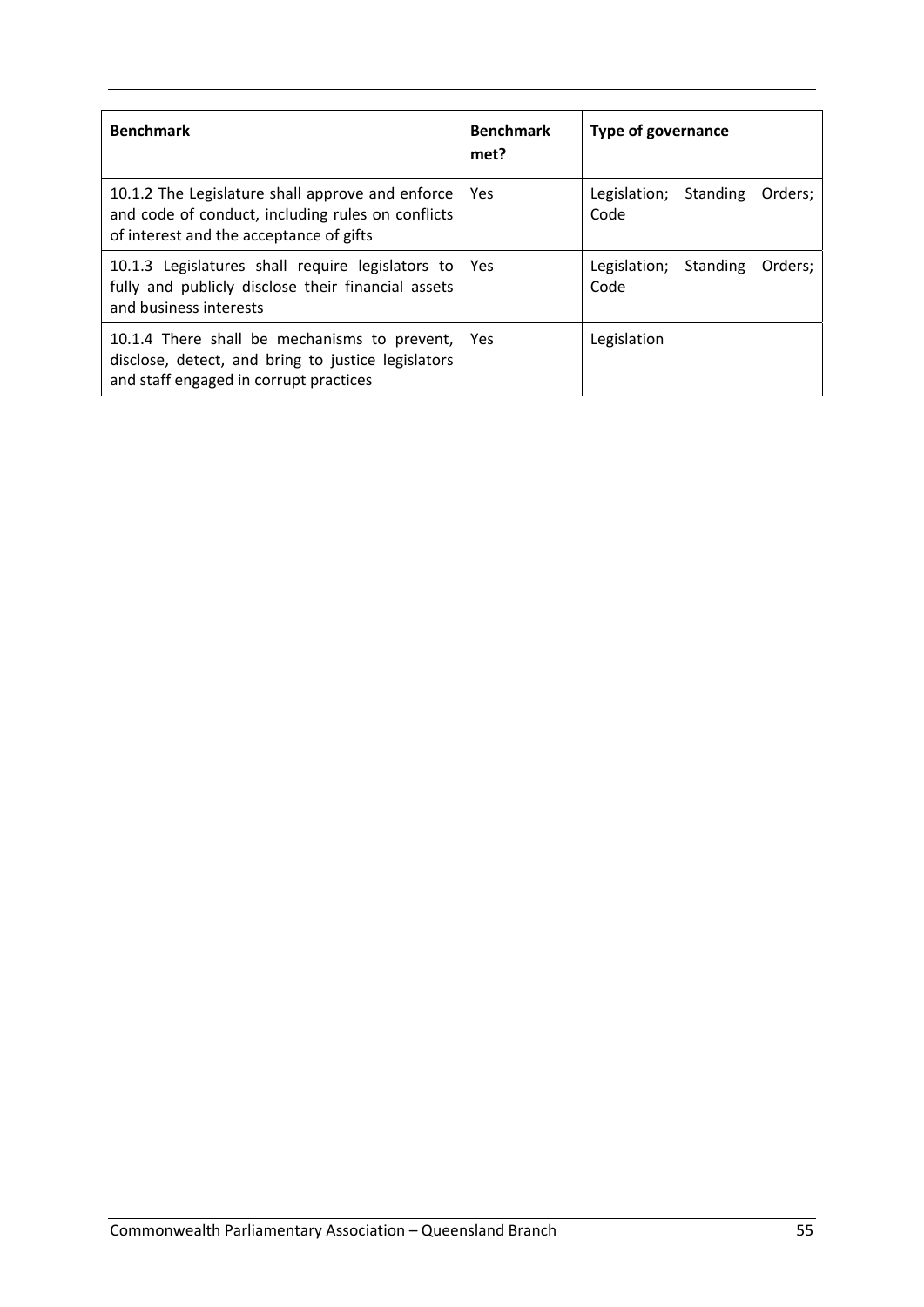| Benchmark | Benchmark met? | Type of governance |
|---|---|---|
| 10.1.2 The Legislature shall approve and enforce and code of conduct, including rules on conflicts of interest and the acceptance of gifts | Yes | Legislation; Standing Orders; Code |
| 10.1.3 Legislatures shall require legislators to fully and publicly disclose their financial assets and business interests | Yes | Legislation; Standing Orders; Code |
| 10.1.4 There shall be mechanisms to prevent, disclose, detect, and bring to justice legislators and staff engaged in corrupt practices | Yes | Legislation |